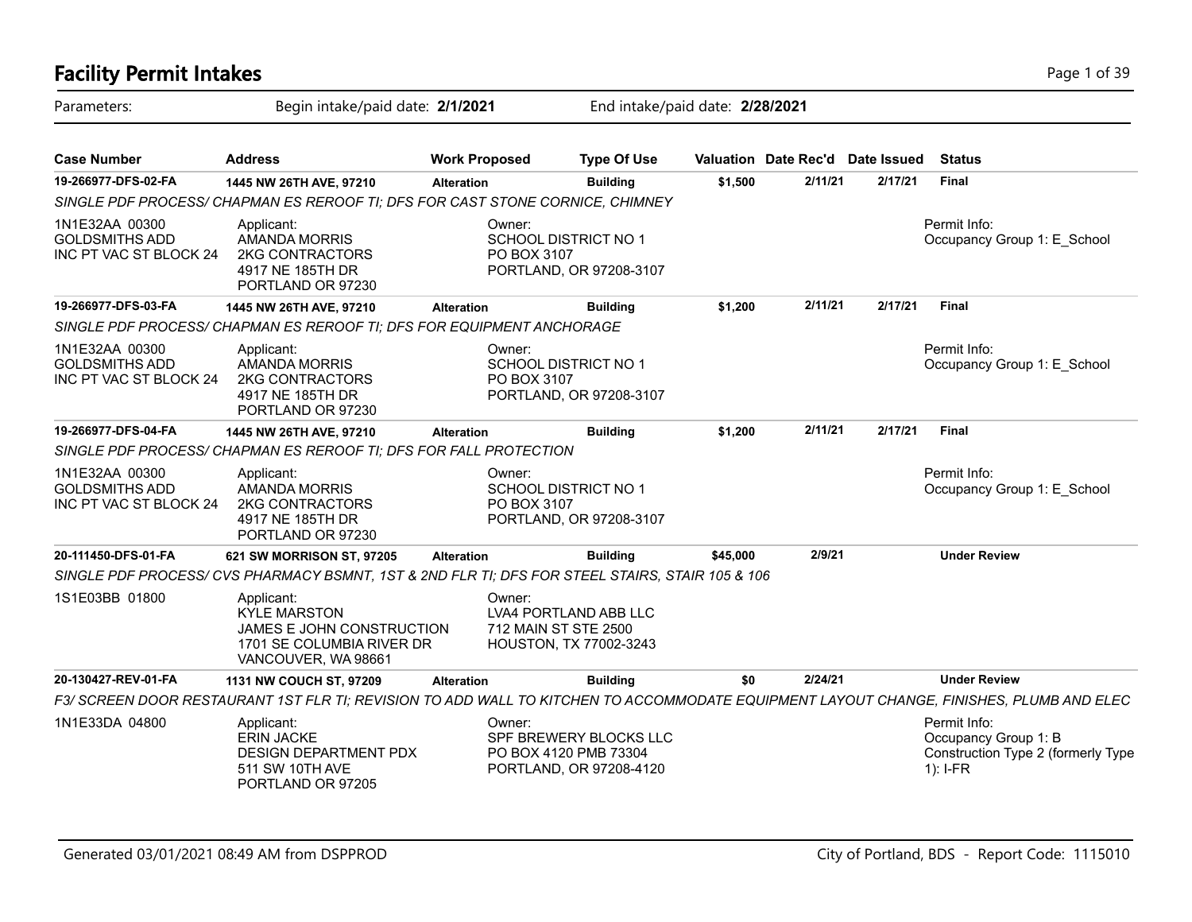# Facility Permit Intakes

Parameters: Begin intake/paid date: **2/1/2021** End intake/paid date: **2/28/2021**

| Case Number | Address | Work Proposed | Type Of Use | Valuation | Date Rec'd | Date Issued | Status |
|---|---|---|---|---|---|---|---|
| **19-266977-DFS-02-FA** | **1445 NW 26TH AVE, 97210** | **Alteration** | **Building** | **$1,500** | **2/11/21** | **2/17/21** | **Final** |
| *SINGLE PDF PROCESS/ CHAPMAN ES REROOF TI; DFS FOR CAST STONE CORNICE, CHIMNEY* | | | | | | | |
| 1N1E32AA 00300 GOLDSMITHS ADD INC PT VAC ST BLOCK 24 | Applicant: AMANDA MORRIS 2KG CONTRACTORS 4917 NE 185TH DR PORTLAND OR 97230 | Owner: SCHOOL DISTRICT NO 1 PO BOX 3107 PORTLAND, OR 97208-3107 | | | | | Permit Info: Occupancy Group 1: E_School |
| **19-266977-DFS-03-FA** | **1445 NW 26TH AVE, 97210** | **Alteration** | **Building** | **$1,200** | **2/11/21** | **2/17/21** | **Final** |
| *SINGLE PDF PROCESS/ CHAPMAN ES REROOF TI; DFS FOR EQUIPMENT ANCHORAGE* | | | | | | | |
| 1N1E32AA 00300 GOLDSMITHS ADD INC PT VAC ST BLOCK 24 | Applicant: AMANDA MORRIS 2KG CONTRACTORS 4917 NE 185TH DR PORTLAND OR 97230 | Owner: SCHOOL DISTRICT NO 1 PO BOX 3107 PORTLAND, OR 97208-3107 | | | | | Permit Info: Occupancy Group 1: E_School |
| **19-266977-DFS-04-FA** | **1445 NW 26TH AVE, 97210** | **Alteration** | **Building** | **$1,200** | **2/11/21** | **2/17/21** | **Final** |
| *SINGLE PDF PROCESS/ CHAPMAN ES REROOF TI; DFS FOR FALL PROTECTION* | | | | | | | |
| 1N1E32AA 00300 GOLDSMITHS ADD INC PT VAC ST BLOCK 24 | Applicant: AMANDA MORRIS 2KG CONTRACTORS 4917 NE 185TH DR PORTLAND OR 97230 | Owner: SCHOOL DISTRICT NO 1 PO BOX 3107 PORTLAND, OR 97208-3107 | | | | | Permit Info: Occupancy Group 1: E_School |
| **20-111450-DFS-01-FA** | **621 SW MORRISON ST, 97205** | **Alteration** | **Building** | **$45,000** | **2/9/21** | | **Under Review** |
| *SINGLE PDF PROCESS/ CVS PHARMACY BSMNT, 1ST & 2ND FLR TI; DFS FOR STEEL STAIRS, STAIR 105 & 106* | | | | | | | |
| 1S1E03BB 01800 | Applicant: KYLE MARSTON JAMES E JOHN CONSTRUCTION 1701 SE COLUMBIA RIVER DR VANCOUVER, WA 98661 | Owner: LVA4 PORTLAND ABB LLC 712 MAIN ST STE 2500 HOUSTON, TX 77002-3243 | | | | | |
| **20-130427-REV-01-FA** | **1131 NW COUCH ST, 97209** | **Alteration** | **Building** | **$0** | **2/24/21** | | **Under Review** |
| *F3/ SCREEN DOOR RESTAURANT 1ST FLR TI; REVISION TO ADD WALL TO KITCHEN TO ACCOMMODATE EQUIPMENT LAYOUT CHANGE, FINISHES, PLUMB AND ELEC* | | | | | | | |
| 1N1E33DA 04800 | Applicant: ERIN JACKE DESIGN DEPARTMENT PDX 511 SW 10TH AVE PORTLAND OR 97205 | Owner: SPF BREWERY BLOCKS LLC PO BOX 4120 PMB 73304 PORTLAND, OR 97208-4120 | | | | | Permit Info: Occupancy Group 1: B Construction Type 2 (formerly Type 1): I-FR |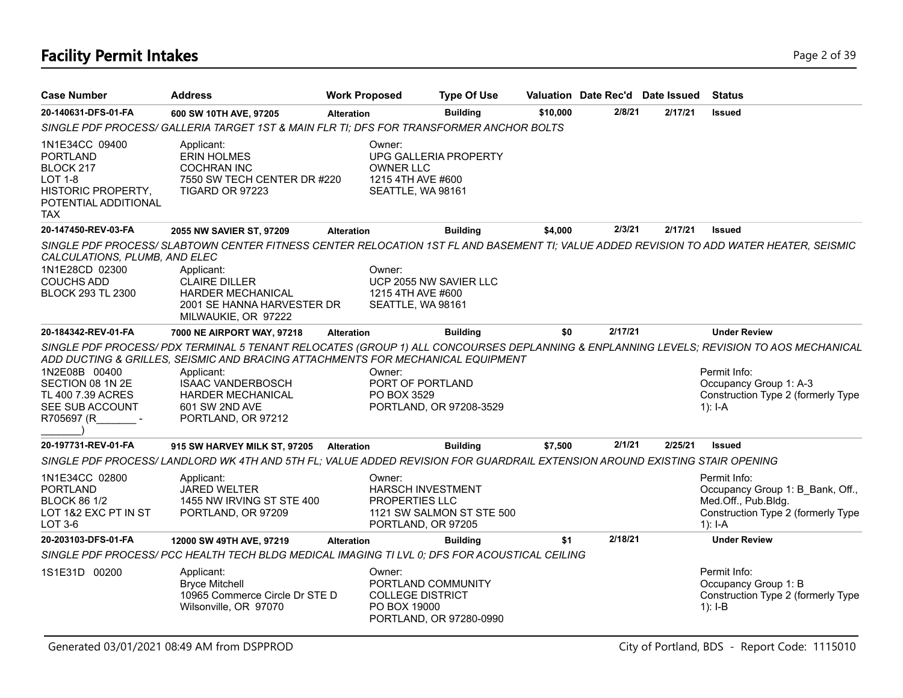# Facility Permit Intakes

| Case Number | Address | Work Proposed | Type Of Use | Valuation | Date Rec'd | Date Issued | Status |
|---|---|---|---|---|---|---|---|
| 20-140631-DFS-01-FA | 600 SW 10TH AVE, 97205 | Alteration | Building | $10,000 | 2/8/21 | 2/17/21 | Issued |

SINGLE PDF PROCESS/ GALLERIA TARGET 1ST & MAIN FLR TI; DFS FOR TRANSFORMER ANCHOR BOLTS

1N1E34CC 09400
PORTLAND
BLOCK 217
LOT 1-8
HISTORIC PROPERTY, POTENTIAL ADDITIONAL TAX

Applicant:
ERIN HOLMES
COCHRAN INC
7550 SW TECH CENTER DR #220
TIGARD OR 97223

Owner:
UPG GALLERIA PROPERTY OWNER LLC
1215 4TH AVE #600
SEATTLE, WA 98161

| Case Number | Address | Work Proposed | Type Of Use | Valuation | Date Rec'd | Date Issued | Status |
|---|---|---|---|---|---|---|---|
| 20-147450-REV-03-FA | 2055 NW SAVIER ST, 97209 | Alteration | Building | $4,000 | 2/3/21 | 2/17/21 | Issued |

SINGLE PDF PROCESS/ SLABTOWN CENTER FITNESS CENTER RELOCATION 1ST FL AND BASEMENT TI; VALUE ADDED REVISION TO ADD WATER HEATER, SEISMIC CALCULATIONS, PLUMB, AND ELEC

1N1E28CD 02300
COUCHS ADD
BLOCK 293 TL 2300

Applicant:
CLAIRE DILLER
HARDER MECHANICAL
2001 SE HANNA HARVESTER DR
MILWAUKIE, OR 97222

Owner:
UCP 2055 NW SAVIER LLC
1215 4TH AVE #600
SEATTLE, WA 98161

| Case Number | Address | Work Proposed | Type Of Use | Valuation | Date Rec'd | Date Issued | Status |
|---|---|---|---|---|---|---|---|
| 20-184342-REV-01-FA | 7000 NE AIRPORT WAY, 97218 | Alteration | Building | $0 | 2/17/21 | | Under Review |

SINGLE PDF PROCESS/ PDX TERMINAL 5 TENANT RELOCATES (GROUP 1) ALL CONCOURSES DEPLANNING & ENPLANNING LEVELS; REVISION TO AOS MECHANICAL ADD DUCTING & GRILLES, SEISMIC AND BRACING ATTACHMENTS FOR MECHANICAL EQUIPMENT

1N2E08B 00400
SECTION 08 1N 2E
TL 400 7.39 ACRES
SEE SUB ACCOUNT
R705697 (R_______ - _______)

Applicant:
ISAAC VANDERBOSCH
HARDER MECHANICAL
601 SW 2ND AVE
PORTLAND, OR 97212

Owner:
PORT OF PORTLAND
PO BOX 3529
PORTLAND, OR 97208-3529

Permit Info:
Occupancy Group 1: A-3
Construction Type 2 (formerly Type 1): I-A

| Case Number | Address | Work Proposed | Type Of Use | Valuation | Date Rec'd | Date Issued | Status |
|---|---|---|---|---|---|---|---|
| 20-197731-REV-01-FA | 915 SW HARVEY MILK ST, 97205 | Alteration | Building | $7,500 | 2/1/21 | 2/25/21 | Issued |

SINGLE PDF PROCESS/ LANDLORD WK 4TH AND 5TH FL; VALUE ADDED REVISION FOR GUARDRAIL EXTENSION AROUND EXISTING STAIR OPENING

1N1E34CC 02800
PORTLAND
BLOCK 86 1/2
LOT 1&2 EXC PT IN ST
LOT 3-6

Applicant:
JARED WELTER
1455 NW IRVING ST STE 400
PORTLAND, OR 97209

Owner:
HARSCH INVESTMENT PROPERTIES LLC
1121 SW SALMON ST STE 500
PORTLAND, OR 97205

Permit Info:
Occupancy Group 1: B_Bank, Off., Med.Off., Pub.Bldg.
Construction Type 2 (formerly Type 1): I-A

| Case Number | Address | Work Proposed | Type Of Use | Valuation | Date Rec'd | Date Issued | Status |
|---|---|---|---|---|---|---|---|
| 20-203103-DFS-01-FA | 12000 SW 49TH AVE, 97219 | Alteration | Building | $1 | 2/18/21 | | Under Review |

SINGLE PDF PROCESS/ PCC HEALTH TECH BLDG MEDICAL IMAGING TI LVL 0; DFS FOR ACOUSTICAL CEILING

1S1E31D 00200

Applicant:
Bryce Mitchell
10965 Commerce Circle Dr STE D
Wilsonville, OR 97070

Owner:
PORTLAND COMMUNITY COLLEGE DISTRICT
PO BOX 19000
PORTLAND, OR 97280-0990

Permit Info:
Occupancy Group 1: B
Construction Type 2 (formerly Type 1): I-B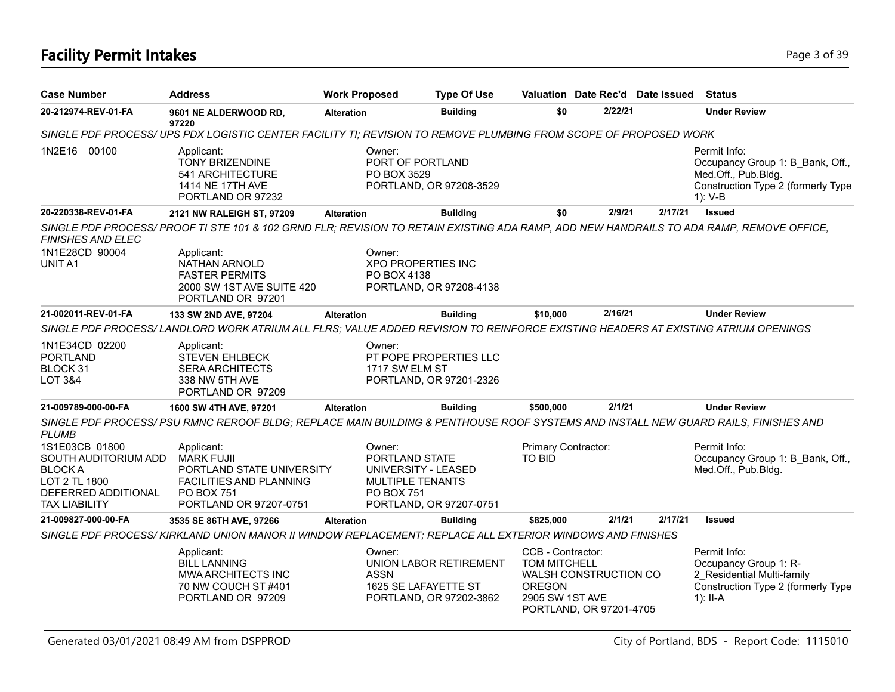# Facility Permit Intakes

| Case Number | Address | Work Proposed | Type Of Use | Valuation | Date Rec'd | Date Issued | Status |
|---|---|---|---|---|---|---|---|
| 20-212974-REV-01-FA | 9601 NE ALDERWOOD RD, 97220 | Alteration | Building | $0 | 2/22/21 | | Under Review |

*SINGLE PDF PROCESS/ UPS PDX LOGISTIC CENTER FACILITY TI; REVISION TO REMOVE PLUMBING FROM SCOPE OF PROPOSED WORK*

1N2E16 00100

Applicant:
TONY BRIZENDINE
541 ARCHITECTURE
1414 NE 17TH AVE
PORTLAND OR 97232

Owner:
PORT OF PORTLAND
PO BOX 3529
PORTLAND, OR 97208-3529

Permit Info:
Occupancy Group 1: B_Bank, Off., Med.Off., Pub.Bldg.
Construction Type 2 (formerly Type 1): V-B

| Case Number | Address | Work Proposed | Type Of Use | Valuation | Date Rec'd | Date Issued | Status |
|---|---|---|---|---|---|---|---|
| 20-220338-REV-01-FA | 2121 NW RALEIGH ST, 97209 | Alteration | Building | $0 | 2/9/21 | 2/17/21 | Issued |

*SINGLE PDF PROCESS/ PROOF TI STE 101 & 102 GRND FLR; REVISION TO RETAIN EXISTING ADA RAMP, ADD NEW HANDRAILS TO ADA RAMP, REMOVE OFFICE, FINISHES AND ELEC*

1N1E28CD 90004
UNIT A1

Applicant:
NATHAN ARNOLD
FASTER PERMITS
2000 SW 1ST AVE SUITE 420
PORTLAND OR 97201

Owner:
XPO PROPERTIES INC
PO BOX 4138
PORTLAND, OR 97208-4138

| Case Number | Address | Work Proposed | Type Of Use | Valuation | Date Rec'd | Date Issued | Status |
|---|---|---|---|---|---|---|---|
| 21-002011-REV-01-FA | 133 SW 2ND AVE, 97204 | Alteration | Building | $10,000 | 2/16/21 | | Under Review |

*SINGLE PDF PROCESS/ LANDLORD WORK ATRIUM ALL FLRS; VALUE ADDED REVISION TO REINFORCE EXISTING HEADERS AT EXISTING ATRIUM OPENINGS*

1N1E34CD 02200
PORTLAND
BLOCK 31
LOT 3&4

Applicant:
STEVEN EHLBECK
SERA ARCHITECTS
338 NW 5TH AVE
PORTLAND OR 97209

Owner:
PT POPE PROPERTIES LLC
1717 SW ELM ST
PORTLAND, OR 97201-2326

| Case Number | Address | Work Proposed | Type Of Use | Valuation | Date Rec'd | Date Issued | Status |
|---|---|---|---|---|---|---|---|
| 21-009789-000-00-FA | 1600 SW 4TH AVE, 97201 | Alteration | Building | $500,000 | 2/1/21 | | Under Review |

*SINGLE PDF PROCESS/ PSU RMNC REROOF BLDG; REPLACE MAIN BUILDING & PENTHOUSE ROOF SYSTEMS AND INSTALL NEW GUARD RAILS, FINISHES AND PLUMB*

1S1E03CB 01800
SOUTH AUDITORIUM ADD
BLOCK A
LOT 2 TL 1800
DEFERRED ADDITIONAL TAX LIABILITY

Applicant:
MARK FUJII
PORTLAND STATE UNIVERSITY
FACILITIES AND PLANNING
PO BOX 751
PORTLAND OR 97207-0751

Owner:
PORTLAND STATE UNIVERSITY - LEASED
MULTIPLE TENANTS
PO BOX 751
PORTLAND, OR 97207-0751

Primary Contractor:
TO BID

Permit Info:
Occupancy Group 1: B_Bank, Off., Med.Off., Pub.Bldg.

| Case Number | Address | Work Proposed | Type Of Use | Valuation | Date Rec'd | Date Issued | Status |
|---|---|---|---|---|---|---|---|
| 21-009827-000-00-FA | 3535 SE 86TH AVE, 97266 | Alteration | Building | $825,000 | 2/1/21 | 2/17/21 | Issued |

*SINGLE PDF PROCESS/ KIRKLAND UNION MANOR II WINDOW REPLACEMENT; REPLACE ALL EXTERIOR WINDOWS AND FINISHES*

Applicant:
BILL LANNING
MWA ARCHITECTS INC
70 NW COUCH ST #401
PORTLAND OR 97209

Owner:
UNION LABOR RETIREMENT ASSN
1625 SE LAFAYETTE ST
PORTLAND, OR 97202-3862

CCB - Contractor:
TOM MITCHELL
WALSH CONSTRUCTION CO OREGON
2905 SW 1ST AVE
PORTLAND, OR 97201-4705

Permit Info:
Occupancy Group 1: R-2_Residential Multi-family
Construction Type 2 (formerly Type 1): II-A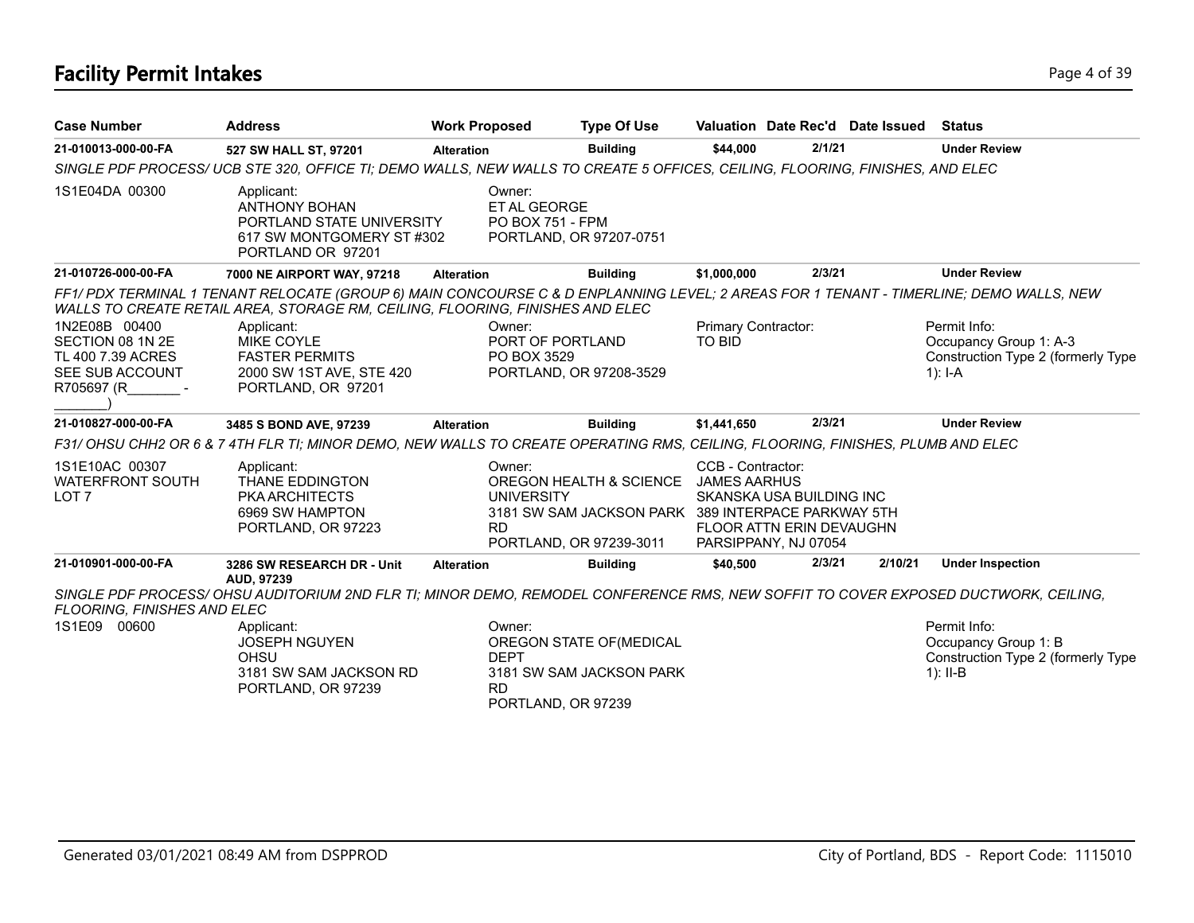# Facility Permit Intakes

| Case Number | Address | Work Proposed | Type Of Use | Valuation | Date Rec'd | Date Issued | Status |
|---|---|---|---|---|---|---|---|
| **21-010013-000-00-FA** | **527 SW HALL ST, 97201** | **Alteration** | **Building** | **$44,000** | **2/1/21** | | **Under Review** |

*SINGLE PDF PROCESS/ UCB STE 320, OFFICE TI; DEMO WALLS, NEW WALLS TO CREATE 5 OFFICES, CEILING, FLOORING, FINISHES, AND ELEC*

1S1E04DA 00300

Applicant:
ANTHONY BOHAN
PORTLAND STATE UNIVERSITY
617 SW MONTGOMERY ST #302
PORTLAND OR 97201

Owner:
ET AL GEORGE
PO BOX 751 - FPM
PORTLAND, OR 97207-0751

| Case Number | Address | Work Proposed | Type Of Use | Valuation | Date Rec'd | Date Issued | Status |
|---|---|---|---|---|---|---|---|
| **21-010726-000-00-FA** | **7000 NE AIRPORT WAY, 97218** | **Alteration** | **Building** | **$1,000,000** | **2/3/21** | | **Under Review** |

*FF1/ PDX TERMINAL 1 TENANT RELOCATE (GROUP 6) MAIN CONCOURSE C & D ENPLANNING LEVEL; 2 AREAS FOR 1 TENANT - TIMERLINE; DEMO WALLS, NEW WALLS TO CREATE RETAIL AREA, STORAGE RM, CEILING, FLOORING, FINISHES AND ELEC*

1N2E08B 00400
SECTION 08 1N 2E
TL 400 7.39 ACRES
SEE SUB ACCOUNT
R705697 (R_______ - _______)

Applicant:
MIKE COYLE
FASTER PERMITS
2000 SW 1ST AVE, STE 420
PORTLAND, OR 97201

Owner:
PORT OF PORTLAND
PO BOX 3529
PORTLAND, OR 97208-3529

Primary Contractor:
TO BID

Permit Info:
Occupancy Group 1: A-3
Construction Type 2 (formerly Type 1): I-A

| Case Number | Address | Work Proposed | Type Of Use | Valuation | Date Rec'd | Date Issued | Status |
|---|---|---|---|---|---|---|---|
| **21-010827-000-00-FA** | **3485 S BOND AVE, 97239** | **Alteration** | **Building** | **$1,441,650** | **2/3/21** | | **Under Review** |

*F31/ OHSU CHH2 OR 6 & 7 4TH FLR TI; MINOR DEMO, NEW WALLS TO CREATE OPERATING RMS, CEILING, FLOORING, FINISHES, PLUMB AND ELEC*

1S1E10AC 00307
WATERFRONT SOUTH
LOT 7

Applicant:
THANE EDDINGTON
PKA ARCHITECTS
6969 SW HAMPTON
PORTLAND, OR 97223

Owner:
OREGON HEALTH & SCIENCE UNIVERSITY
3181 SW SAM JACKSON PARK RD
PORTLAND, OR 97239-3011

CCB - Contractor:
JAMES AARHUS
SKANSKA USA BUILDING INC
389 INTERPACE PARKWAY 5TH FLOOR ATTN ERIN DEVAUGHN
PARSIPPANY, NJ 07054

| Case Number | Address | Work Proposed | Type Of Use | Valuation | Date Rec'd | Date Issued | Status |
|---|---|---|---|---|---|---|---|
| **21-010901-000-00-FA** | **3286 SW RESEARCH DR - Unit AUD, 97239** | **Alteration** | **Building** | **$40,500** | **2/3/21** | **2/10/21** | **Under Inspection** |

*SINGLE PDF PROCESS/ OHSU AUDITORIUM 2ND FLR TI; MINOR DEMO, REMODEL CONFERENCE RMS, NEW SOFFIT TO COVER EXPOSED DUCTWORK, CEILING, FLOORING, FINISHES AND ELEC*

1S1E09 00600

Applicant:
JOSEPH NGUYEN
OHSU
3181 SW SAM JACKSON RD
PORTLAND, OR 97239

Owner:
OREGON STATE OF(MEDICAL DEPT
3181 SW SAM JACKSON PARK RD
PORTLAND, OR 97239

Permit Info:
Occupancy Group 1: B
Construction Type 2 (formerly Type 1): II-B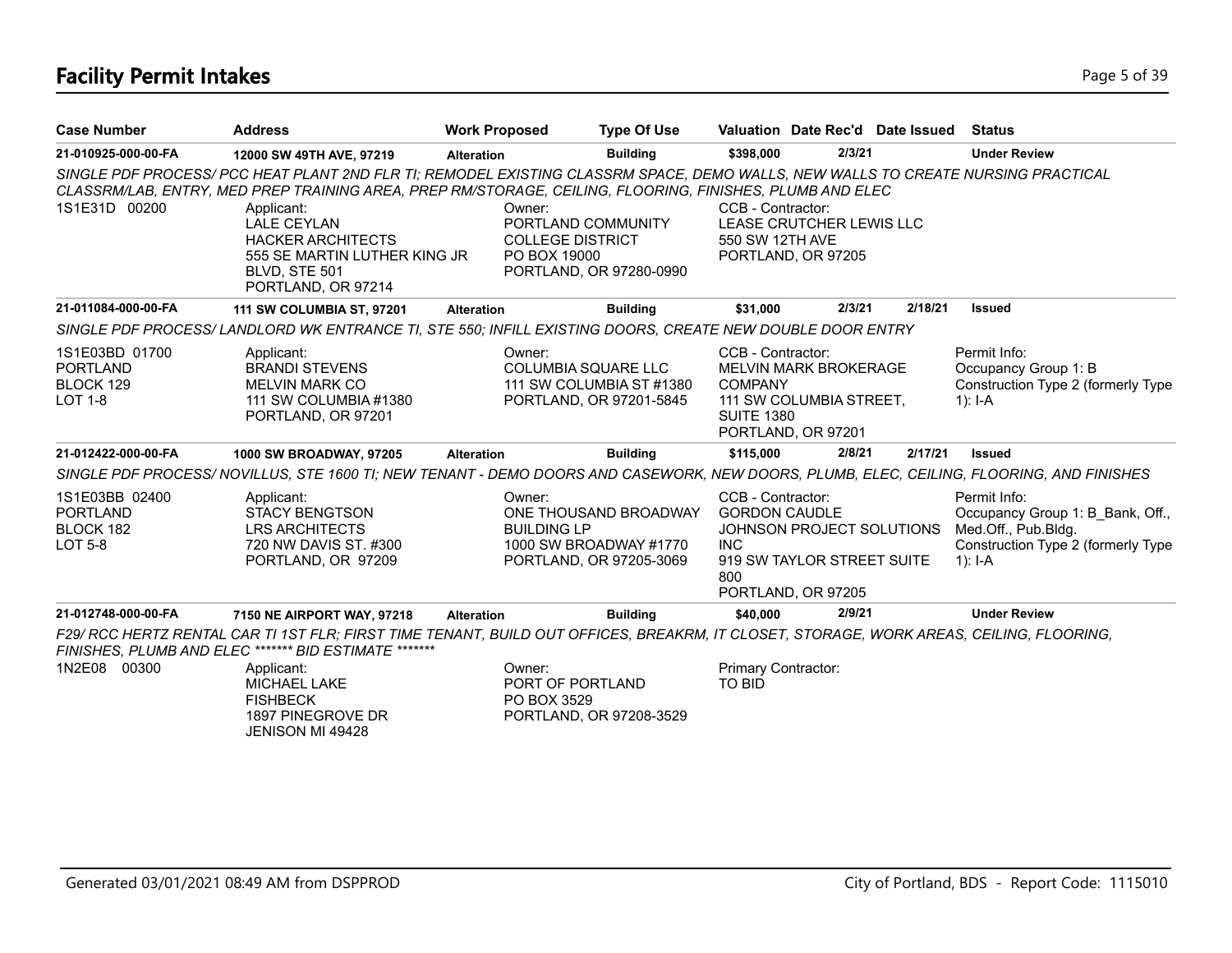# Facility Permit Intakes

| Case Number | Address | Work Proposed | Type Of Use | Valuation | Date Rec'd | Date Issued | Status |
|---|---|---|---|---|---|---|---|
| **21-010925-000-00-FA** | **12000 SW 49TH AVE, 97219** | **Alteration** | **Building** | **$398,000** | **2/3/21** | | **Under Review** |

*SINGLE PDF PROCESS/ PCC HEAT PLANT 2ND FLR TI; REMODEL EXISTING CLASSRM SPACE, DEMO WALLS, NEW WALLS TO CREATE NURSING PRACTICAL CLASSRM/LAB, ENTRY, MED PREP TRAINING AREA, PREP RM/STORAGE, CEILING, FLOORING, FINISHES, PLUMB AND ELEC*

1S1E31D 00200

Applicant:
LALE CEYLAN
HACKER ARCHITECTS
555 SE MARTIN LUTHER KING JR BLVD, STE 501
PORTLAND, OR 97214

Owner:
PORTLAND COMMUNITY COLLEGE DISTRICT
PO BOX 19000
PORTLAND, OR 97280-0990

CCB - Contractor:
LEASE CRUTCHER LEWIS LLC
550 SW 12TH AVE
PORTLAND, OR 97205

---

| Case Number | Address | Work Proposed | Type Of Use | Valuation | Date Rec'd | Date Issued | Status |
|---|---|---|---|---|---|---|---|
| **21-011084-000-00-FA** | **111 SW COLUMBIA ST, 97201** | **Alteration** | **Building** | **$31,000** | **2/3/21** | **2/18/21** | **Issued** |

*SINGLE PDF PROCESS/ LANDLORD WK ENTRANCE TI, STE 550; INFILL EXISTING DOORS, CREATE NEW DOUBLE DOOR ENTRY*

1S1E03BD 01700
PORTLAND
BLOCK 129
LOT 1-8

Applicant:
BRANDI STEVENS
MELVIN MARK CO
111 SW COLUMBIA #1380
PORTLAND, OR 97201

Owner:
COLUMBIA SQUARE LLC
111 SW COLUMBIA ST #1380
PORTLAND, OR 97201-5845

CCB - Contractor:
MELVIN MARK BROKERAGE COMPANY
111 SW COLUMBIA STREET, SUITE 1380
PORTLAND, OR 97201

Permit Info:
Occupancy Group 1: B
Construction Type 2 (formerly Type 1): I-A

---

| Case Number | Address | Work Proposed | Type Of Use | Valuation | Date Rec'd | Date Issued | Status |
|---|---|---|---|---|---|---|---|
| **21-012422-000-00-FA** | **1000 SW BROADWAY, 97205** | **Alteration** | **Building** | **$115,000** | **2/8/21** | **2/17/21** | **Issued** |

*SINGLE PDF PROCESS/ NOVILLUS, STE 1600 TI; NEW TENANT - DEMO DOORS AND CASEWORK, NEW DOORS, PLUMB, ELEC, CEILING, FLOORING, AND FINISHES*

1S1E03BB 02400
PORTLAND
BLOCK 182
LOT 5-8

Applicant:
STACY BENGTSON
LRS ARCHITECTS
720 NW DAVIS ST. #300
PORTLAND, OR 97209

Owner:
ONE THOUSAND BROADWAY BUILDING LP
1000 SW BROADWAY #1770
PORTLAND, OR 97205-3069

CCB - Contractor:
GORDON CAUDLE
JOHNSON PROJECT SOLUTIONS INC
919 SW TAYLOR STREET SUITE 800
PORTLAND, OR 97205

Permit Info:
Occupancy Group 1: B_Bank, Off., Med.Off., Pub.Bldg.
Construction Type 2 (formerly Type 1): I-A

---

| Case Number | Address | Work Proposed | Type Of Use | Valuation | Date Rec'd | Date Issued | Status |
|---|---|---|---|---|---|---|---|
| **21-012748-000-00-FA** | **7150 NE AIRPORT WAY, 97218** | **Alteration** | **Building** | **$40,000** | **2/9/21** | | **Under Review** |

*F29/ RCC HERTZ RENTAL CAR TI 1ST FLR; FIRST TIME TENANT, BUILD OUT OFFICES, BREAKRM, IT CLOSET, STORAGE, WORK AREAS, CEILING, FLOORING, FINISHES, PLUMB AND ELEC \*\*\*\*\*\*\* BID ESTIMATE \*\*\*\*\*\*\**

1N2E08 00300

Applicant:
MICHAEL LAKE
FISHBECK
1897 PINEGROVE DR
JENISON MI 49428

Owner:
PORT OF PORTLAND
PO BOX 3529
PORTLAND, OR 97208-3529

Primary Contractor:
TO BID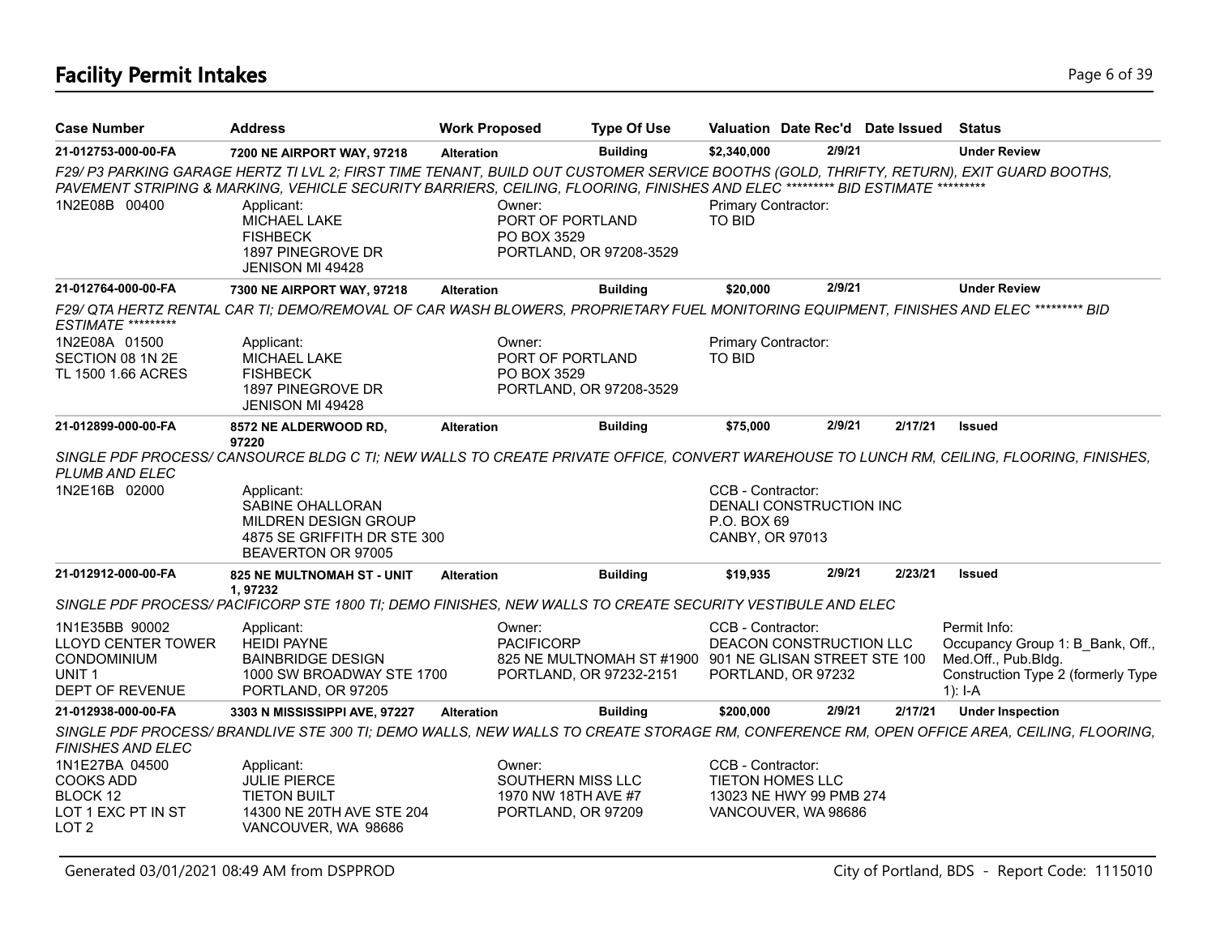# Facility Permit Intakes

| Case Number | Address | Work Proposed | Type Of Use | Valuation | Date Rec'd | Date Issued | Status |
|---|---|---|---|---|---|---|---|
| **21-012753-000-00-FA** | **7200 NE AIRPORT WAY, 97218** | **Alteration** | **Building** | **$2,340,000** | **2/9/21** | | **Under Review** |

*F29/ P3 PARKING GARAGE HERTZ TI LVL 2; FIRST TIME TENANT, BUILD OUT CUSTOMER SERVICE BOOTHS (GOLD, THRIFTY, RETURN), EXIT GUARD BOOTHS, PAVEMENT STRIPING & MARKING, VEHICLE SECURITY BARRIERS, CEILING, FLOORING, FINISHES AND ELEC ********* BID ESTIMATE **********

1N2E08B 00400

Applicant: MICHAEL LAKE, FISHBECK, 1897 PINEGROVE DR, JENISON MI 49428

Owner: PORT OF PORTLAND, PO BOX 3529, PORTLAND, OR 97208-3529

Primary Contractor: TO BID

| Case Number | Address | Work Proposed | Type Of Use | Valuation | Date Rec'd | Date Issued | Status |
|---|---|---|---|---|---|---|---|
| **21-012764-000-00-FA** | **7300 NE AIRPORT WAY, 97218** | **Alteration** | **Building** | **$20,000** | **2/9/21** | | **Under Review** |

*F29/ QTA HERTZ RENTAL CAR TI; DEMO/REMOVAL OF CAR WASH BLOWERS, PROPRIETARY FUEL MONITORING EQUIPMENT, FINISHES AND ELEC ********* BID ESTIMATE **********

1N2E08A 01500, SECTION 08 1N 2E, TL 1500 1.66 ACRES

Applicant: MICHAEL LAKE, FISHBECK, 1897 PINEGROVE DR, JENISON MI 49428

Owner: PORT OF PORTLAND, PO BOX 3529, PORTLAND, OR 97208-3529

Primary Contractor: TO BID

| Case Number | Address | Work Proposed | Type Of Use | Valuation | Date Rec'd | Date Issued | Status |
|---|---|---|---|---|---|---|---|
| **21-012899-000-00-FA** | **8572 NE ALDERWOOD RD, 97220** | **Alteration** | **Building** | **$75,000** | **2/9/21** | **2/17/21** | **Issued** |

*SINGLE PDF PROCESS/ CANSOURCE BLDG C TI; NEW WALLS TO CREATE PRIVATE OFFICE, CONVERT WAREHOUSE TO LUNCH RM, CEILING, FLOORING, FINISHES, PLUMB AND ELEC*

1N2E16B 02000

Applicant: SABINE OHALLORAN, MILDREN DESIGN GROUP, 4875 SE GRIFFITH DR STE 300, BEAVERTON OR 97005

CCB - Contractor: DENALI CONSTRUCTION INC, P.O. BOX 69, CANBY, OR 97013

| Case Number | Address | Work Proposed | Type Of Use | Valuation | Date Rec'd | Date Issued | Status |
|---|---|---|---|---|---|---|---|
| **21-012912-000-00-FA** | **825 NE MULTNOMAH ST - UNIT 1, 97232** | **Alteration** | **Building** | **$19,935** | **2/9/21** | **2/23/21** | **Issued** |

*SINGLE PDF PROCESS/ PACIFICORP STE 1800 TI; DEMO FINISHES, NEW WALLS TO CREATE SECURITY VESTIBULE AND ELEC*

1N1E35BB 90002, LLOYD CENTER TOWER CONDOMINIUM, UNIT 1, DEPT OF REVENUE

Applicant: HEIDI PAYNE, BAINBRIDGE DESIGN, 1000 SW BROADWAY STE 1700, PORTLAND, OR 97205

Owner: PACIFICORP, 825 NE MULTNOMAH ST #1900, PORTLAND, OR 97232-2151

CCB - Contractor: DEACON CONSTRUCTION LLC, 901 NE GLISAN STREET STE 100, PORTLAND, OR 97232

Permit Info: Occupancy Group 1: B_Bank, Off., Med.Off., Pub.Bldg. Construction Type 2 (formerly Type 1): I-A

| Case Number | Address | Work Proposed | Type Of Use | Valuation | Date Rec'd | Date Issued | Status |
|---|---|---|---|---|---|---|---|
| **21-012938-000-00-FA** | **3303 N MISSISSIPPI AVE, 97227** | **Alteration** | **Building** | **$200,000** | **2/9/21** | **2/17/21** | **Under Inspection** |

*SINGLE PDF PROCESS/ BRANDLIVE STE 300 TI; DEMO WALLS, NEW WALLS TO CREATE STORAGE RM, CONFERENCE RM, OPEN OFFICE AREA, CEILING, FLOORING, FINISHES AND ELEC*

1N1E27BA 04500, COOKS ADD, BLOCK 12, LOT 1 EXC PT IN ST, LOT 2

Applicant: JULIE PIERCE, TIETON BUILT, 14300 NE 20TH AVE STE 204, VANCOUVER, WA 98686

Owner: SOUTHERN MISS LLC, 1970 NW 18TH AVE #7, PORTLAND, OR 97209

CCB - Contractor: TIETON HOMES LLC, 13023 NE HWY 99 PMB 274, VANCOUVER, WA 98686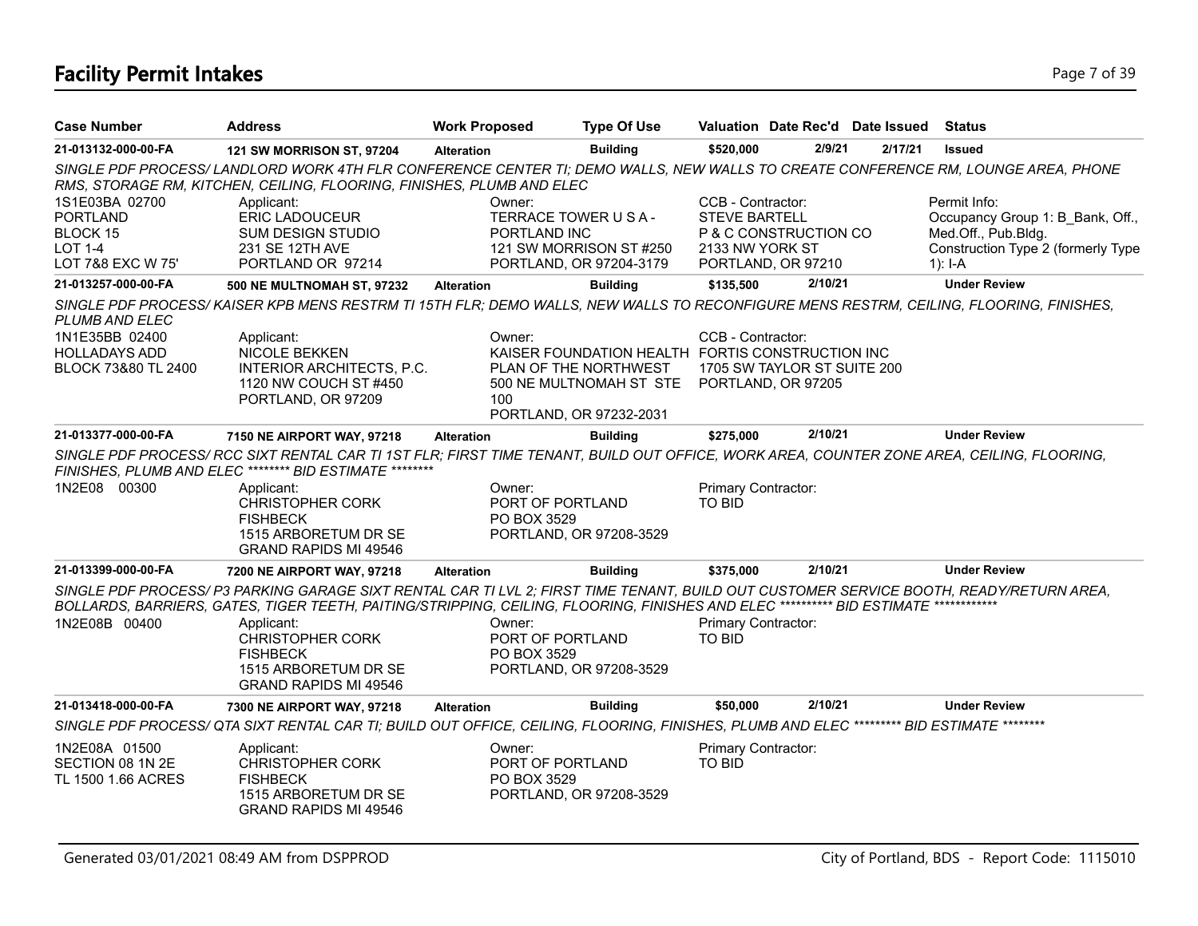# Facility Permit Intakes

| Case Number | Address | Work Proposed | Type Of Use | Valuation | Date Rec'd | Date Issued | Status |
|---|---|---|---|---|---|---|---|
| 21-013132-000-00-FA | 121 SW MORRISON ST, 97204 | Alteration | Building | $520,000 | 2/9/21 | 2/17/21 | Issued |

*SINGLE PDF PROCESS/ LANDLORD WORK 4TH FLR CONFERENCE CENTER TI; DEMO WALLS, NEW WALLS TO CREATE CONFERENCE RM, LOUNGE AREA, PHONE RMS, STORAGE RM, KITCHEN, CEILING, FLOORING, FINISHES, PLUMB AND ELEC*

1S1E03BA 02700
PORTLAND
BLOCK 15
LOT 1-4
LOT 7&8 EXC W 75'

Applicant:
ERIC LADOUCEUR
SUM DESIGN STUDIO
231 SE 12TH AVE
PORTLAND OR 97214

Owner:
TERRACE TOWER U S A - PORTLAND INC
121 SW MORRISON ST #250
PORTLAND, OR 97204-3179

CCB - Contractor:
STEVE BARTELL
P & C CONSTRUCTION CO
2133 NW YORK ST
PORTLAND, OR 97210

Permit Info:
Occupancy Group 1: B_Bank, Off., Med.Off., Pub.Bldg.
Construction Type 2 (formerly Type 1): I-A

| Case Number | Address | Work Proposed | Type Of Use | Valuation | Date Rec'd | Date Issued | Status |
|---|---|---|---|---|---|---|---|
| 21-013257-000-00-FA | 500 NE MULTNOMAH ST, 97232 | Alteration | Building | $135,500 | 2/10/21 | | Under Review |

*SINGLE PDF PROCESS/ KAISER KPB MENS RESTRM TI 15TH FLR; DEMO WALLS, NEW WALLS TO RECONFIGURE MENS RESTRM, CEILING, FLOORING, FINISHES, PLUMB AND ELEC*

1N1E35BB 02400
HOLLADAYS ADD
BLOCK 73&80 TL 2400

Applicant:
NICOLE BEKKEN
INTERIOR ARCHITECTS, P.C.
1120 NW COUCH ST #450
PORTLAND, OR 97209

Owner:
KAISER FOUNDATION HEALTH PLAN OF THE NORTHWEST
500 NE MULTNOMAH ST STE 100
PORTLAND, OR 97232-2031

CCB - Contractor:
FORTIS CONSTRUCTION INC
1705 SW TAYLOR ST SUITE 200
PORTLAND, OR 97205

| Case Number | Address | Work Proposed | Type Of Use | Valuation | Date Rec'd | Date Issued | Status |
|---|---|---|---|---|---|---|---|
| 21-013377-000-00-FA | 7150 NE AIRPORT WAY, 97218 | Alteration | Building | $275,000 | 2/10/21 | | Under Review |

*SINGLE PDF PROCESS/ RCC SIXT RENTAL CAR TI 1ST FLR; FIRST TIME TENANT, BUILD OUT OFFICE, WORK AREA, COUNTER ZONE AREA, CEILING, FLOORING, FINISHES, PLUMB AND ELEC \*\*\*\*\*\*\*\* BID ESTIMATE \*\*\*\*\*\*\*\**

1N2E08 00300

Applicant:
CHRISTOPHER CORK
FISHBECK
1515 ARBORETUM DR SE
GRAND RAPIDS MI 49546

Owner:
PORT OF PORTLAND
PO BOX 3529
PORTLAND, OR 97208-3529

Primary Contractor:
TO BID

| Case Number | Address | Work Proposed | Type Of Use | Valuation | Date Rec'd | Date Issued | Status |
|---|---|---|---|---|---|---|---|
| 21-013399-000-00-FA | 7200 NE AIRPORT WAY, 97218 | Alteration | Building | $375,000 | 2/10/21 | | Under Review |

*SINGLE PDF PROCESS/ P3 PARKING GARAGE SIXT RENTAL CAR TI LVL 2; FIRST TIME TENANT, BUILD OUT CUSTOMER SERVICE BOOTH, READY/RETURN AREA, BOLLARDS, BARRIERS, GATES, TIGER TEETH, PAITING/STRIPPING, CEILING, FLOORING, FINISHES AND ELEC \*\*\*\*\*\*\*\*\*\* BID ESTIMATE \*\*\*\*\*\*\*\*\*\*\*\**

1N2E08B 00400

Applicant:
CHRISTOPHER CORK
FISHBECK
1515 ARBORETUM DR SE
GRAND RAPIDS MI 49546

Owner:
PORT OF PORTLAND
PO BOX 3529
PORTLAND, OR 97208-3529

Primary Contractor:
TO BID

| Case Number | Address | Work Proposed | Type Of Use | Valuation | Date Rec'd | Date Issued | Status |
|---|---|---|---|---|---|---|---|
| 21-013418-000-00-FA | 7300 NE AIRPORT WAY, 97218 | Alteration | Building | $50,000 | 2/10/21 | | Under Review |

*SINGLE PDF PROCESS/ QTA SIXT RENTAL CAR TI; BUILD OUT OFFICE, CEILING, FLOORING, FINISHES, PLUMB AND ELEC \*\*\*\*\*\*\*\*\* BID ESTIMATE \*\*\*\*\*\*\*\**

1N2E08A 01500
SECTION 08 1N 2E
TL 1500 1.66 ACRES

Applicant:
CHRISTOPHER CORK
FISHBECK
1515 ARBORETUM DR SE
GRAND RAPIDS MI 49546

Owner:
PORT OF PORTLAND
PO BOX 3529
PORTLAND, OR 97208-3529

Primary Contractor:
TO BID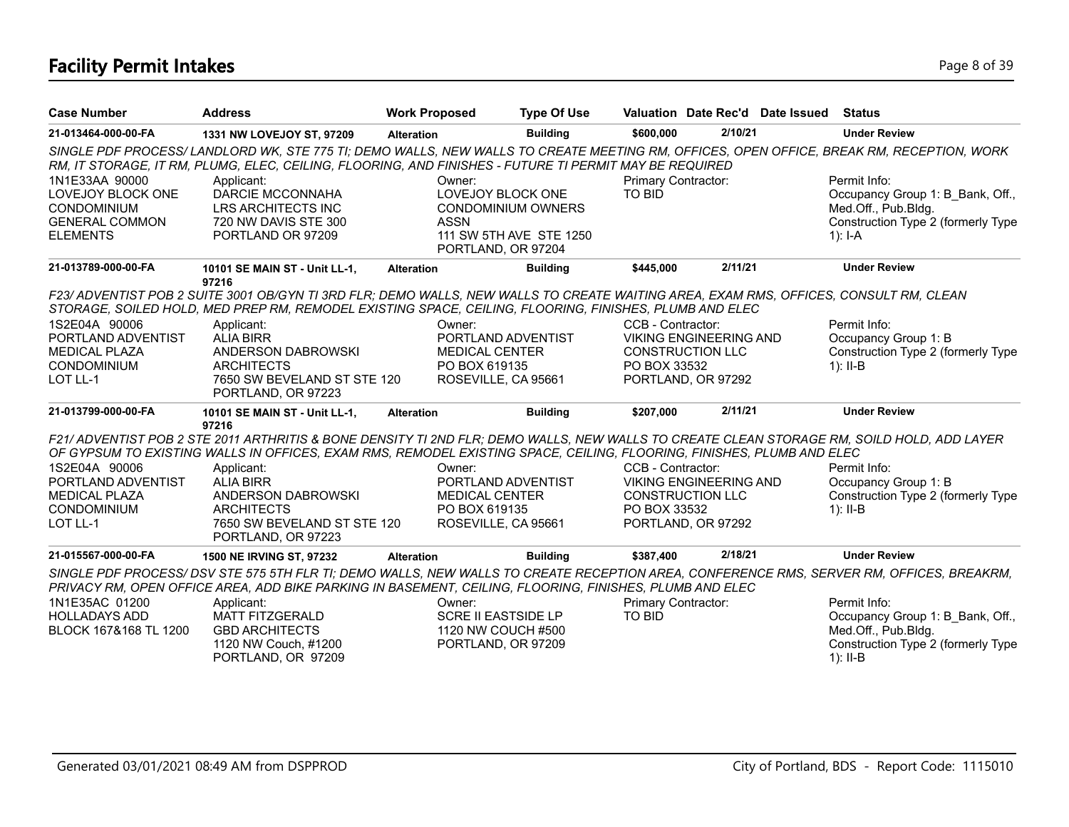# Facility Permit Intakes

| Case Number | Address | Work Proposed | Type Of Use | Valuation | Date Rec'd | Date Issued | Status |
|---|---|---|---|---|---|---|---|
| 21-013464-000-00-FA | 1331 NW LOVEJOY ST, 97209 | Alteration | Building | $600,000 | 2/10/21 | | Under Review |

*SINGLE PDF PROCESS/ LANDLORD WK, STE 775 TI; DEMO WALLS, NEW WALLS TO CREATE MEETING RM, OFFICES, OPEN OFFICE, BREAK RM, RECEPTION, WORK RM, IT STORAGE, IT RM, PLUMG, ELEC, CEILING, FLOORING, AND FINISHES - FUTURE TI PERMIT MAY BE REQUIRED*

1N1E33AA 90000
LOVEJOY BLOCK ONE CONDOMINIUM
GENERAL COMMON ELEMENTS

Applicant:
DARCIE MCCONNAHA
LRS ARCHITECTS INC
720 NW DAVIS STE 300
PORTLAND OR 97209

Owner:
LOVEJOY BLOCK ONE CONDOMINIUM OWNERS ASSN
111 SW 5TH AVE STE 1250
PORTLAND, OR 97204

Primary Contractor:
TO BID

Permit Info:
Occupancy Group 1: B_Bank, Off., Med.Off., Pub.Bldg.
Construction Type 2 (formerly Type 1): I-A

| Case Number | Address | Work Proposed | Type Of Use | Valuation | Date Rec'd | Date Issued | Status |
|---|---|---|---|---|---|---|---|
| 21-013789-000-00-FA | 10101 SE MAIN ST - Unit LL-1, 97216 | Alteration | Building | $445,000 | 2/11/21 | | Under Review |

*F23/ ADVENTIST POB 2 SUITE 3001 OB/GYN TI 3RD FLR; DEMO WALLS, NEW WALLS TO CREATE WAITING AREA, EXAM RMS, OFFICES, CONSULT RM, CLEAN STORAGE, SOILED HOLD, MED PREP RM, REMODEL EXISTING SPACE, CEILING, FLOORING, FINISHES, PLUMB AND ELEC*

1S2E04A 90006
PORTLAND ADVENTIST MEDICAL PLAZA CONDOMINIUM
LOT LL-1

Applicant:
ALIA BIRR
ANDERSON DABROWSKI ARCHITECTS
7650 SW BEVELAND ST STE 120
PORTLAND, OR 97223

Owner:
PORTLAND ADVENTIST MEDICAL CENTER
PO BOX 619135
ROSEVILLE, CA 95661

CCB - Contractor:
VIKING ENGINEERING AND CONSTRUCTION LLC
PO BOX 33532
PORTLAND, OR 97292

Permit Info:
Occupancy Group 1: B
Construction Type 2 (formerly Type 1): II-B

| Case Number | Address | Work Proposed | Type Of Use | Valuation | Date Rec'd | Date Issued | Status |
|---|---|---|---|---|---|---|---|
| 21-013799-000-00-FA | 10101 SE MAIN ST - Unit LL-1, 97216 | Alteration | Building | $207,000 | 2/11/21 | | Under Review |

*F21/ ADVENTIST POB 2 STE 2011 ARTHRITIS & BONE DENSITY TI 2ND FLR; DEMO WALLS, NEW WALLS TO CREATE CLEAN STORAGE RM, SOILD HOLD, ADD LAYER OF GYPSUM TO EXISTING WALLS IN OFFICES, EXAM RMS, REMODEL EXISTING SPACE, CEILING, FLOORING, FINISHES, PLUMB AND ELEC*

1S2E04A 90006
PORTLAND ADVENTIST MEDICAL PLAZA CONDOMINIUM
LOT LL-1

Applicant:
ALIA BIRR
ANDERSON DABROWSKI ARCHITECTS
7650 SW BEVELAND ST STE 120
PORTLAND, OR 97223

Owner:
PORTLAND ADVENTIST MEDICAL CENTER
PO BOX 619135
ROSEVILLE, CA 95661

CCB - Contractor:
VIKING ENGINEERING AND CONSTRUCTION LLC
PO BOX 33532
PORTLAND, OR 97292

Permit Info:
Occupancy Group 1: B
Construction Type 2 (formerly Type 1): II-B

| Case Number | Address | Work Proposed | Type Of Use | Valuation | Date Rec'd | Date Issued | Status |
|---|---|---|---|---|---|---|---|
| 21-015567-000-00-FA | 1500 NE IRVING ST, 97232 | Alteration | Building | $387,400 | 2/18/21 | | Under Review |

*SINGLE PDF PROCESS/ DSV STE 575 5TH FLR TI; DEMO WALLS, NEW WALLS TO CREATE RECEPTION AREA, CONFERENCE RMS, SERVER RM, OFFICES, BREAKRM, PRIVACY RM, OPEN OFFICE AREA, ADD BIKE PARKING IN BASEMENT, CEILING, FLOORING, FINISHES, PLUMB AND ELEC*

1N1E35AC 01200
HOLLADAYS ADD
BLOCK 167&168 TL 1200

Applicant:
MATT FITZGERALD
GBD ARCHITECTS
1120 NW Couch, #1200
PORTLAND, OR 97209

Owner:
SCRE II EASTSIDE LP
1120 NW COUCH #500
PORTLAND, OR 97209

Primary Contractor:
TO BID

Permit Info:
Occupancy Group 1: B_Bank, Off., Med.Off., Pub.Bldg.
Construction Type 2 (formerly Type 1): II-B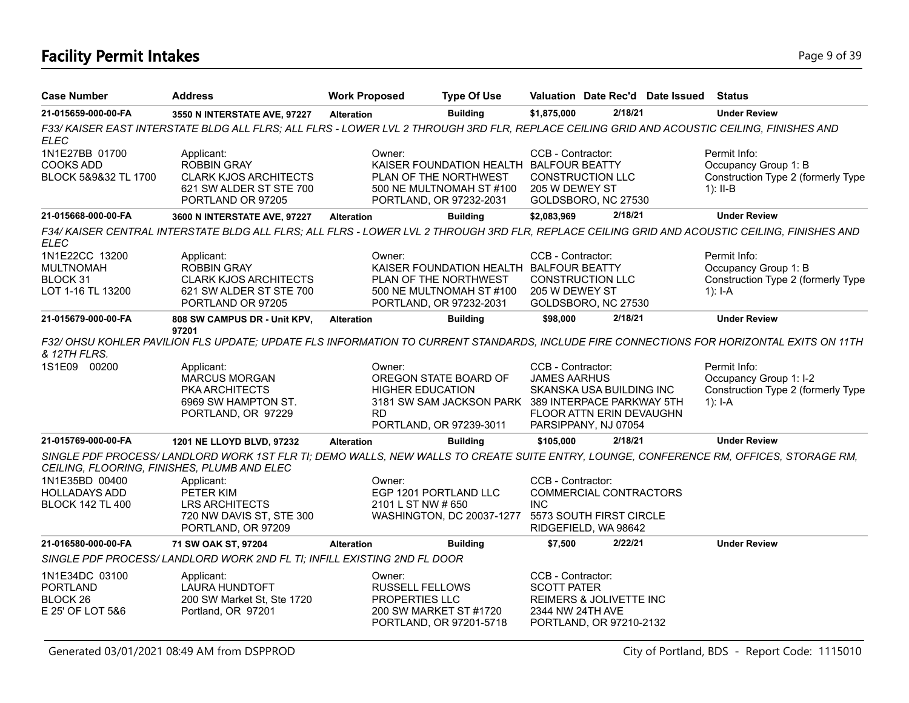# Facility Permit Intakes

| Case Number | Address | Work Proposed | Type Of Use | Valuation | Date Rec'd | Date Issued | Status |
|---|---|---|---|---|---|---|---|
| 21-015659-000-00-FA | 3550 N INTERSTATE AVE, 97227 | Alteration | Building | $1,875,000 | 2/18/21 | | Under Review |

*F33/ KAISER EAST INTERSTATE BLDG ALL FLRS; ALL FLRS - LOWER LVL 2 THROUGH 3RD FLR, REPLACE CEILING GRID AND ACOUSTIC CEILING, FINISHES AND ELEC*

1N1E27BB 01700
COOKS ADD
BLOCK 5&9&32 TL 1700

Applicant:
ROBBIN GRAY
CLARK KJOS ARCHITECTS
621 SW ALDER ST STE 700
PORTLAND OR 97205

Owner:
KAISER FOUNDATION HEALTH PLAN OF THE NORTHWEST
500 NE MULTNOMAH ST #100
PORTLAND, OR 97232-2031

CCB - Contractor:
BALFOUR BEATTY CONSTRUCTION LLC
205 W DEWEY ST
GOLDSBORO, NC 27530

Permit Info:
Occupancy Group 1: B
Construction Type 2 (formerly Type 1): II-B

| Case Number | Address | Work Proposed | Type Of Use | Valuation | Date Rec'd | Date Issued | Status |
|---|---|---|---|---|---|---|---|
| 21-015668-000-00-FA | 3600 N INTERSTATE AVE, 97227 | Alteration | Building | $2,083,969 | 2/18/21 | | Under Review |

*F34/ KAISER CENTRAL INTERSTATE BLDG ALL FLRS; ALL FLRS - LOWER LVL 2 THROUGH 3RD FLR, REPLACE CEILING GRID AND ACOUSTIC CEILING, FINISHES AND ELEC*

1N1E22CC 13200
MULTNOMAH
BLOCK 31
LOT 1-16 TL 13200

Applicant:
ROBBIN GRAY
CLARK KJOS ARCHITECTS
621 SW ALDER ST STE 700
PORTLAND OR 97205

Owner:
KAISER FOUNDATION HEALTH PLAN OF THE NORTHWEST
500 NE MULTNOMAH ST #100
PORTLAND, OR 97232-2031

CCB - Contractor:
BALFOUR BEATTY CONSTRUCTION LLC
205 W DEWEY ST
GOLDSBORO, NC 27530

Permit Info:
Occupancy Group 1: B
Construction Type 2 (formerly Type 1): I-A

| Case Number | Address | Work Proposed | Type Of Use | Valuation | Date Rec'd | Date Issued | Status |
|---|---|---|---|---|---|---|---|
| 21-015679-000-00-FA | 808 SW CAMPUS DR - Unit KPV, 97201 | Alteration | Building | $98,000 | 2/18/21 | | Under Review |

*F32/ OHSU KOHLER PAVILION FLS UPDATE; UPDATE FLS INFORMATION TO CURRENT STANDARDS, INCLUDE FIRE CONNECTIONS FOR HORIZONTAL EXITS ON 11TH & 12TH FLRS.*

1S1E09 00200

Applicant:
MARCUS MORGAN
PKA ARCHITECTS
6969 SW HAMPTON ST.
PORTLAND, OR 97229

Owner:
OREGON STATE BOARD OF HIGHER EDUCATION
3181 SW SAM JACKSON PARK RD
PORTLAND, OR 97239-3011

CCB - Contractor:
JAMES AARHUS
SKANSKA USA BUILDING INC
389 INTERPACE PARKWAY 5TH FLOOR ATTN ERIN DEVAUGHN
PARSIPPANY, NJ 07054

Permit Info:
Occupancy Group 1: I-2
Construction Type 2 (formerly Type 1): I-A

| Case Number | Address | Work Proposed | Type Of Use | Valuation | Date Rec'd | Date Issued | Status |
|---|---|---|---|---|---|---|---|
| 21-015769-000-00-FA | 1201 NE LLOYD BLVD, 97232 | Alteration | Building | $105,000 | 2/18/21 | | Under Review |

*SINGLE PDF PROCESS/ LANDLORD WORK 1ST FLR TI; DEMO WALLS, NEW WALLS TO CREATE SUITE ENTRY, LOUNGE, CONFERENCE RM, OFFICES, STORAGE RM, CEILING, FLOORING, FINISHES, PLUMB AND ELEC*

1N1E35BD 00400
HOLLADAYS ADD
BLOCK 142 TL 400

Applicant:
PETER KIM
LRS ARCHITECTS
720 NW DAVIS ST, STE 300
PORTLAND, OR 97209

Owner:
EGP 1201 PORTLAND LLC
2101 L ST NW # 650
WASHINGTON, DC 20037-1277

CCB - Contractor:
COMMERCIAL CONTRACTORS INC
5573 SOUTH FIRST CIRCLE
RIDGEFIELD, WA 98642

| Case Number | Address | Work Proposed | Type Of Use | Valuation | Date Rec'd | Date Issued | Status |
|---|---|---|---|---|---|---|---|
| 21-016580-000-00-FA | 71 SW OAK ST, 97204 | Alteration | Building | $7,500 | 2/22/21 | | Under Review |

*SINGLE PDF PROCESS/ LANDLORD WORK 2ND FL TI; INFILL EXISTING 2ND FL DOOR*

1N1E34DC 03100
PORTLAND
BLOCK 26
E 25' OF LOT 5&6

Applicant:
LAURA HUNDTOFT
200 SW Market St, Ste 1720
Portland, OR 97201

Owner:
RUSSELL FELLOWS PROPERTIES LLC
200 SW MARKET ST #1720
PORTLAND, OR 97201-5718

CCB - Contractor:
SCOTT PATER
REIMERS & JOLIVETTE INC
2344 NW 24TH AVE
PORTLAND, OR 97210-2132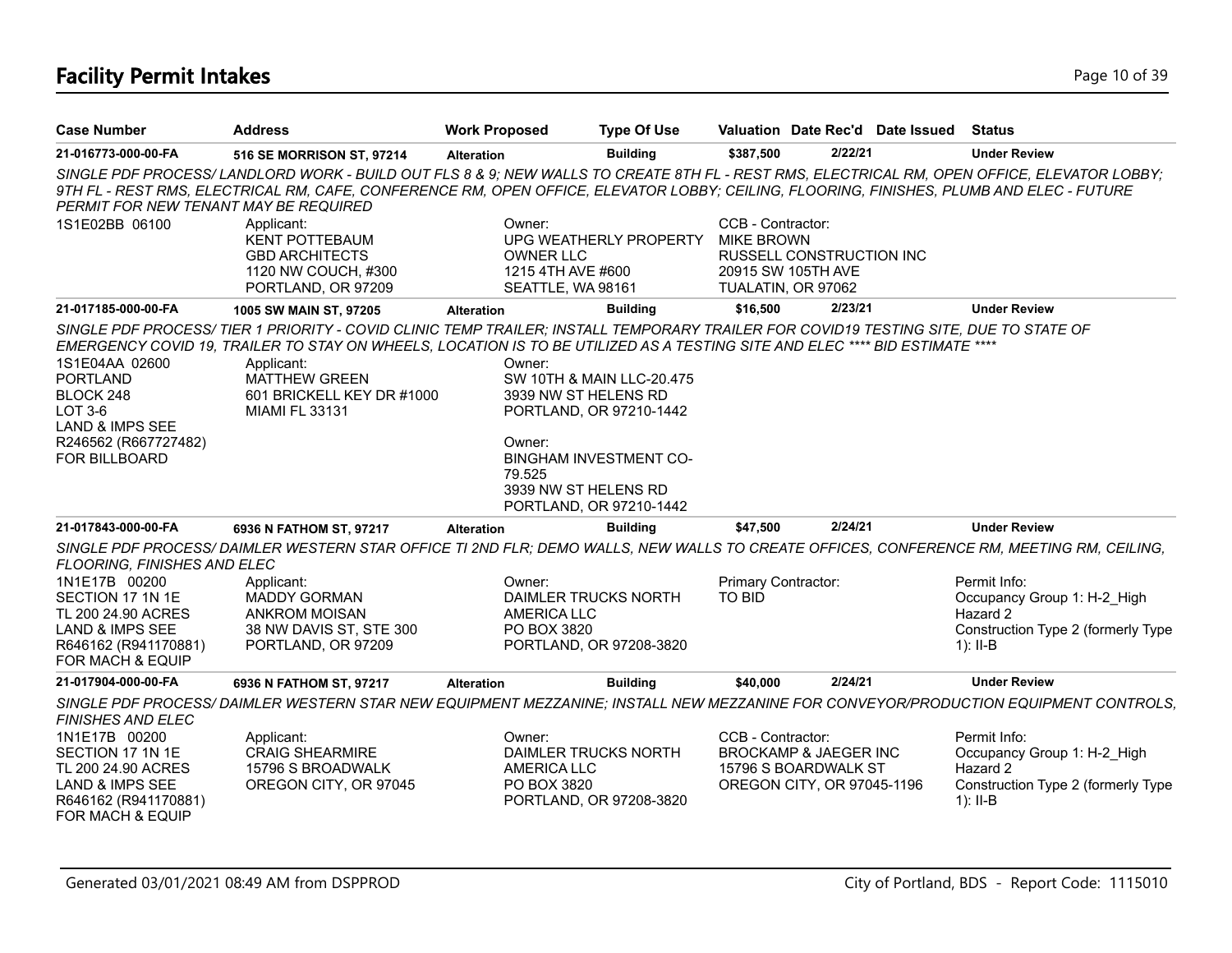# Facility Permit Intakes

| Case Number | Address | Work Proposed | Type Of Use | Valuation | Date Rec'd | Date Issued | Status |
|---|---|---|---|---|---|---|---|
| 21-016773-000-00-FA | 516 SE MORRISON ST, 97214 | Alteration | Building | $387,500 | 2/22/21 | | Under Review |

*SINGLE PDF PROCESS/ LANDLORD WORK - BUILD OUT FLS 8 & 9; NEW WALLS TO CREATE 8TH FL - REST RMS, ELECTRICAL RM, OPEN OFFICE, ELEVATOR LOBBY; 9TH FL - REST RMS, ELECTRICAL RM, CAFE, CONFERENCE RM, OPEN OFFICE, ELEVATOR LOBBY; CEILING, FLOORING, FINISHES, PLUMB AND ELEC - FUTURE PERMIT FOR NEW TENANT MAY BE REQUIRED*

1S1E02BB 06100

Applicant:
KENT POTTEBAUM
GBD ARCHITECTS
1120 NW COUCH, #300
PORTLAND, OR 97209

Owner:
UPG WEATHERLY PROPERTY OWNER LLC
1215 4TH AVE #600
SEATTLE, WA 98161

CCB - Contractor:
MIKE BROWN
RUSSELL CONSTRUCTION INC
20915 SW 105TH AVE
TUALATIN, OR 97062

| Case Number | Address | Work Proposed | Type Of Use | Valuation | Date Rec'd | Date Issued | Status |
|---|---|---|---|---|---|---|---|
| 21-017185-000-00-FA | 1005 SW MAIN ST, 97205 | Alteration | Building | $16,500 | 2/23/21 | | Under Review |

*SINGLE PDF PROCESS/ TIER 1 PRIORITY - COVID CLINIC TEMP TRAILER; INSTALL TEMPORARY TRAILER FOR COVID19 TESTING SITE, DUE TO STATE OF EMERGENCY COVID 19, TRAILER TO STAY ON WHEELS, LOCATION IS TO BE UTILIZED AS A TESTING SITE AND ELEC \*\*\*\* BID ESTIMATE \*\*\*\**

1S1E04AA 02600
PORTLAND
BLOCK 248
LOT 3-6
LAND & IMPS SEE
R246562 (R667727482)
FOR BILLBOARD

Applicant:
MATTHEW GREEN
601 BRICKELL KEY DR #1000
MIAMI FL 33131

Owner:
SW 10TH & MAIN LLC-20.475
3939 NW ST HELENS RD
PORTLAND, OR 97210-1442

Owner:
BINGHAM INVESTMENT CO-79.525
3939 NW ST HELENS RD
PORTLAND, OR 97210-1442

| Case Number | Address | Work Proposed | Type Of Use | Valuation | Date Rec'd | Date Issued | Status |
|---|---|---|---|---|---|---|---|
| 21-017843-000-00-FA | 6936 N FATHOM ST, 97217 | Alteration | Building | $47,500 | 2/24/21 | | Under Review |

*SINGLE PDF PROCESS/ DAIMLER WESTERN STAR OFFICE TI 2ND FLR; DEMO WALLS, NEW WALLS TO CREATE OFFICES, CONFERENCE RM, MEETING RM, CEILING, FLOORING, FINISHES AND ELEC*

1N1E17B 00200
SECTION 17 1N 1E
TL 200 24.90 ACRES
LAND & IMPS SEE
R646162 (R941170881)
FOR MACH & EQUIP

Applicant:
MADDY GORMAN
ANKROM MOISAN
38 NW DAVIS ST, STE 300
PORTLAND, OR 97209

Owner:
DAIMLER TRUCKS NORTH AMERICA LLC
PO BOX 3820
PORTLAND, OR 97208-3820

Primary Contractor:
TO BID

Permit Info:
Occupancy Group 1: H-2_High Hazard 2
Construction Type 2 (formerly Type 1): II-B

| Case Number | Address | Work Proposed | Type Of Use | Valuation | Date Rec'd | Date Issued | Status |
|---|---|---|---|---|---|---|---|
| 21-017904-000-00-FA | 6936 N FATHOM ST, 97217 | Alteration | Building | $40,000 | 2/24/21 | | Under Review |

*SINGLE PDF PROCESS/ DAIMLER WESTERN STAR NEW EQUIPMENT MEZZANINE; INSTALL NEW MEZZANINE FOR CONVEYOR/PRODUCTION EQUIPMENT CONTROLS, FINISHES AND ELEC*

1N1E17B 00200
SECTION 17 1N 1E
TL 200 24.90 ACRES
LAND & IMPS SEE
R646162 (R941170881)
FOR MACH & EQUIP

Applicant:
CRAIG SHEARMIRE
15796 S BROADWALK
OREGON CITY, OR 97045

Owner:
DAIMLER TRUCKS NORTH AMERICA LLC
PO BOX 3820
PORTLAND, OR 97208-3820

CCB - Contractor:
BROCKAMP & JAEGER INC
15796 S BOARDWALK ST
OREGON CITY, OR 97045-1196

Permit Info:
Occupancy Group 1: H-2_High Hazard 2
Construction Type 2 (formerly Type 1): II-B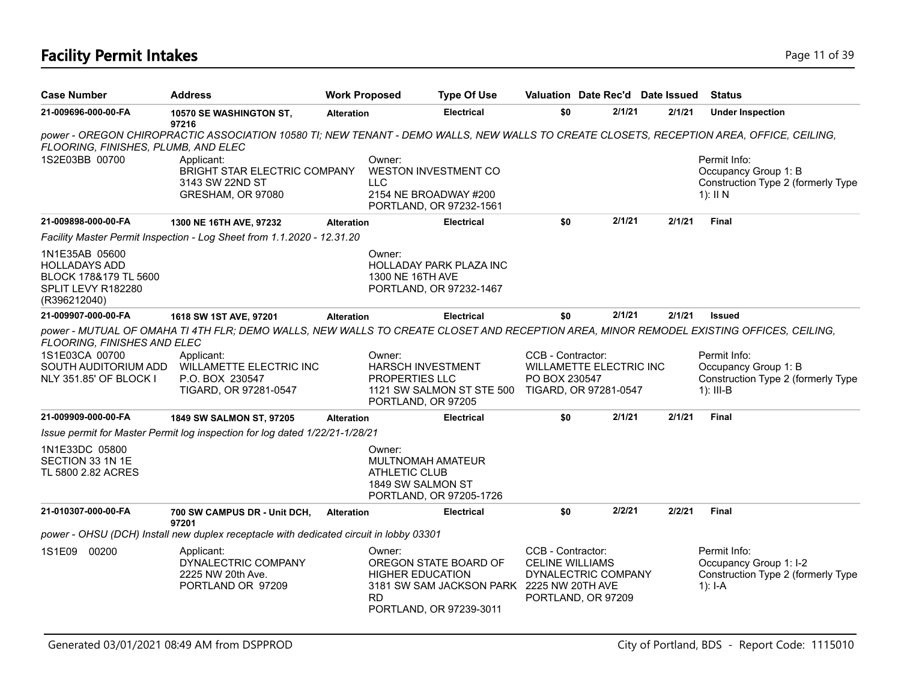# Facility Permit Intakes

| Case Number | Address | Work Proposed | Type Of Use | Valuation | Date Rec'd | Date Issued | Status |
|---|---|---|---|---|---|---|---|
| 21-009696-000-00-FA | 10570 SE WASHINGTON ST, 97216 | Alteration | Electrical | $0 | 2/1/21 | 2/1/21 | Under Inspection |

*power - OREGON CHIROPRACTIC ASSOCIATION 10580 TI; NEW TENANT - DEMO WALLS, NEW WALLS TO CREATE CLOSETS, RECEPTION AREA, OFFICE, CEILING, FLOORING, FINISHES, PLUMB, AND ELEC*

1S2E03BB 00700

Applicant:
BRIGHT STAR ELECTRIC COMPANY
3143 SW 22ND ST
GRESHAM, OR 97080

Owner:
WESTON INVESTMENT CO LLC
2154 NE BROADWAY #200
PORTLAND, OR 97232-1561

Permit Info:
Occupancy Group 1: B
Construction Type 2 (formerly Type 1): II N

| Case Number | Address | Work Proposed | Type Of Use | Valuation | Date Rec'd | Date Issued | Status |
|---|---|---|---|---|---|---|---|
| 21-009898-000-00-FA | 1300 NE 16TH AVE, 97232 | Alteration | Electrical | $0 | 2/1/21 | 2/1/21 | Final |

*Facility Master Permit Inspection - Log Sheet from 1.1.2020 - 12.31.20*

1N1E35AB 05600
HOLLADAYS ADD
BLOCK 178&179 TL 5600
SPLIT LEVY R182280
(R396212040)

Owner:
HOLLADAY PARK PLAZA INC
1300 NE 16TH AVE
PORTLAND, OR 97232-1467

| Case Number | Address | Work Proposed | Type Of Use | Valuation | Date Rec'd | Date Issued | Status |
|---|---|---|---|---|---|---|---|
| 21-009907-000-00-FA | 1618 SW 1ST AVE, 97201 | Alteration | Electrical | $0 | 2/1/21 | 2/1/21 | Issued |

*power - MUTUAL OF OMAHA TI 4TH FLR; DEMO WALLS, NEW WALLS TO CREATE CLOSET AND RECEPTION AREA, MINOR REMODEL EXISTING OFFICES, CEILING, FLOORING, FINISHES AND ELEC*

1S1E03CA 00700
SOUTH AUDITORIUM ADD
NLY 351.85' OF BLOCK I

Applicant:
WILLAMETTE ELECTRIC INC
P.O. BOX 230547
TIGARD, OR 97281-0547

Owner:
HARSCH INVESTMENT PROPERTIES LLC
1121 SW SALMON ST STE 500
PORTLAND, OR 97205

CCB - Contractor:
WILLAMETTE ELECTRIC INC
PO BOX 230547
TIGARD, OR 97281-0547

Permit Info:
Occupancy Group 1: B
Construction Type 2 (formerly Type 1): III-B

| Case Number | Address | Work Proposed | Type Of Use | Valuation | Date Rec'd | Date Issued | Status |
|---|---|---|---|---|---|---|---|
| 21-009909-000-00-FA | 1849 SW SALMON ST, 97205 | Alteration | Electrical | $0 | 2/1/21 | 2/1/21 | Final |

*Issue permit for Master Permit log inspection for log dated 1/22/21-1/28/21*

1N1E33DC 05800
SECTION 33 1N 1E
TL 5800 2.82 ACRES

Owner:
MULTNOMAH AMATEUR ATHLETIC CLUB
1849 SW SALMON ST
PORTLAND, OR 97205-1726

| Case Number | Address | Work Proposed | Type Of Use | Valuation | Date Rec'd | Date Issued | Status |
|---|---|---|---|---|---|---|---|
| 21-010307-000-00-FA | 700 SW CAMPUS DR - Unit DCH, 97201 | Alteration | Electrical | $0 | 2/2/21 | 2/2/21 | Final |

*power - OHSU (DCH) Install new duplex receptacle with dedicated circuit in lobby 03301*

1S1E09 00200

Applicant:
DYNALECTRIC COMPANY
2225 NW 20th Ave.
PORTLAND OR 97209

Owner:
OREGON STATE BOARD OF HIGHER EDUCATION
3181 SW SAM JACKSON PARK RD
PORTLAND, OR 97239-3011

CCB - Contractor:
CELINE WILLIAMS
DYNALECTRIC COMPANY
2225 NW 20TH AVE
PORTLAND, OR 97209

Permit Info:
Occupancy Group 1: I-2
Construction Type 2 (formerly Type 1): I-A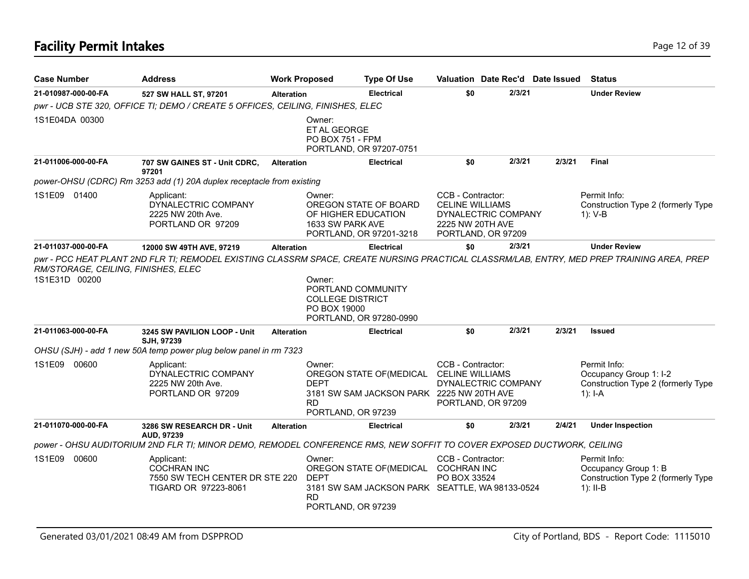# Facility Permit Intakes

| Case Number | Address | Work Proposed | Type Of Use | Valuation | Date Rec'd | Date Issued | Status |
|---|---|---|---|---|---|---|---|
| 21-010987-000-00-FA | 527 SW HALL ST, 97201 | Alteration | Electrical | $0 | 2/3/21 | | Under Review |

*pwr - UCB STE 320, OFFICE TI; DEMO / CREATE 5 OFFICES, CEILING, FINISHES, ELEC*

1S1E04DA 00300

Owner:
ET AL GEORGE
PO BOX 751 - FPM
PORTLAND, OR 97207-0751

| Case Number | Address | Work Proposed | Type Of Use | Valuation | Date Rec'd | Date Issued | Status |
|---|---|---|---|---|---|---|---|
| 21-011006-000-00-FA | 707 SW GAINES ST - Unit CDRC, 97201 | Alteration | Electrical | $0 | 2/3/21 | 2/3/21 | Final |

*power-OHSU (CDRC) Rm 3253 add (1) 20A duplex receptacle from existing*

1S1E09 01400

Applicant:
DYNALECTRIC COMPANY
2225 NW 20th Ave.
PORTLAND OR 97209

Owner:
OREGON STATE OF BOARD OF HIGHER EDUCATION
1633 SW PARK AVE
PORTLAND, OR 97201-3218

CCB - Contractor:
CELINE WILLIAMS
DYNALECTRIC COMPANY
2225 NW 20TH AVE
PORTLAND, OR 97209

Permit Info:
Construction Type 2 (formerly Type 1): V-B

| Case Number | Address | Work Proposed | Type Of Use | Valuation | Date Rec'd | Date Issued | Status |
|---|---|---|---|---|---|---|---|
| 21-011037-000-00-FA | 12000 SW 49TH AVE, 97219 | Alteration | Electrical | $0 | 2/3/21 | | Under Review |

*pwr - PCC HEAT PLANT 2ND FLR TI; REMODEL EXISTING CLASSRM SPACE, CREATE NURSING PRACTICAL CLASSRM/LAB, ENTRY, MED PREP TRAINING AREA, PREP RM/STORAGE, CEILING, FINISHES, ELEC*

1S1E31D 00200

Owner:
PORTLAND COMMUNITY COLLEGE DISTRICT
PO BOX 19000
PORTLAND, OR 97280-0990

| Case Number | Address | Work Proposed | Type Of Use | Valuation | Date Rec'd | Date Issued | Status |
|---|---|---|---|---|---|---|---|
| 21-011063-000-00-FA | 3245 SW PAVILION LOOP - Unit SJH, 97239 | Alteration | Electrical | $0 | 2/3/21 | 2/3/21 | Issued |

*OHSU (SJH) - add 1 new 50A temp power plug below panel in rm 7323*

1S1E09 00600

Applicant:
DYNALECTRIC COMPANY
2225 NW 20th Ave.
PORTLAND OR 97209

Owner:
OREGON STATE OF(MEDICAL DEPT
3181 SW SAM JACKSON PARK RD
PORTLAND, OR 97239

CCB - Contractor:
CELINE WILLIAMS
DYNALECTRIC COMPANY
2225 NW 20TH AVE
PORTLAND, OR 97209

Permit Info:
Occupancy Group 1: I-2
Construction Type 2 (formerly Type 1): I-A

| Case Number | Address | Work Proposed | Type Of Use | Valuation | Date Rec'd | Date Issued | Status |
|---|---|---|---|---|---|---|---|
| 21-011070-000-00-FA | 3286 SW RESEARCH DR - Unit AUD, 97239 | Alteration | Electrical | $0 | 2/3/21 | 2/4/21 | Under Inspection |

*power - OHSU AUDITORIUM 2ND FLR TI; MINOR DEMO, REMODEL CONFERENCE RMS, NEW SOFFIT TO COVER EXPOSED DUCTWORK, CEILING*

1S1E09 00600

Applicant:
COCHRAN INC
7550 SW TECH CENTER DR STE 220
TIGARD OR 97223-8061

Owner:
OREGON STATE OF(MEDICAL DEPT
3181 SW SAM JACKSON PARK RD
PORTLAND, OR 97239

CCB - Contractor:
COCHRAN INC
PO BOX 33524
SEATTLE, WA 98133-0524

Permit Info:
Occupancy Group 1: B
Construction Type 2 (formerly Type 1): II-B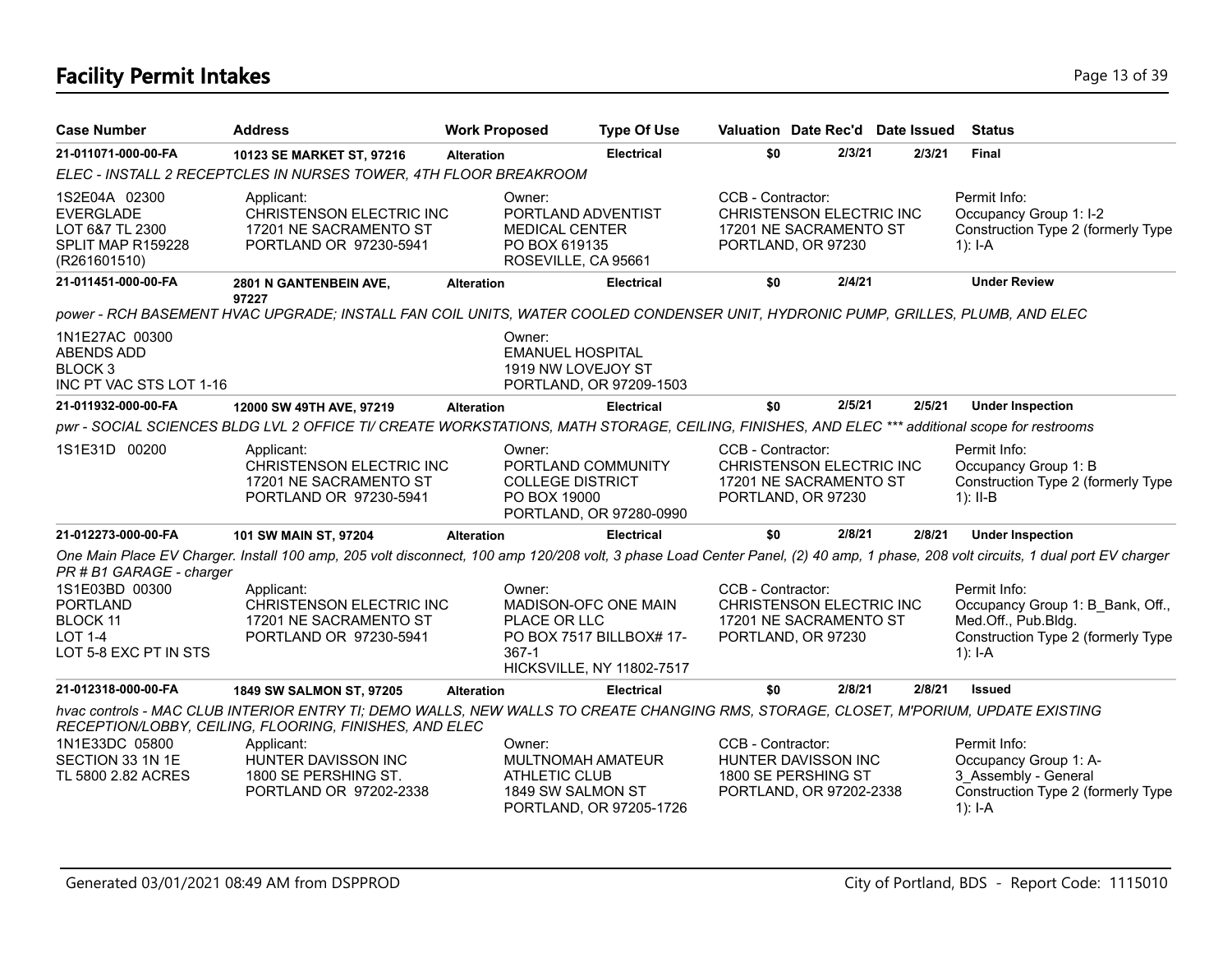# Facility Permit Intakes

| Case Number | Address | Work Proposed | Type Of Use | Valuation | Date Rec'd | Date Issued | Status |
|---|---|---|---|---|---|---|---|
| 21-011071-000-00-FA | 10123 SE MARKET ST, 97216 | Alteration | Electrical | $0 | 2/3/21 | 2/3/21 | Final |

*ELEC - INSTALL 2 RECEPTCLES IN NURSES TOWER, 4TH FLOOR BREAKROOM*

| | | | | |
|---|---|---|---|---|
| 1S2E04A 02300<br>EVERGLADE<br>LOT 6&7 TL 2300<br>SPLIT MAP R159228<br>(R261601510) | Applicant:<br>CHRISTENSON ELECTRIC INC<br>17201 NE SACRAMENTO ST<br>PORTLAND OR 97230-5941 | Owner:<br>PORTLAND ADVENTIST<br>MEDICAL CENTER<br>PO BOX 619135<br>ROSEVILLE, CA 95661 | CCB - Contractor:<br>CHRISTENSON ELECTRIC INC<br>17201 NE SACRAMENTO ST<br>PORTLAND, OR 97230 | Permit Info:<br>Occupancy Group 1: I-2<br>Construction Type 2 (formerly Type 1): I-A |

| Case Number | Address | Work Proposed | Type Of Use | Valuation | Date Rec'd | Date Issued | Status |
|---|---|---|---|---|---|---|---|
| 21-011451-000-00-FA | 2801 N GANTENBEIN AVE, 97227 | Alteration | Electrical | $0 | 2/4/21 | | Under Review |

*power - RCH BASEMENT HVAC UPGRADE; INSTALL FAN COIL UNITS, WATER COOLED CONDENSER UNIT, HYDRONIC PUMP, GRILLES, PLUMB, AND ELEC*

| | | | | |
|---|---|---|---|---|
| 1N1E27AC 00300<br>ABENDS ADD<br>BLOCK 3<br>INC PT VAC STS LOT 1-16 | | Owner:<br>EMANUEL HOSPITAL<br>1919 NW LOVEJOY ST<br>PORTLAND, OR 97209-1503 | | |

| Case Number | Address | Work Proposed | Type Of Use | Valuation | Date Rec'd | Date Issued | Status |
|---|---|---|---|---|---|---|---|
| 21-011932-000-00-FA | 12000 SW 49TH AVE, 97219 | Alteration | Electrical | $0 | 2/5/21 | 2/5/21 | Under Inspection |

*pwr - SOCIAL SCIENCES BLDG LVL 2 OFFICE TI/ CREATE WORKSTATIONS, MATH STORAGE, CEILING, FINISHES, AND ELEC *** additional scope for restrooms*

| | | | | |
|---|---|---|---|---|
| 1S1E31D 00200 | Applicant:<br>CHRISTENSON ELECTRIC INC<br>17201 NE SACRAMENTO ST<br>PORTLAND OR 97230-5941 | Owner:<br>PORTLAND COMMUNITY<br>COLLEGE DISTRICT<br>PO BOX 19000<br>PORTLAND, OR 97280-0990 | CCB - Contractor:<br>CHRISTENSON ELECTRIC INC<br>17201 NE SACRAMENTO ST<br>PORTLAND, OR 97230 | Permit Info:<br>Occupancy Group 1: B<br>Construction Type 2 (formerly Type 1): II-B |

| Case Number | Address | Work Proposed | Type Of Use | Valuation | Date Rec'd | Date Issued | Status |
|---|---|---|---|---|---|---|---|
| 21-012273-000-00-FA | 101 SW MAIN ST, 97204 | Alteration | Electrical | $0 | 2/8/21 | 2/8/21 | Under Inspection |

*One Main Place EV Charger. Install 100 amp, 205 volt disconnect, 100 amp 120/208 volt, 3 phase Load Center Panel, (2) 40 amp, 1 phase, 208 volt circuits, 1 dual port EV charger PR # B1 GARAGE - charger*

| | | | | |
|---|---|---|---|---|
| 1S1E03BD 00300<br>PORTLAND<br>BLOCK 11<br>LOT 1-4<br>LOT 5-8 EXC PT IN STS | Applicant:<br>CHRISTENSON ELECTRIC INC<br>17201 NE SACRAMENTO ST<br>PORTLAND OR 97230-5941 | Owner:<br>MADISON-OFC ONE MAIN<br>PLACE OR LLC<br>PO BOX 7517 BILLBOX# 17-367-1<br>HICKSVILLE, NY 11802-7517 | CCB - Contractor:<br>CHRISTENSON ELECTRIC INC<br>17201 NE SACRAMENTO ST<br>PORTLAND, OR 97230 | Permit Info:<br>Occupancy Group 1: B_Bank, Off., Med.Off., Pub.Bldg.<br>Construction Type 2 (formerly Type 1): I-A |

| Case Number | Address | Work Proposed | Type Of Use | Valuation | Date Rec'd | Date Issued | Status |
|---|---|---|---|---|---|---|---|
| 21-012318-000-00-FA | 1849 SW SALMON ST, 97205 | Alteration | Electrical | $0 | 2/8/21 | 2/8/21 | Issued |

*hvac controls - MAC CLUB INTERIOR ENTRY TI; DEMO WALLS, NEW WALLS TO CREATE CHANGING RMS, STORAGE, CLOSET, M'PORIUM, UPDATE EXISTING RECEPTION/LOBBY, CEILING, FLOORING, FINISHES, AND ELEC*

| | | | | |
|---|---|---|---|---|
| 1N1E33DC 05800<br>SECTION 33 1N 1E<br>TL 5800 2.82 ACRES | Applicant:<br>HUNTER DAVISSON INC<br>1800 SE PERSHING ST.<br>PORTLAND OR 97202-2338 | Owner:<br>MULTNOMAH AMATEUR<br>ATHLETIC CLUB<br>1849 SW SALMON ST<br>PORTLAND, OR 97205-1726 | CCB - Contractor:<br>HUNTER DAVISSON INC<br>1800 SE PERSHING ST<br>PORTLAND, OR 97202-2338 | Permit Info:<br>Occupancy Group 1: A-3_Assembly - General<br>Construction Type 2 (formerly Type 1): I-A |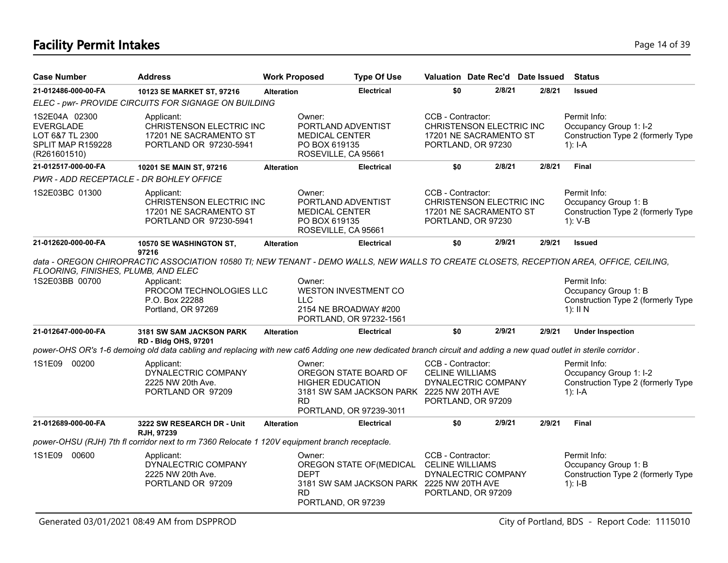## Facility Permit Intakes

| Case Number | Address | Work Proposed | Type Of Use | Valuation | Date Rec'd | Date Issued | Status |
|---|---|---|---|---|---|---|---|
| 21-012486-000-00-FA | 10123 SE MARKET ST, 97216 | Alteration | Electrical | $0 | 2/8/21 | 2/8/21 | Issued |

ELEC - pwr- PROVIDE CIRCUITS FOR SIGNAGE ON BUILDING

| | | | | |
|---|---|---|---|---|
| 1S2E04A 02300 EVERGLADE LOT 6&7 TL 2300 SPLIT MAP R159228 (R261601510) | Applicant: CHRISTENSON ELECTRIC INC 17201 NE SACRAMENTO ST PORTLAND OR 97230-5941 | Owner: PORTLAND ADVENTIST MEDICAL CENTER PO BOX 619135 ROSEVILLE, CA 95661 | CCB - Contractor: CHRISTENSON ELECTRIC INC 17201 NE SACRAMENTO ST PORTLAND, OR 97230 | Permit Info: Occupancy Group 1: I-2 Construction Type 2 (formerly Type 1): I-A |

| Case Number | Address | Work Proposed | Type Of Use | Valuation | Date Rec'd | Date Issued | Status |
|---|---|---|---|---|---|---|---|
| 21-012517-000-00-FA | 10201 SE MAIN ST, 97216 | Alteration | Electrical | $0 | 2/8/21 | 2/8/21 | Final |

PWR - ADD RECEPTACLE - DR BOHLEY OFFICE

| | | | | |
|---|---|---|---|---|
| 1S2E03BC 01300 | Applicant: CHRISTENSON ELECTRIC INC 17201 NE SACRAMENTO ST PORTLAND OR 97230-5941 | Owner: PORTLAND ADVENTIST MEDICAL CENTER PO BOX 619135 ROSEVILLE, CA 95661 | CCB - Contractor: CHRISTENSON ELECTRIC INC 17201 NE SACRAMENTO ST PORTLAND, OR 97230 | Permit Info: Occupancy Group 1: B Construction Type 2 (formerly Type 1): V-B |

| Case Number | Address | Work Proposed | Type Of Use | Valuation | Date Rec'd | Date Issued | Status |
|---|---|---|---|---|---|---|---|
| 21-012620-000-00-FA | 10570 SE WASHINGTON ST, 97216 | Alteration | Electrical | $0 | 2/9/21 | 2/9/21 | Issued |

data - OREGON CHIROPRACTIC ASSOCIATION 10580 TI; NEW TENANT - DEMO WALLS, NEW WALLS TO CREATE CLOSETS, RECEPTION AREA, OFFICE, CEILING, FLOORING, FINISHES, PLUMB, AND ELEC

| | | | | |
|---|---|---|---|---|
| 1S2E03BB 00700 | Applicant: PROCOM TECHNOLOGIES LLC P.O. Box 22288 Portland, OR 97269 | Owner: WESTON INVESTMENT CO LLC 2154 NE BROADWAY #200 PORTLAND, OR 97232-1561 | | Permit Info: Occupancy Group 1: B Construction Type 2 (formerly Type 1): II N |

| Case Number | Address | Work Proposed | Type Of Use | Valuation | Date Rec'd | Date Issued | Status |
|---|---|---|---|---|---|---|---|
| 21-012647-000-00-FA | 3181 SW SAM JACKSON PARK RD - Bldg OHS, 97201 | Alteration | Electrical | $0 | 2/9/21 | 2/9/21 | Under Inspection |

power-OHS OR's 1-6 demoing old data cabling and replacing with new cat6 Adding one new dedicated branch circuit and adding a new quad outlet in sterile corridor .

| | | | | |
|---|---|---|---|---|
| 1S1E09 00200 | Applicant: DYNALECTRIC COMPANY 2225 NW 20th Ave. PORTLAND OR 97209 | Owner: OREGON STATE BOARD OF HIGHER EDUCATION 3181 SW SAM JACKSON PARK RD PORTLAND, OR 97239-3011 | CCB - Contractor: CELINE WILLIAMS DYNALECTRIC COMPANY 2225 NW 20TH AVE PORTLAND, OR 97209 | Permit Info: Occupancy Group 1: I-2 Construction Type 2 (formerly Type 1): I-A |

| Case Number | Address | Work Proposed | Type Of Use | Valuation | Date Rec'd | Date Issued | Status |
|---|---|---|---|---|---|---|---|
| 21-012689-000-00-FA | 3222 SW RESEARCH DR - Unit RJH, 97239 | Alteration | Electrical | $0 | 2/9/21 | 2/9/21 | Final |

power-OHSU (RJH) 7th fl corridor next to rm 7360 Relocate 1 120V equipment branch receptacle.

| | | | | |
|---|---|---|---|---|
| 1S1E09 00600 | Applicant: DYNALECTRIC COMPANY 2225 NW 20th Ave. PORTLAND OR 97209 | Owner: OREGON STATE OF(MEDICAL DEPT 3181 SW SAM JACKSON PARK RD PORTLAND, OR 97239 | CCB - Contractor: CELINE WILLIAMS DYNALECTRIC COMPANY 2225 NW 20TH AVE PORTLAND, OR 97209 | Permit Info: Occupancy Group 1: B Construction Type 2 (formerly Type 1): I-B |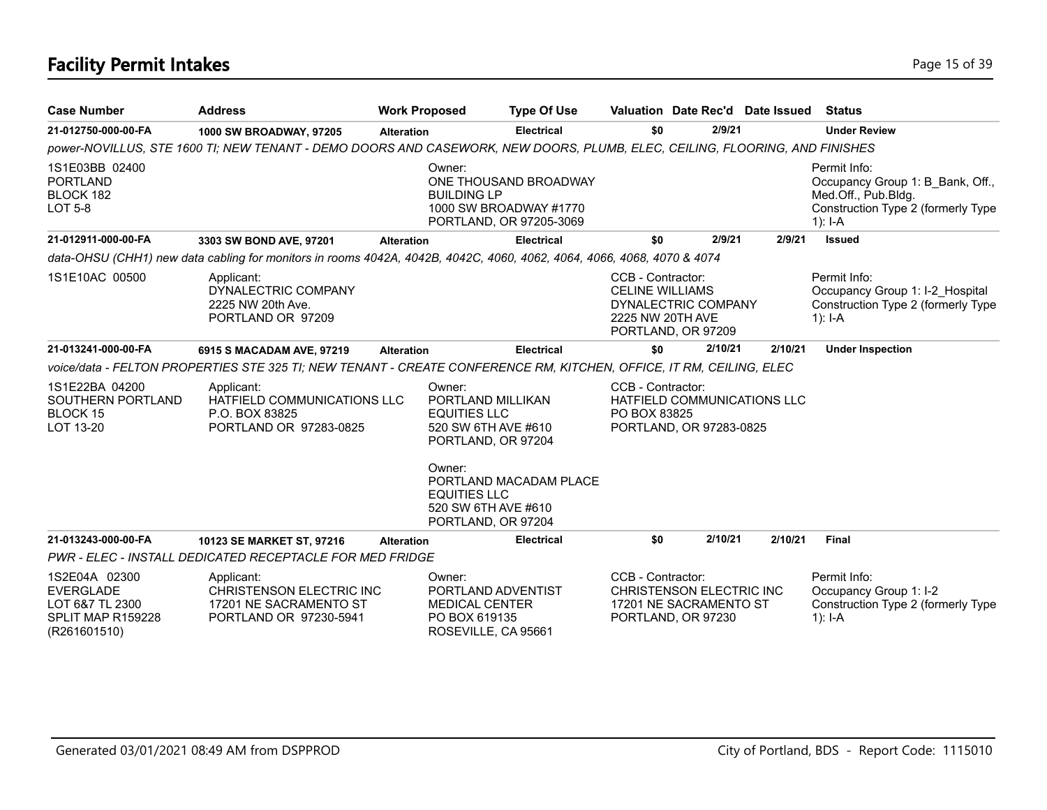# Facility Permit Intakes

| Case Number | Address | Work Proposed | Type Of Use | Valuation | Date Rec'd | Date Issued | Status |
|---|---|---|---|---|---|---|---|
| **21-012750-000-00-FA** | **1000 SW BROADWAY, 97205** | **Alteration** | **Electrical** | **$0** | **2/9/21** | | **Under Review** |
| *power-NOVILLUS, STE 1600 TI; NEW TENANT - DEMO DOORS AND CASEWORK, NEW DOORS, PLUMB, ELEC, CEILING, FLOORING, AND FINISHES* | | | | | | | |
| 1S1E03BB 02400<br>PORTLAND<br>BLOCK 182<br>LOT 5-8 | | Owner:<br>ONE THOUSAND BROADWAY BUILDING LP<br>1000 SW BROADWAY #1770<br>PORTLAND, OR 97205-3069 | | | | | Permit Info:<br>Occupancy Group 1: B_Bank, Off., Med.Off., Pub.Bldg.<br>Construction Type 2 (formerly Type 1): I-A |
| **21-012911-000-00-FA** | **3303 SW BOND AVE, 97201** | **Alteration** | **Electrical** | **$0** | **2/9/21** | **2/9/21** | **Issued** |
| *data-OHSU (CHH1) new data cabling for monitors in rooms 4042A, 4042B, 4042C, 4060, 4062, 4064, 4066, 4068, 4070 & 4074* | | | | | | | |
| 1S1E10AC 00500 | Applicant:<br>DYNALECTRIC COMPANY<br>2225 NW 20th Ave.<br>PORTLAND OR 97209 | | | CCB - Contractor:<br>CELINE WILLIAMS<br>DYNALECTRIC COMPANY<br>2225 NW 20TH AVE<br>PORTLAND, OR 97209 | | | Permit Info:<br>Occupancy Group 1: I-2_Hospital<br>Construction Type 2 (formerly Type 1): I-A |
| **21-013241-000-00-FA** | **6915 S MACADAM AVE, 97219** | **Alteration** | **Electrical** | **$0** | **2/10/21** | **2/10/21** | **Under Inspection** |
| *voice/data - FELTON PROPERTIES STE 325 TI; NEW TENANT - CREATE CONFERENCE RM, KITCHEN, OFFICE, IT RM, CEILING, ELEC* | | | | | | | |
| 1S1E22BA 04200<br>SOUTHERN PORTLAND<br>BLOCK 15<br>LOT 13-20 | Applicant:<br>HATFIELD COMMUNICATIONS LLC<br>P.O. BOX 83825<br>PORTLAND OR 97283-0825 | Owner:<br>PORTLAND MILLIKAN EQUITIES LLC<br>520 SW 6TH AVE #610<br>PORTLAND, OR 97204<br><br>Owner:<br>PORTLAND MACADAM PLACE EQUITIES LLC<br>520 SW 6TH AVE #610<br>PORTLAND, OR 97204 | | CCB - Contractor:<br>HATFIELD COMMUNICATIONS LLC<br>PO BOX 83825<br>PORTLAND, OR 97283-0825 | | | |
| **21-013243-000-00-FA** | **10123 SE MARKET ST, 97216** | **Alteration** | **Electrical** | **$0** | **2/10/21** | **2/10/21** | **Final** |
| *PWR - ELEC - INSTALL DEDICATED RECEPTACLE FOR MED FRIDGE* | | | | | | | |
| 1S2E04A 02300<br>EVERGLADE<br>LOT 6&7 TL 2300<br>SPLIT MAP R159228<br>(R261601510) | Applicant:<br>CHRISTENSON ELECTRIC INC<br>17201 NE SACRAMENTO ST<br>PORTLAND OR 97230-5941 | Owner:<br>PORTLAND ADVENTIST MEDICAL CENTER<br>PO BOX 619135<br>ROSEVILLE, CA 95661 | | CCB - Contractor:<br>CHRISTENSON ELECTRIC INC<br>17201 NE SACRAMENTO ST<br>PORTLAND, OR 97230 | | | Permit Info:<br>Occupancy Group 1: I-2<br>Construction Type 2 (formerly Type 1): I-A |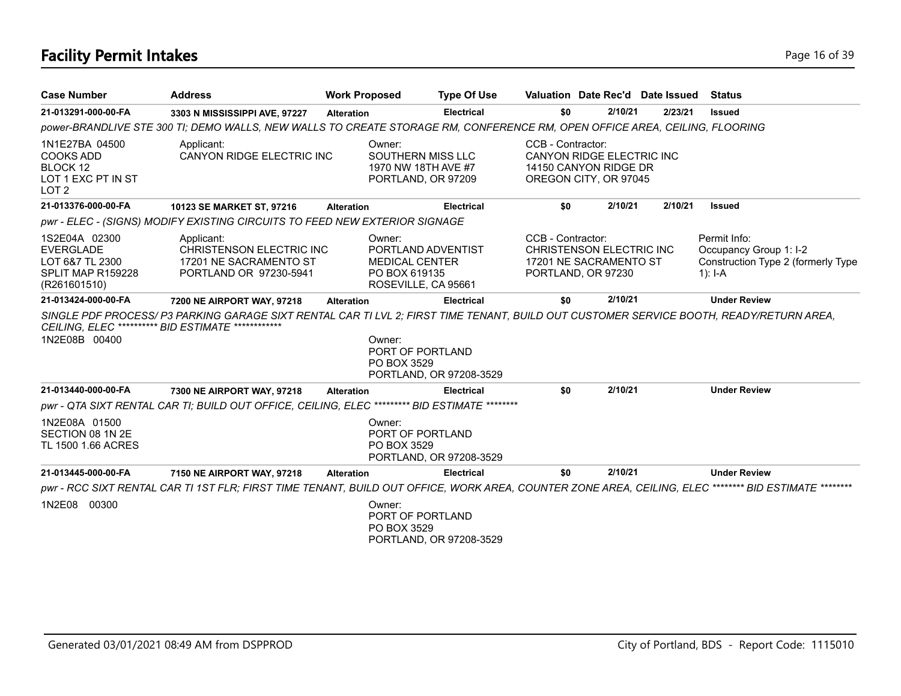# Facility Permit Intakes

| Case Number | Address | Work Proposed | Type Of Use | Valuation | Date Rec'd | Date Issued | Status |
|---|---|---|---|---|---|---|---|
| 21-013291-000-00-FA | 3303 N MISSISSIPPI AVE, 97227 | Alteration | Electrical | $0 | 2/10/21 | 2/23/21 | Issued |

power-BRANDLIVE STE 300 TI; DEMO WALLS, NEW WALLS TO CREATE STORAGE RM, CONFERENCE RM, OPEN OFFICE AREA, CEILING, FLOORING

1N1E27BA 04500
COOKS ADD
BLOCK 12
LOT 1 EXC PT IN ST
LOT 2

Applicant:
CANYON RIDGE ELECTRIC INC

Owner:
SOUTHERN MISS LLC
1970 NW 18TH AVE #7
PORTLAND, OR 97209

CCB - Contractor:
CANYON RIDGE ELECTRIC INC
14150 CANYON RIDGE DR
OREGON CITY, OR 97045

| Case Number | Address | Work Proposed | Type Of Use | Valuation | Date Rec'd | Date Issued | Status |
|---|---|---|---|---|---|---|---|
| 21-013376-000-00-FA | 10123 SE MARKET ST, 97216 | Alteration | Electrical | $0 | 2/10/21 | 2/10/21 | Issued |

pwr - ELEC - (SIGNS) MODIFY EXISTING CIRCUITS TO FEED NEW EXTERIOR SIGNAGE

1S2E04A 02300
EVERGLADE
LOT 6&7 TL 2300
SPLIT MAP R159228
(R261601510)

Applicant:
CHRISTENSON ELECTRIC INC
17201 NE SACRAMENTO ST
PORTLAND OR 97230-5941

Owner:
PORTLAND ADVENTIST
MEDICAL CENTER
PO BOX 619135
ROSEVILLE, CA 95661

CCB - Contractor:
CHRISTENSON ELECTRIC INC
17201 NE SACRAMENTO ST
PORTLAND, OR 97230

Permit Info:
Occupancy Group 1: I-2
Construction Type 2 (formerly Type 1): I-A

| Case Number | Address | Work Proposed | Type Of Use | Valuation | Date Rec'd | Date Issued | Status |
|---|---|---|---|---|---|---|---|
| 21-013424-000-00-FA | 7200 NE AIRPORT WAY, 97218 | Alteration | Electrical | $0 | 2/10/21 | | Under Review |

SINGLE PDF PROCESS/ P3 PARKING GARAGE SIXT RENTAL CAR TI LVL 2; FIRST TIME TENANT, BUILD OUT CUSTOMER SERVICE BOOTH, READY/RETURN AREA, CEILING, ELEC ********** BID ESTIMATE ************

1N2E08B 00400

Owner:
PORT OF PORTLAND
PO BOX 3529
PORTLAND, OR 97208-3529

| Case Number | Address | Work Proposed | Type Of Use | Valuation | Date Rec'd | Date Issued | Status |
|---|---|---|---|---|---|---|---|
| 21-013440-000-00-FA | 7300 NE AIRPORT WAY, 97218 | Alteration | Electrical | $0 | 2/10/21 | | Under Review |

pwr - QTA SIXT RENTAL CAR TI; BUILD OUT OFFICE, CEILING, ELEC ********* BID ESTIMATE ********

1N2E08A 01500
SECTION 08 1N 2E
TL 1500 1.66 ACRES

Owner:
PORT OF PORTLAND
PO BOX 3529
PORTLAND, OR 97208-3529

| Case Number | Address | Work Proposed | Type Of Use | Valuation | Date Rec'd | Date Issued | Status |
|---|---|---|---|---|---|---|---|
| 21-013445-000-00-FA | 7150 NE AIRPORT WAY, 97218 | Alteration | Electrical | $0 | 2/10/21 | | Under Review |

pwr - RCC SIXT RENTAL CAR TI 1ST FLR; FIRST TIME TENANT, BUILD OUT OFFICE, WORK AREA, COUNTER ZONE AREA, CEILING, ELEC ******** BID ESTIMATE ********

1N2E08 00300

Owner:
PORT OF PORTLAND
PO BOX 3529
PORTLAND, OR 97208-3529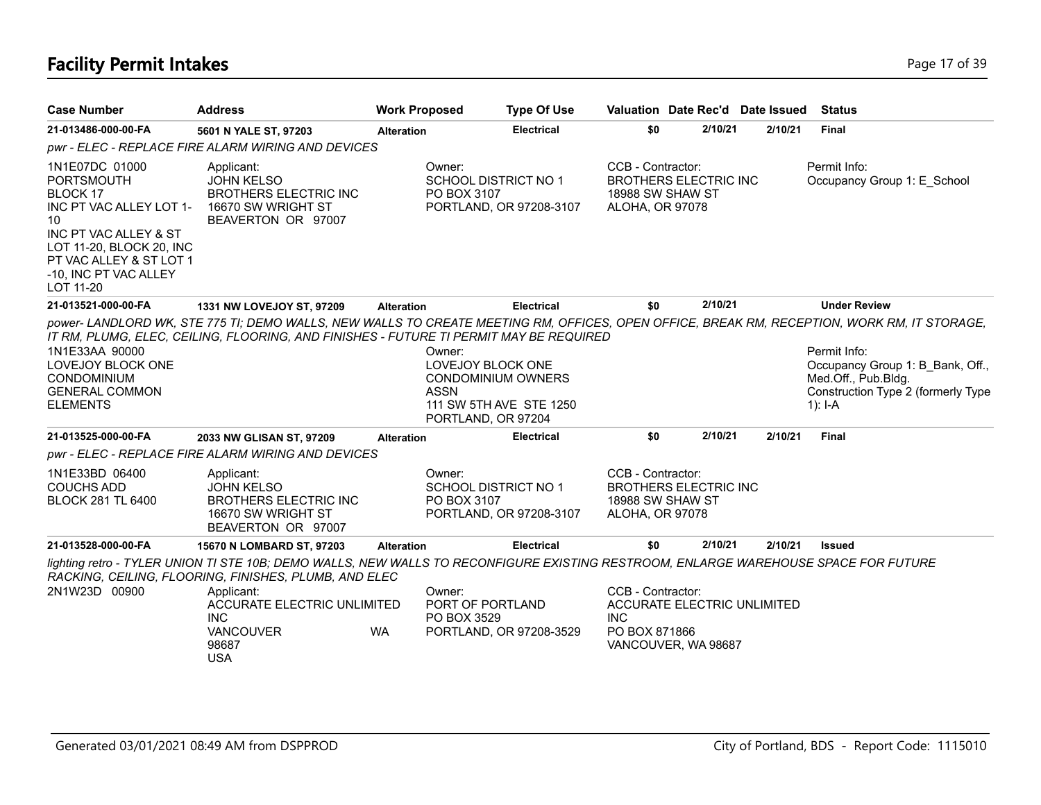# Facility Permit Intakes

| Case Number | Address | Work Proposed | Type Of Use | Valuation | Date Rec'd | Date Issued | Status |
|---|---|---|---|---|---|---|---|
| 21-013486-000-00-FA | 5601 N YALE ST, 97203 | Alteration | Electrical | $0 | 2/10/21 | 2/10/21 | Final |

*pwr - ELEC - REPLACE FIRE ALARM WIRING AND DEVICES*

1N1E07DC 01000
PORTSMOUTH
BLOCK 17
INC PT VAC ALLEY LOT 1-10
INC PT VAC ALLEY & ST LOT 11-20, BLOCK 20, INC PT VAC ALLEY & ST LOT 1-10, INC PT VAC ALLEY LOT 11-20

Applicant:
JOHN KELSO
BROTHERS ELECTRIC INC
16670 SW WRIGHT ST
BEAVERTON OR 97007

Owner:
SCHOOL DISTRICT NO 1
PO BOX 3107
PORTLAND, OR 97208-3107

CCB - Contractor:
BROTHERS ELECTRIC INC
18988 SW SHAW ST
ALOHA, OR 97078

Permit Info:
Occupancy Group 1: E_School

| Case Number | Address | Work Proposed | Type Of Use | Valuation | Date Rec'd | Date Issued | Status |
|---|---|---|---|---|---|---|---|
| 21-013521-000-00-FA | 1331 NW LOVEJOY ST, 97209 | Alteration | Electrical | $0 | 2/10/21 | | Under Review |

*power- LANDLORD WK, STE 775 TI; DEMO WALLS, NEW WALLS TO CREATE MEETING RM, OFFICES, OPEN OFFICE, BREAK RM, RECEPTION, WORK RM, IT STORAGE, IT RM, PLUMG, ELEC, CEILING, FLOORING, AND FINISHES - FUTURE TI PERMIT MAY BE REQUIRED*

1N1E33AA 90000
LOVEJOY BLOCK ONE CONDOMINIUM
GENERAL COMMON ELEMENTS

Owner:
LOVEJOY BLOCK ONE
CONDOMINIUM OWNERS
ASSN
111 SW 5TH AVE STE 1250
PORTLAND, OR 97204

Permit Info:
Occupancy Group 1: B_Bank, Off., Med.Off., Pub.Bldg.
Construction Type 2 (formerly Type 1): I-A

| Case Number | Address | Work Proposed | Type Of Use | Valuation | Date Rec'd | Date Issued | Status |
|---|---|---|---|---|---|---|---|
| 21-013525-000-00-FA | 2033 NW GLISAN ST, 97209 | Alteration | Electrical | $0 | 2/10/21 | 2/10/21 | Final |

*pwr - ELEC - REPLACE FIRE ALARM WIRING AND DEVICES*

1N1E33BD 06400
COUCHS ADD
BLOCK 281 TL 6400

Applicant:
JOHN KELSO
BROTHERS ELECTRIC INC
16670 SW WRIGHT ST
BEAVERTON OR 97007

Owner:
SCHOOL DISTRICT NO 1
PO BOX 3107
PORTLAND, OR 97208-3107

CCB - Contractor:
BROTHERS ELECTRIC INC
18988 SW SHAW ST
ALOHA, OR 97078

| Case Number | Address | Work Proposed | Type Of Use | Valuation | Date Rec'd | Date Issued | Status |
|---|---|---|---|---|---|---|---|
| 21-013528-000-00-FA | 15670 N LOMBARD ST, 97203 | Alteration | Electrical | $0 | 2/10/21 | 2/10/21 | Issued |

*lighting retro - TYLER UNION TI STE 10B; DEMO WALLS, NEW WALLS TO RECONFIGURE EXISTING RESTROOM, ENLARGE WAREHOUSE SPACE FOR FUTURE RACKING, CEILING, FLOORING, FINISHES, PLUMB, AND ELEC*

2N1W23D 00900

Applicant:
ACCURATE ELECTRIC UNLIMITED INC
VANCOUVER WA
98687
USA

Owner:
PORT OF PORTLAND
PO BOX 3529
PORTLAND, OR 97208-3529

CCB - Contractor:
ACCURATE ELECTRIC UNLIMITED INC
PO BOX 871866
VANCOUVER, WA 98687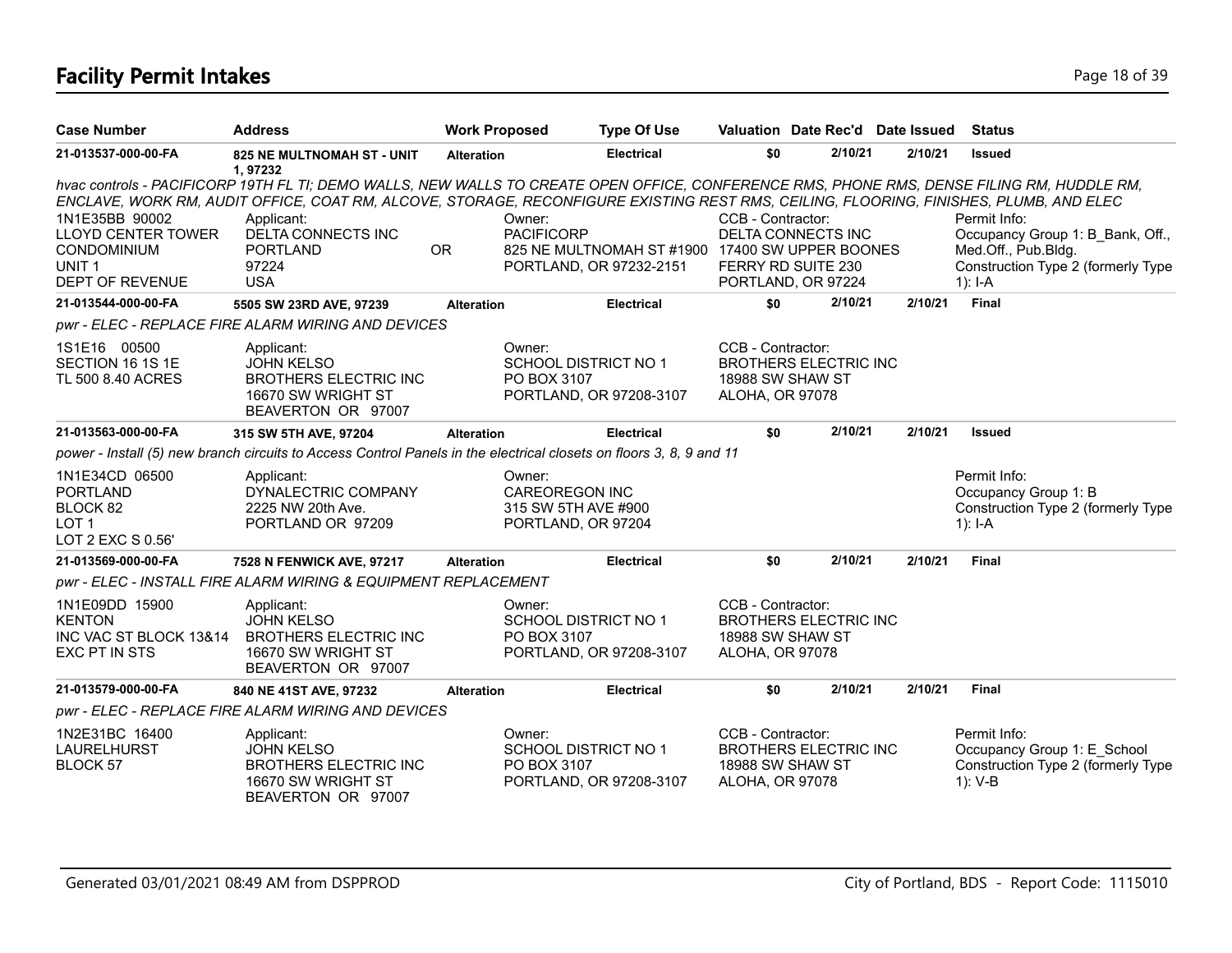# Facility Permit Intakes

| Case Number | Address | Work Proposed | Type Of Use | Valuation | Date Rec'd | Date Issued | Status |
|---|---|---|---|---|---|---|---|
| **21-013537-000-00-FA** | **825 NE MULTNOMAH ST - UNIT 1, 97232** | **Alteration** | **Electrical** | **$0** | **2/10/21** | **2/10/21** | **Issued** |

*hvac controls - PACIFICORP 19TH FL TI; DEMO WALLS, NEW WALLS TO CREATE OPEN OFFICE, CONFERENCE RMS, PHONE RMS, DENSE FILING RM, HUDDLE RM, ENCLAVE, WORK RM, AUDIT OFFICE, COAT RM, ALCOVE, STORAGE, RECONFIGURE EXISTING REST RMS, CEILING, FLOORING, FINISHES, PLUMB, AND ELEC*

1N1E35BB 90002
LLOYD CENTER TOWER CONDOMINIUM
UNIT 1
DEPT OF REVENUE

Applicant:
DELTA CONNECTS INC
PORTLAND OR
97224
USA

Owner:
PACIFICORP
825 NE MULTNOMAH ST #1900
PORTLAND, OR 97232-2151

CCB - Contractor:
DELTA CONNECTS INC
17400 SW UPPER BOONES FERRY RD SUITE 230
PORTLAND, OR 97224

Permit Info:
Occupancy Group 1: B_Bank, Off., Med.Off., Pub.Bldg.
Construction Type 2 (formerly Type 1): I-A

| Case Number | Address | Work Proposed | Type Of Use | Valuation | Date Rec'd | Date Issued | Status |
|---|---|---|---|---|---|---|---|
| **21-013544-000-00-FA** | **5505 SW 23RD AVE, 97239** | **Alteration** | **Electrical** | **$0** | **2/10/21** | **2/10/21** | **Final** |

*pwr - ELEC - REPLACE FIRE ALARM WIRING AND DEVICES*

1S1E16 00500
SECTION 16 1S 1E
TL 500 8.40 ACRES

Applicant:
JOHN KELSO
BROTHERS ELECTRIC INC
16670 SW WRIGHT ST
BEAVERTON OR 97007

Owner:
SCHOOL DISTRICT NO 1
PO BOX 3107
PORTLAND, OR 97208-3107

CCB - Contractor:
BROTHERS ELECTRIC INC
18988 SW SHAW ST
ALOHA, OR 97078

| Case Number | Address | Work Proposed | Type Of Use | Valuation | Date Rec'd | Date Issued | Status |
|---|---|---|---|---|---|---|---|
| **21-013563-000-00-FA** | **315 SW 5TH AVE, 97204** | **Alteration** | **Electrical** | **$0** | **2/10/21** | **2/10/21** | **Issued** |

*power - Install (5) new branch circuits to Access Control Panels in the electrical closets on floors 3, 8, 9 and 11*

1N1E34CD 06500
PORTLAND
BLOCK 82
LOT 1
LOT 2 EXC S 0.56'

Applicant:
DYNALECTRIC COMPANY
2225 NW 20th Ave.
PORTLAND OR 97209

Owner:
CAREOREGON INC
315 SW 5TH AVE #900
PORTLAND, OR 97204

Permit Info:
Occupancy Group 1: B
Construction Type 2 (formerly Type 1): I-A

| Case Number | Address | Work Proposed | Type Of Use | Valuation | Date Rec'd | Date Issued | Status |
|---|---|---|---|---|---|---|---|
| **21-013569-000-00-FA** | **7528 N FENWICK AVE, 97217** | **Alteration** | **Electrical** | **$0** | **2/10/21** | **2/10/21** | **Final** |

*pwr - ELEC - INSTALL FIRE ALARM WIRING & EQUIPMENT REPLACEMENT*

1N1E09DD 15900
KENTON
INC VAC ST BLOCK 13&14
EXC PT IN STS

Applicant:
JOHN KELSO
BROTHERS ELECTRIC INC
16670 SW WRIGHT ST
BEAVERTON OR 97007

Owner:
SCHOOL DISTRICT NO 1
PO BOX 3107
PORTLAND, OR 97208-3107

CCB - Contractor:
BROTHERS ELECTRIC INC
18988 SW SHAW ST
ALOHA, OR 97078

| Case Number | Address | Work Proposed | Type Of Use | Valuation | Date Rec'd | Date Issued | Status |
|---|---|---|---|---|---|---|---|
| **21-013579-000-00-FA** | **840 NE 41ST AVE, 97232** | **Alteration** | **Electrical** | **$0** | **2/10/21** | **2/10/21** | **Final** |

*pwr - ELEC - REPLACE FIRE ALARM WIRING AND DEVICES*

1N2E31BC 16400
LAURELHURST
BLOCK 57

Applicant:
JOHN KELSO
BROTHERS ELECTRIC INC
16670 SW WRIGHT ST
BEAVERTON OR 97007

Owner:
SCHOOL DISTRICT NO 1
PO BOX 3107
PORTLAND, OR 97208-3107

CCB - Contractor:
BROTHERS ELECTRIC INC
18988 SW SHAW ST
ALOHA, OR 97078

Permit Info:
Occupancy Group 1: E_School
Construction Type 2 (formerly Type 1): V-B

Generated 03/01/2021 08:49 AM from DSPPROD

City of Portland, BDS - Report Code: 1115010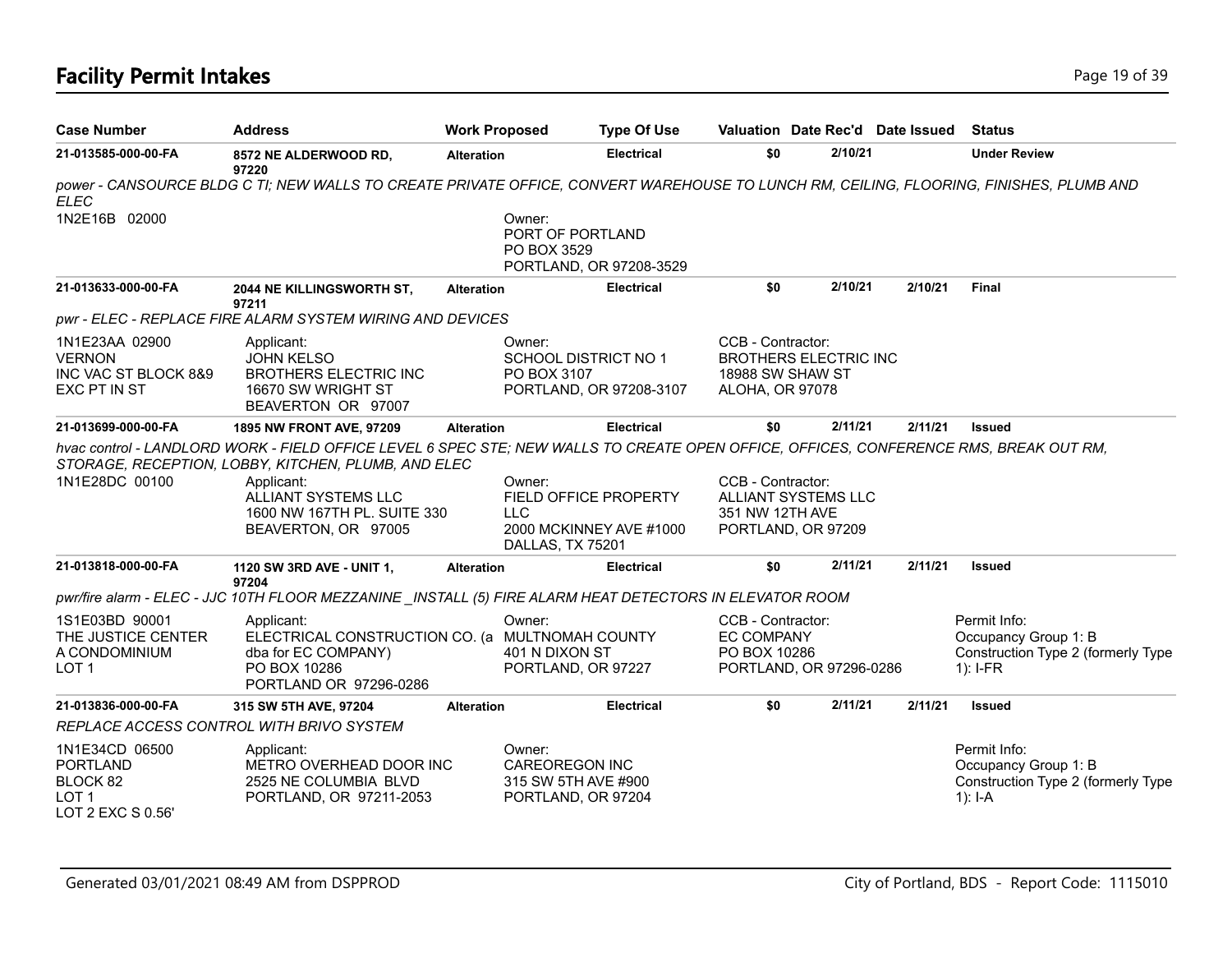# Facility Permit Intakes

| Case Number | Address | Work Proposed | Type Of Use | Valuation | Date Rec'd | Date Issued | Status |
|---|---|---|---|---|---|---|---|
| 21-013585-000-00-FA | 8572 NE ALDERWOOD RD, 97220 | Alteration | Electrical | $0 | 2/10/21 | | Under Review |

*power - CANSOURCE BLDG C TI; NEW WALLS TO CREATE PRIVATE OFFICE, CONVERT WAREHOUSE TO LUNCH RM, CEILING, FLOORING, FINISHES, PLUMB AND ELEC*

1N2E16B 02000

Owner:
PORT OF PORTLAND
PO BOX 3529
PORTLAND, OR 97208-3529

| Case Number | Address | Work Proposed | Type Of Use | Valuation | Date Rec'd | Date Issued | Status |
|---|---|---|---|---|---|---|---|
| 21-013633-000-00-FA | 2044 NE KILLINGSWORTH ST, 97211 | Alteration | Electrical | $0 | 2/10/21 | 2/10/21 | Final |

*pwr - ELEC - REPLACE FIRE ALARM SYSTEM WIRING AND DEVICES*

1N1E23AA 02900
VERNON
INC VAC ST BLOCK 8&9
EXC PT IN ST

Applicant:
JOHN KELSO
BROTHERS ELECTRIC INC
16670 SW WRIGHT ST
BEAVERTON OR 97007

Owner:
SCHOOL DISTRICT NO 1
PO BOX 3107
PORTLAND, OR 97208-3107

CCB - Contractor:
BROTHERS ELECTRIC INC
18988 SW SHAW ST
ALOHA, OR 97078

| Case Number | Address | Work Proposed | Type Of Use | Valuation | Date Rec'd | Date Issued | Status |
|---|---|---|---|---|---|---|---|
| 21-013699-000-00-FA | 1895 NW FRONT AVE, 97209 | Alteration | Electrical | $0 | 2/11/21 | 2/11/21 | Issued |

*hvac control - LANDLORD WORK - FIELD OFFICE LEVEL 6 SPEC STE; NEW WALLS TO CREATE OPEN OFFICE, OFFICES, CONFERENCE RMS, BREAK OUT RM, STORAGE, RECEPTION, LOBBY, KITCHEN, PLUMB, AND ELEC*

1N1E28DC 00100

Applicant:
ALLIANT SYSTEMS LLC
1600 NW 167TH PL. SUITE 330
BEAVERTON, OR 97005

Owner:
FIELD OFFICE PROPERTY
LLC
2000 MCKINNEY AVE #1000
DALLAS, TX 75201

CCB - Contractor:
ALLIANT SYSTEMS LLC
351 NW 12TH AVE
PORTLAND, OR 97209

| Case Number | Address | Work Proposed | Type Of Use | Valuation | Date Rec'd | Date Issued | Status |
|---|---|---|---|---|---|---|---|
| 21-013818-000-00-FA | 1120 SW 3RD AVE - UNIT 1, 97204 | Alteration | Electrical | $0 | 2/11/21 | 2/11/21 | Issued |

*pwr/fire alarm - ELEC - JJC 10TH FLOOR MEZZANINE _INSTALL (5) FIRE ALARM HEAT DETECTORS IN ELEVATOR ROOM*

1S1E03BD 90001
THE JUSTICE CENTER
A CONDOMINIUM
LOT 1

Applicant:
ELECTRICAL CONSTRUCTION CO. (a dba for EC COMPANY)
PO BOX 10286
PORTLAND OR 97296-0286

Owner:
MULTNOMAH COUNTY
401 N DIXON ST
PORTLAND, OR 97227

CCB - Contractor:
EC COMPANY
PO BOX 10286
PORTLAND, OR 97296-0286

Permit Info:
Occupancy Group 1: B
Construction Type 2 (formerly Type 1): I-FR

| Case Number | Address | Work Proposed | Type Of Use | Valuation | Date Rec'd | Date Issued | Status |
|---|---|---|---|---|---|---|---|
| 21-013836-000-00-FA | 315 SW 5TH AVE, 97204 | Alteration | Electrical | $0 | 2/11/21 | 2/11/21 | Issued |

*REPLACE ACCESS CONTROL WITH BRIVO SYSTEM*

1N1E34CD 06500
PORTLAND
BLOCK 82
LOT 1
LOT 2 EXC S 0.56'

Applicant:
METRO OVERHEAD DOOR INC
2525 NE COLUMBIA BLVD
PORTLAND, OR 97211-2053

Owner:
CAREOREGON INC
315 SW 5TH AVE #900
PORTLAND, OR 97204

Permit Info:
Occupancy Group 1: B
Construction Type 2 (formerly Type 1): I-A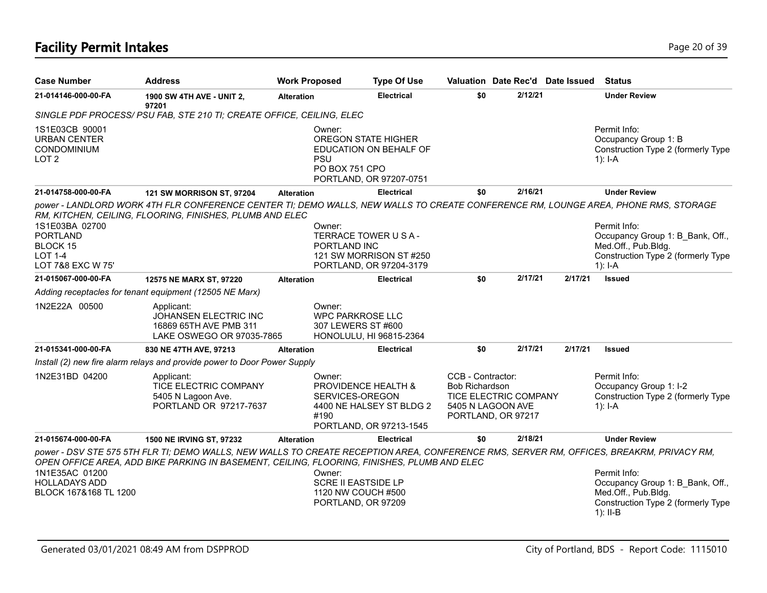# Facility Permit Intakes

| Case Number | Address | Work Proposed | Type Of Use | Valuation | Date Rec'd | Date Issued | Status |
|---|---|---|---|---|---|---|---|
| 21-014146-000-00-FA | 1900 SW 4TH AVE - UNIT 2, 97201 | Alteration | Electrical | $0 | 2/12/21 | | Under Review |
| *SINGLE PDF PROCESS/ PSU FAB, STE 210 TI; CREATE OFFICE, CEILING, ELEC* | | | | | | | |
| 1S1E03CB 90001<br>URBAN CENTER<br>CONDOMINIUM<br>LOT 2 | | Owner:<br>OREGON STATE HIGHER EDUCATION ON BEHALF OF PSU<br>PO BOX 751 CPO<br>PORTLAND, OR 97207-0751 | | | | | Permit Info:<br>Occupancy Group 1: B<br>Construction Type 2 (formerly Type 1): I-A |
| 21-014758-000-00-FA | 121 SW MORRISON ST, 97204 | Alteration | Electrical | $0 | 2/16/21 | | Under Review |
| *power - LANDLORD WORK 4TH FLR CONFERENCE CENTER TI; DEMO WALLS, NEW WALLS TO CREATE CONFERENCE RM, LOUNGE AREA, PHONE RMS, STORAGE RM, KITCHEN, CEILING, FLOORING, FINISHES, PLUMB AND ELEC* | | | | | | | |
| 1S1E03BA 02700<br>PORTLAND<br>BLOCK 15<br>LOT 1-4<br>LOT 7&8 EXC W 75' | | Owner:<br>TERRACE TOWER U S A - PORTLAND INC<br>121 SW MORRISON ST #250<br>PORTLAND, OR 97204-3179 | | | | | Permit Info:<br>Occupancy Group 1: B_Bank, Off., Med.Off., Pub.Bldg.<br>Construction Type 2 (formerly Type 1): I-A |
| 21-015067-000-00-FA | 12575 NE MARX ST, 97220 | Alteration | Electrical | $0 | 2/17/21 | 2/17/21 | Issued |
| *Adding receptacles for tenant equipment (12505 NE Marx)* | | | | | | | |
| 1N2E22A 00500 | Applicant:<br>JOHANSEN ELECTRIC INC<br>16869 65TH AVE PMB 311<br>LAKE OSWEGO OR 97035-7865 | Owner:<br>WPC PARKROSE LLC<br>307 LEWERS ST #600<br>HONOLULU, HI 96815-2364 | | | | | |
| 21-015341-000-00-FA | 830 NE 47TH AVE, 97213 | Alteration | Electrical | $0 | 2/17/21 | 2/17/21 | Issued |
| *Install (2) new fire alarm relays and provide power to Door Power Supply* | | | | | | | |
| 1N2E31BD 04200 | Applicant:<br>TICE ELECTRIC COMPANY<br>5405 N Lagoon Ave.<br>PORTLAND OR 97217-7637 | Owner:<br>PROVIDENCE HEALTH & SERVICES-OREGON<br>4400 NE HALSEY ST BLDG 2 #190<br>PORTLAND, OR 97213-1545 | | CCB - Contractor:<br>Bob Richardson<br>TICE ELECTRIC COMPANY<br>5405 N LAGOON AVE<br>PORTLAND, OR 97217 | | | Permit Info:<br>Occupancy Group 1: I-2<br>Construction Type 2 (formerly Type 1): I-A |
| 21-015674-000-00-FA | 1500 NE IRVING ST, 97232 | Alteration | Electrical | $0 | 2/18/21 | | Under Review |
| *power - DSV STE 575 5TH FLR TI; DEMO WALLS, NEW WALLS TO CREATE RECEPTION AREA, CONFERENCE RMS, SERVER RM, OFFICES, BREAKRM, PRIVACY RM, OPEN OFFICE AREA, ADD BIKE PARKING IN BASEMENT, CEILING, FLOORING, FINISHES, PLUMB AND ELEC* | | | | | | | |
| 1N1E35AC 01200<br>HOLLADAYS ADD<br>BLOCK 167&168 TL 1200 | | Owner:<br>SCRE II EASTSIDE LP<br>1120 NW COUCH #500<br>PORTLAND, OR 97209 | | | | | Permit Info:<br>Occupancy Group 1: B_Bank, Off., Med.Off., Pub.Bldg.<br>Construction Type 2 (formerly Type 1): II-B |

Generated 03/01/2021 08:49 AM from DSPPROD — City of Portland, BDS - Report Code: 1115010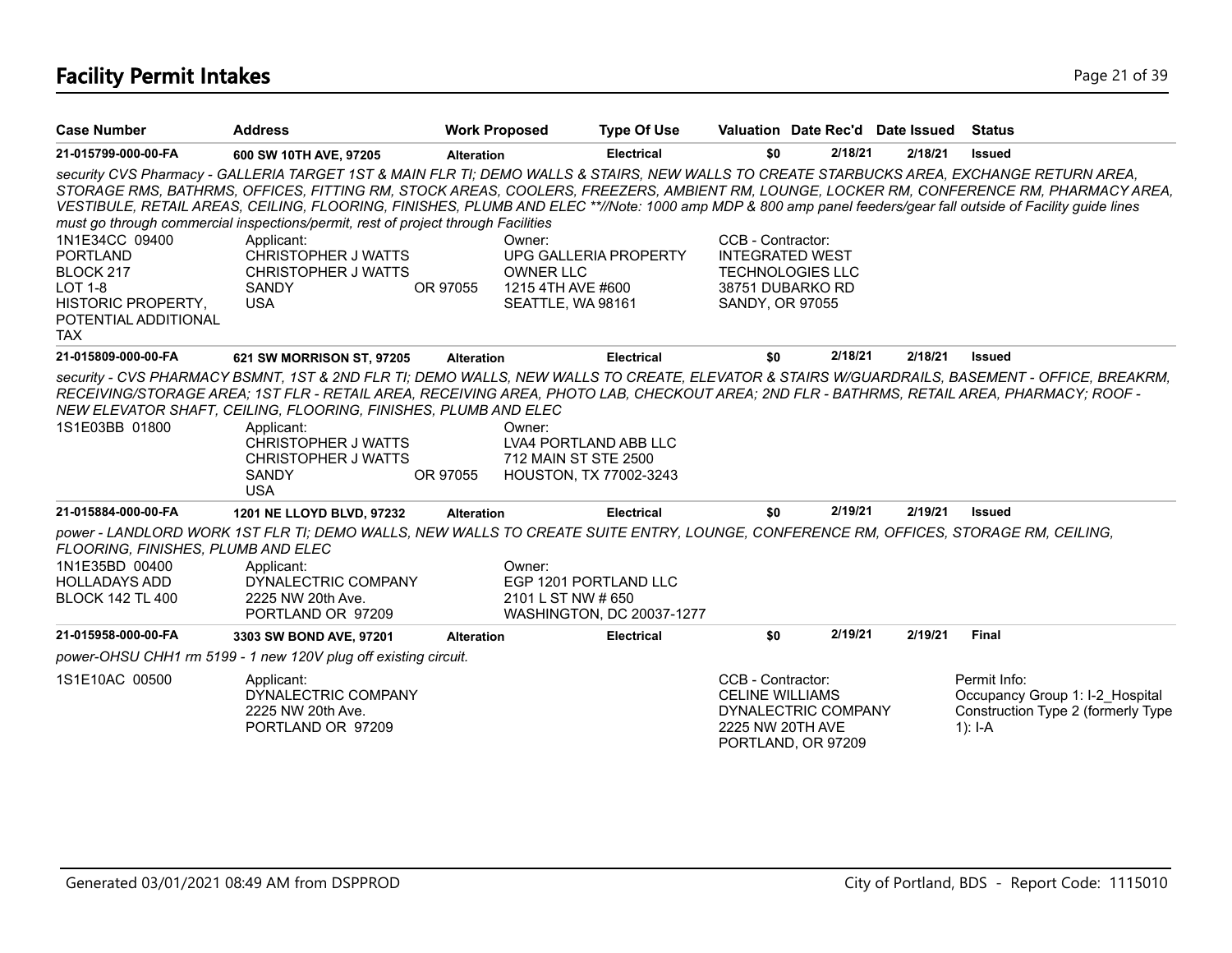## Facility Permit Intakes

| Case Number | Address | Work Proposed | Type Of Use | Valuation | Date Rec'd | Date Issued | Status |
|---|---|---|---|---|---|---|---|
| 21-015799-000-00-FA | 600 SW 10TH AVE, 97205 | Alteration | Electrical | $0 | 2/18/21 | 2/18/21 | Issued |

*security CVS Pharmacy - GALLERIA TARGET 1ST & MAIN FLR TI; DEMO WALLS & STAIRS, NEW WALLS TO CREATE STARBUCKS AREA, EXCHANGE RETURN AREA, STORAGE RMS, BATHRMS, OFFICES, FITTING RM, STOCK AREAS, COOLERS, FREEZERS, AMBIENT RM, LOUNGE, LOCKER RM, CONFERENCE RM, PHARMACY AREA, VESTIBULE, RETAIL AREAS, CEILING, FLOORING, FINISHES, PLUMB AND ELEC **//Note: 1000 amp MDP & 800 amp panel feeders/gear fall outside of Facility guide lines must go through commercial inspections/permit, rest of project through Facilities*

1N1E34CC 09400
PORTLAND
BLOCK 217
LOT 1-8
HISTORIC PROPERTY,
POTENTIAL ADDITIONAL
TAX

Applicant:
CHRISTOPHER J WATTS
CHRISTOPHER J WATTS
SANDY OR 97055
USA

Owner:
UPG GALLERIA PROPERTY
OWNER LLC
1215 4TH AVE #600
SEATTLE, WA 98161

CCB - Contractor:
INTEGRATED WEST
TECHNOLOGIES LLC
38751 DUBARKO RD
SANDY, OR 97055

| Case Number | Address | Work Proposed | Type Of Use | Valuation | Date Rec'd | Date Issued | Status |
|---|---|---|---|---|---|---|---|
| 21-015809-000-00-FA | 621 SW MORRISON ST, 97205 | Alteration | Electrical | $0 | 2/18/21 | 2/18/21 | Issued |

*security - CVS PHARMACY BSMNT, 1ST & 2ND FLR TI; DEMO WALLS, NEW WALLS TO CREATE, ELEVATOR & STAIRS W/GUARDRAILS, BASEMENT - OFFICE, BREAKRM, RECEIVING/STORAGE AREA; 1ST FLR - RETAIL AREA, RECEIVING AREA, PHOTO LAB, CHECKOUT AREA; 2ND FLR - BATHRMS, RETAIL AREA, PHARMACY; ROOF - NEW ELEVATOR SHAFT, CEILING, FLOORING, FINISHES, PLUMB AND ELEC*

1S1E03BB 01800

Applicant:
CHRISTOPHER J WATTS
CHRISTOPHER J WATTS
SANDY OR 97055
USA

Owner:
LVA4 PORTLAND ABB LLC
712 MAIN ST STE 2500
HOUSTON, TX 77002-3243

| Case Number | Address | Work Proposed | Type Of Use | Valuation | Date Rec'd | Date Issued | Status |
|---|---|---|---|---|---|---|---|
| 21-015884-000-00-FA | 1201 NE LLOYD BLVD, 97232 | Alteration | Electrical | $0 | 2/19/21 | 2/19/21 | Issued |

*power - LANDLORD WORK 1ST FLR TI; DEMO WALLS, NEW WALLS TO CREATE SUITE ENTRY, LOUNGE, CONFERENCE RM, OFFICES, STORAGE RM, CEILING, FLOORING, FINISHES, PLUMB AND ELEC*

1N1E35BD 00400
HOLLADAYS ADD
BLOCK 142 TL 400

Applicant:
DYNALECTRIC COMPANY
2225 NW 20th Ave.
PORTLAND OR 97209

Owner:
EGP 1201 PORTLAND LLC
2101 L ST NW # 650
WASHINGTON, DC 20037-1277

| Case Number | Address | Work Proposed | Type Of Use | Valuation | Date Rec'd | Date Issued | Status |
|---|---|---|---|---|---|---|---|
| 21-015958-000-00-FA | 3303 SW BOND AVE, 97201 | Alteration | Electrical | $0 | 2/19/21 | 2/19/21 | Final |

*power-OHSU CHH1 rm 5199 - 1 new 120V plug off existing circuit.*

1S1E10AC 00500

Applicant:
DYNALECTRIC COMPANY
2225 NW 20th Ave.
PORTLAND OR 97209

CCB - Contractor:
CELINE WILLIAMS
DYNALECTRIC COMPANY
2225 NW 20TH AVE
PORTLAND, OR 97209

Permit Info:
Occupancy Group 1: I-2_Hospital
Construction Type 2 (formerly Type 1): I-A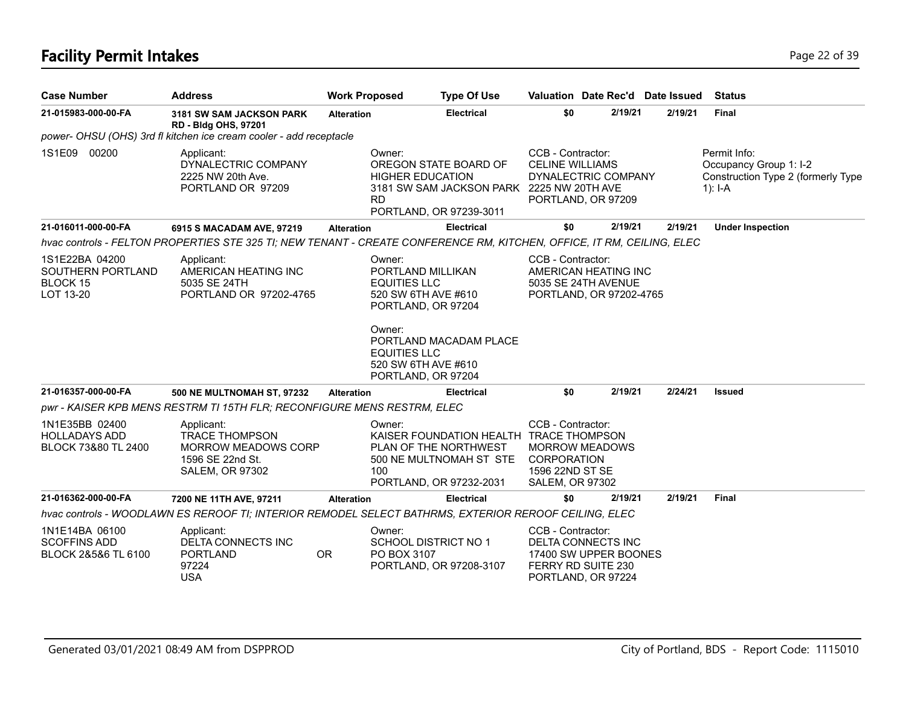# Facility Permit Intakes

| Case Number | Address | Work Proposed | Type Of Use | Valuation | Date Rec'd | Date Issued | Status |
|---|---|---|---|---|---|---|---|
| **21-015983-000-00-FA** | **3181 SW SAM JACKSON PARK RD - Bldg OHS, 97201** | **Alteration** | **Electrical** | **$0** | **2/19/21** | **2/19/21** | **Final** |

*power- OHSU (OHS) 3rd fl kitchen ice cream cooler - add receptacle*

1S1E09 00200

Applicant:
DYNALECTRIC COMPANY
2225 NW 20th Ave.
PORTLAND OR 97209

Owner:
OREGON STATE BOARD OF HIGHER EDUCATION
3181 SW SAM JACKSON PARK RD
PORTLAND, OR 97239-3011

CCB - Contractor:
CELINE WILLIAMS
DYNALECTRIC COMPANY
2225 NW 20TH AVE
PORTLAND, OR 97209

Permit Info:
Occupancy Group 1: I-2
Construction Type 2 (formerly Type 1): I-A

| Case Number | Address | Work Proposed | Type Of Use | Valuation | Date Rec'd | Date Issued | Status |
|---|---|---|---|---|---|---|---|
| **21-016011-000-00-FA** | **6915 S MACADAM AVE, 97219** | **Alteration** | **Electrical** | **$0** | **2/19/21** | **2/19/21** | **Under Inspection** |

*hvac controls - FELTON PROPERTIES STE 325 TI; NEW TENANT - CREATE CONFERENCE RM, KITCHEN, OFFICE, IT RM, CEILING, ELEC*

1S1E22BA 04200
SOUTHERN PORTLAND
BLOCK 15
LOT 13-20

Applicant:
AMERICAN HEATING INC
5035 SE 24TH
PORTLAND OR 97202-4765

Owner:
PORTLAND MILLIKAN EQUITIES LLC
520 SW 6TH AVE #610
PORTLAND, OR 97204

Owner:
PORTLAND MACADAM PLACE EQUITIES LLC
520 SW 6TH AVE #610
PORTLAND, OR 97204

CCB - Contractor:
AMERICAN HEATING INC
5035 SE 24TH AVENUE
PORTLAND, OR 97202-4765

| Case Number | Address | Work Proposed | Type Of Use | Valuation | Date Rec'd | Date Issued | Status |
|---|---|---|---|---|---|---|---|
| **21-016357-000-00-FA** | **500 NE MULTNOMAH ST, 97232** | **Alteration** | **Electrical** | **$0** | **2/19/21** | **2/24/21** | **Issued** |

*pwr - KAISER KPB MENS RESTRM TI 15TH FLR; RECONFIGURE MENS RESTRM, ELEC*

1N1E35BB 02400
HOLLADAYS ADD
BLOCK 73&80 TL 2400

Applicant:
TRACE THOMPSON
MORROW MEADOWS CORP
1596 SE 22nd St.
SALEM, OR 97302

Owner:
KAISER FOUNDATION HEALTH PLAN OF THE NORTHWEST
500 NE MULTNOMAH ST STE 100
PORTLAND, OR 97232-2031

CCB - Contractor:
TRACE THOMPSON
MORROW MEADOWS CORPORATION
1596 22ND ST SE
SALEM, OR 97302

| Case Number | Address | Work Proposed | Type Of Use | Valuation | Date Rec'd | Date Issued | Status |
|---|---|---|---|---|---|---|---|
| **21-016362-000-00-FA** | **7200 NE 11TH AVE, 97211** | **Alteration** | **Electrical** | **$0** | **2/19/21** | **2/19/21** | **Final** |

*hvac controls - WOODLAWN ES REROOF TI; INTERIOR REMODEL SELECT BATHRMS, EXTERIOR REROOF CEILING, ELEC*

1N1E14BA 06100
SCOFFINS ADD
BLOCK 2&5&6 TL 6100

Applicant:
DELTA CONNECTS INC
PORTLAND OR
97224
USA

Owner:
SCHOOL DISTRICT NO 1
PO BOX 3107
PORTLAND, OR 97208-3107

CCB - Contractor:
DELTA CONNECTS INC
17400 SW UPPER BOONES FERRY RD SUITE 230
PORTLAND, OR 97224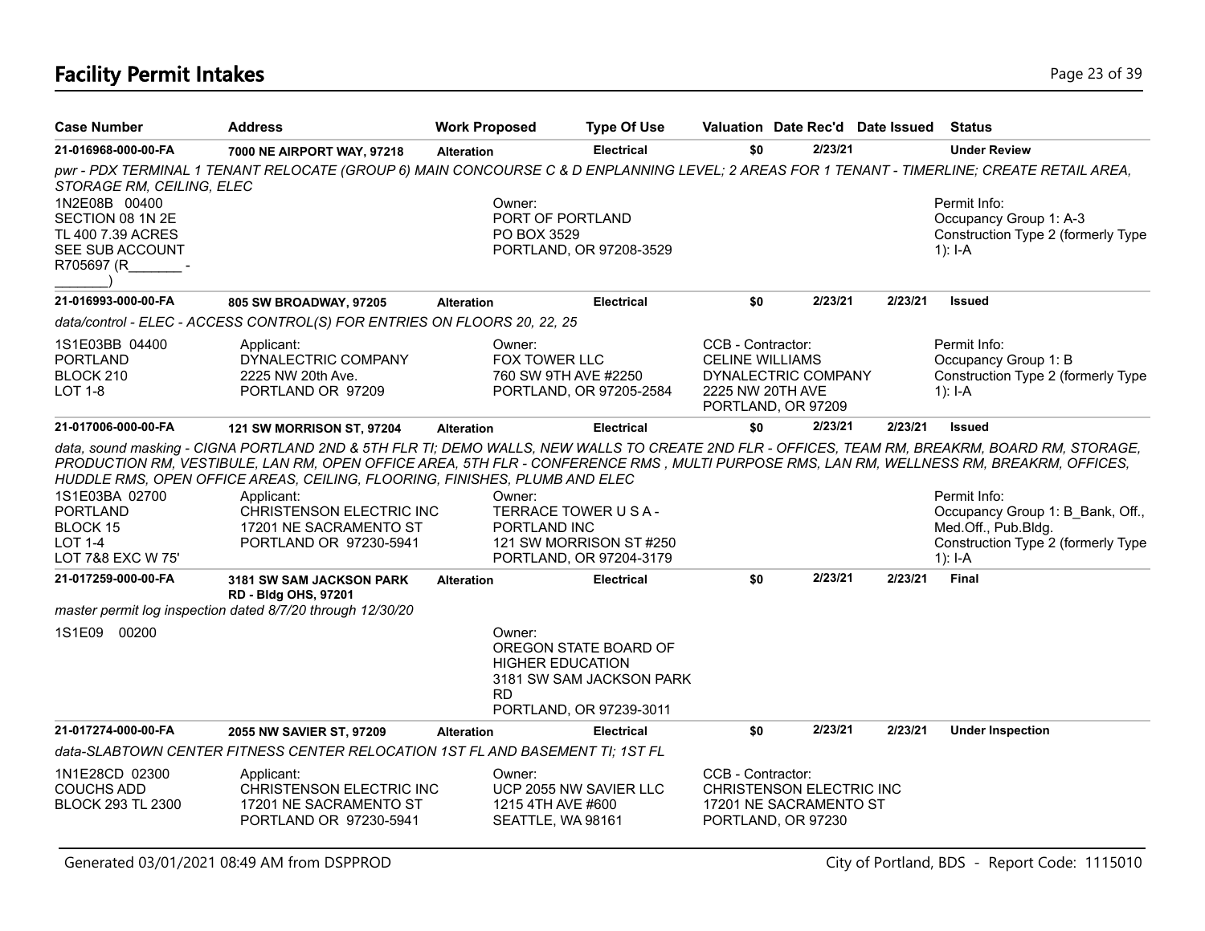## Facility Permit Intakes

| Case Number | Address | Work Proposed | Type Of Use | Valuation | Date Rec'd | Date Issued | Status |
|---|---|---|---|---|---|---|---|
| **21-016968-000-00-FA** | **7000 NE AIRPORT WAY, 97218** | **Alteration** | **Electrical** | **$0** | **2/23/21** | | **Under Review** |

*pwr - PDX TERMINAL 1 TENANT RELOCATE (GROUP 6) MAIN CONCOURSE C & D ENPLANNING LEVEL; 2 AREAS FOR 1 TENANT - TIMERLINE; CREATE RETAIL AREA, STORAGE RM, CEILING, ELEC*

1N2E08B 00400
SECTION 08 1N 2E
TL 400 7.39 ACRES
SEE SUB ACCOUNT
R705697 (R_______ - _______)

Owner:
PORT OF PORTLAND
PO BOX 3529
PORTLAND, OR 97208-3529

Permit Info:
Occupancy Group 1: A-3
Construction Type 2 (formerly Type 1): I-A

---

| Case Number | Address | Work Proposed | Type Of Use | Valuation | Date Rec'd | Date Issued | Status |
|---|---|---|---|---|---|---|---|
| **21-016993-000-00-FA** | **805 SW BROADWAY, 97205** | **Alteration** | **Electrical** | **$0** | **2/23/21** | **2/23/21** | **Issued** |

*data/control - ELEC - ACCESS CONTROL(S) FOR ENTRIES ON FLOORS 20, 22, 25*

1S1E03BB 04400
PORTLAND
BLOCK 210
LOT 1-8

Applicant:
DYNALECTRIC COMPANY
2225 NW 20th Ave.
PORTLAND OR 97209

Owner:
FOX TOWER LLC
760 SW 9TH AVE #2250
PORTLAND, OR 97205-2584

CCB - Contractor:
CELINE WILLIAMS
DYNALECTRIC COMPANY
2225 NW 20TH AVE
PORTLAND, OR 97209

Permit Info:
Occupancy Group 1: B
Construction Type 2 (formerly Type 1): I-A

---

| Case Number | Address | Work Proposed | Type Of Use | Valuation | Date Rec'd | Date Issued | Status |
|---|---|---|---|---|---|---|---|
| **21-017006-000-00-FA** | **121 SW MORRISON ST, 97204** | **Alteration** | **Electrical** | **$0** | **2/23/21** | **2/23/21** | **Issued** |

*data, sound masking - CIGNA PORTLAND 2ND & 5TH FLR TI; DEMO WALLS, NEW WALLS TO CREATE 2ND FLR - OFFICES, TEAM RM, BREAKRM, BOARD RM, STORAGE, PRODUCTION RM, VESTIBULE, LAN RM, OPEN OFFICE AREA, 5TH FLR - CONFERENCE RMS , MULTI PURPOSE RMS, LAN RM, WELLNESS RM, BREAKRM, OFFICES, HUDDLE RMS, OPEN OFFICE AREAS, CEILING, FLOORING, FINISHES, PLUMB AND ELEC*

1S1E03BA 02700
PORTLAND
BLOCK 15
LOT 1-4
LOT 7&8 EXC W 75'

Applicant:
CHRISTENSON ELECTRIC INC
17201 NE SACRAMENTO ST
PORTLAND OR 97230-5941

Owner:
TERRACE TOWER U S A -
PORTLAND INC
121 SW MORRISON ST #250
PORTLAND, OR 97204-3179

Permit Info:
Occupancy Group 1: B_Bank, Off., Med.Off., Pub.Bldg.
Construction Type 2 (formerly Type 1): I-A

---

| Case Number | Address | Work Proposed | Type Of Use | Valuation | Date Rec'd | Date Issued | Status |
|---|---|---|---|---|---|---|---|
| **21-017259-000-00-FA** | **3181 SW SAM JACKSON PARK RD - Bldg OHS, 97201** | **Alteration** | **Electrical** | **$0** | **2/23/21** | **2/23/21** | **Final** |

*master permit log inspection dated 8/7/20 through 12/30/20*

1S1E09 00200

Owner:
OREGON STATE BOARD OF
HIGHER EDUCATION
3181 SW SAM JACKSON PARK
RD
PORTLAND, OR 97239-3011

---

| Case Number | Address | Work Proposed | Type Of Use | Valuation | Date Rec'd | Date Issued | Status |
|---|---|---|---|---|---|---|---|
| **21-017274-000-00-FA** | **2055 NW SAVIER ST, 97209** | **Alteration** | **Electrical** | **$0** | **2/23/21** | **2/23/21** | **Under Inspection** |

*data-SLABTOWN CENTER FITNESS CENTER RELOCATION 1ST FL AND BASEMENT TI; 1ST FL*

1N1E28CD 02300
COUCHS ADD
BLOCK 293 TL 2300

Applicant:
CHRISTENSON ELECTRIC INC
17201 NE SACRAMENTO ST
PORTLAND OR 97230-5941

Owner:
UCP 2055 NW SAVIER LLC
1215 4TH AVE #600
SEATTLE, WA 98161

CCB - Contractor:
CHRISTENSON ELECTRIC INC
17201 NE SACRAMENTO ST
PORTLAND, OR 97230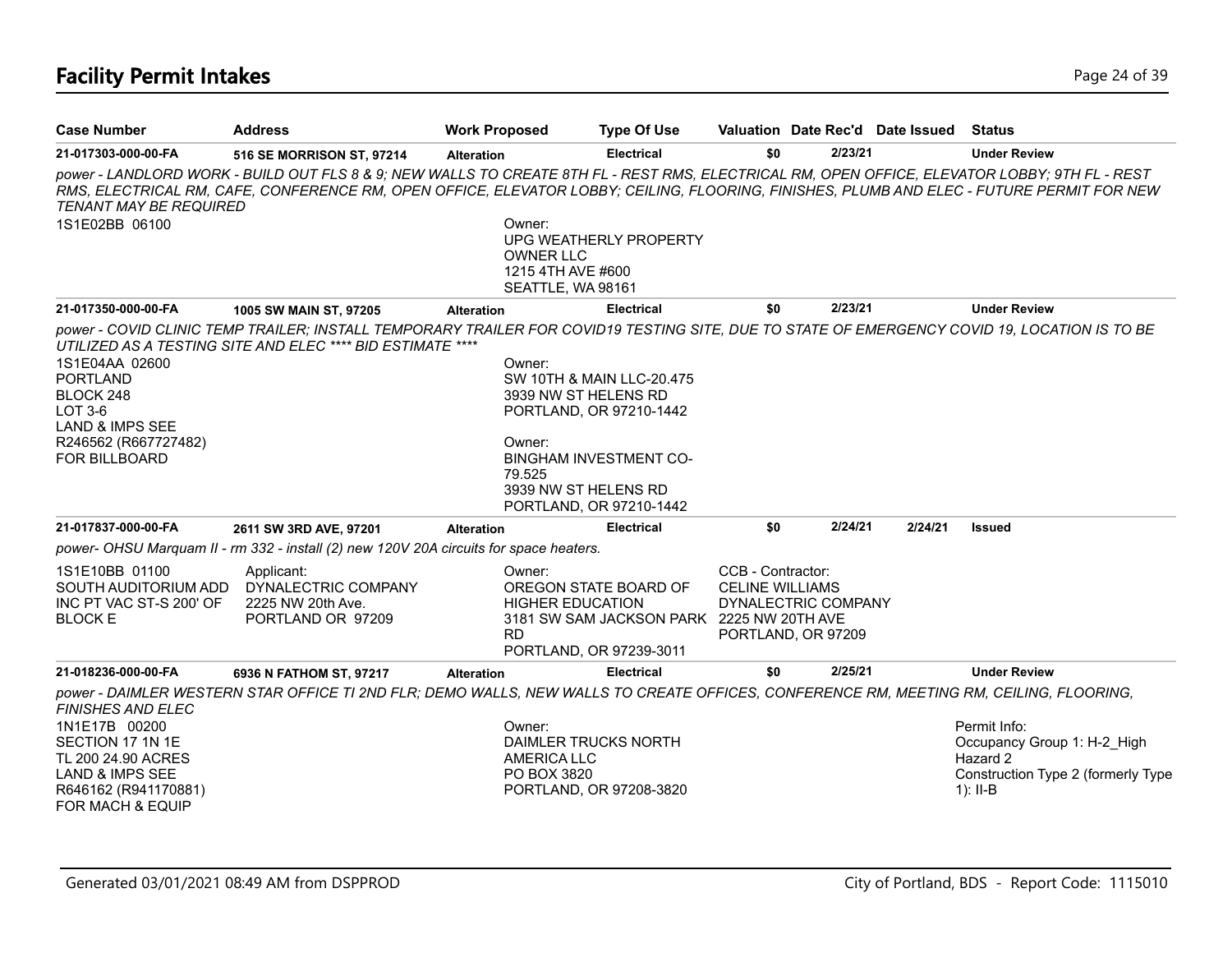## Facility Permit Intakes

| Case Number | Address | Work Proposed | Type Of Use | Valuation | Date Rec'd | Date Issued | Status |
|---|---|---|---|---|---|---|---|
| **21-017303-000-00-FA** | **516 SE MORRISON ST, 97214** | **Alteration** | **Electrical** | **$0** | **2/23/21** | | **Under Review** |

*power - LANDLORD WORK - BUILD OUT FLS 8 & 9; NEW WALLS TO CREATE 8TH FL - REST RMS, ELECTRICAL RM, OPEN OFFICE, ELEVATOR LOBBY; 9TH FL - REST RMS, ELECTRICAL RM, CAFE, CONFERENCE RM, OPEN OFFICE, ELEVATOR LOBBY; CEILING, FLOORING, FINISHES, PLUMB AND ELEC - FUTURE PERMIT FOR NEW TENANT MAY BE REQUIRED*

1S1E02BB 06100

Owner:
UPG WEATHERLY PROPERTY OWNER LLC
1215 4TH AVE #600
SEATTLE, WA 98161

| Case Number | Address | Work Proposed | Type Of Use | Valuation | Date Rec'd | Date Issued | Status |
|---|---|---|---|---|---|---|---|
| **21-017350-000-00-FA** | **1005 SW MAIN ST, 97205** | **Alteration** | **Electrical** | **$0** | **2/23/21** | | **Under Review** |

*power - COVID CLINIC TEMP TRAILER; INSTALL TEMPORARY TRAILER FOR COVID19 TESTING SITE, DUE TO STATE OF EMERGENCY COVID 19, LOCATION IS TO BE UTILIZED AS A TESTING SITE AND ELEC \*\*\*\* BID ESTIMATE \*\*\*\**

1S1E04AA 02600
PORTLAND
BLOCK 248
LOT 3-6
LAND & IMPS SEE
R246562 (R667727482)
FOR BILLBOARD

Owner:
SW 10TH & MAIN LLC-20.475
3939 NW ST HELENS RD
PORTLAND, OR 97210-1442

Owner:
BINGHAM INVESTMENT CO-79.525
3939 NW ST HELENS RD
PORTLAND, OR 97210-1442

| Case Number | Address | Work Proposed | Type Of Use | Valuation | Date Rec'd | Date Issued | Status |
|---|---|---|---|---|---|---|---|
| **21-017837-000-00-FA** | **2611 SW 3RD AVE, 97201** | **Alteration** | **Electrical** | **$0** | **2/24/21** | **2/24/21** | **Issued** |

*power- OHSU Marquam II - rm 332 - install (2) new 120V 20A circuits for space heaters.*

1S1E10BB 01100
SOUTH AUDITORIUM ADD
INC PT VAC ST-S 200' OF
BLOCK E

Applicant:
DYNALECTRIC COMPANY
2225 NW 20th Ave.
PORTLAND OR 97209

Owner:
OREGON STATE BOARD OF HIGHER EDUCATION
3181 SW SAM JACKSON PARK RD
PORTLAND, OR 97239-3011

CCB - Contractor:
CELINE WILLIAMS
DYNALECTRIC COMPANY
2225 NW 20TH AVE
PORTLAND, OR 97209

| Case Number | Address | Work Proposed | Type Of Use | Valuation | Date Rec'd | Date Issued | Status |
|---|---|---|---|---|---|---|---|
| **21-018236-000-00-FA** | **6936 N FATHOM ST, 97217** | **Alteration** | **Electrical** | **$0** | **2/25/21** | | **Under Review** |

*power - DAIMLER WESTERN STAR OFFICE TI 2ND FLR; DEMO WALLS, NEW WALLS TO CREATE OFFICES, CONFERENCE RM, MEETING RM, CEILING, FLOORING, FINISHES AND ELEC*

1N1E17B 00200
SECTION 17 1N 1E
TL 200 24.90 ACRES
LAND & IMPS SEE
R646162 (R941170881)
FOR MACH & EQUIP

Owner:
DAIMLER TRUCKS NORTH AMERICA LLC
PO BOX 3820
PORTLAND, OR 97208-3820

Permit Info:
Occupancy Group 1: H-2_High Hazard 2
Construction Type 2 (formerly Type 1): II-B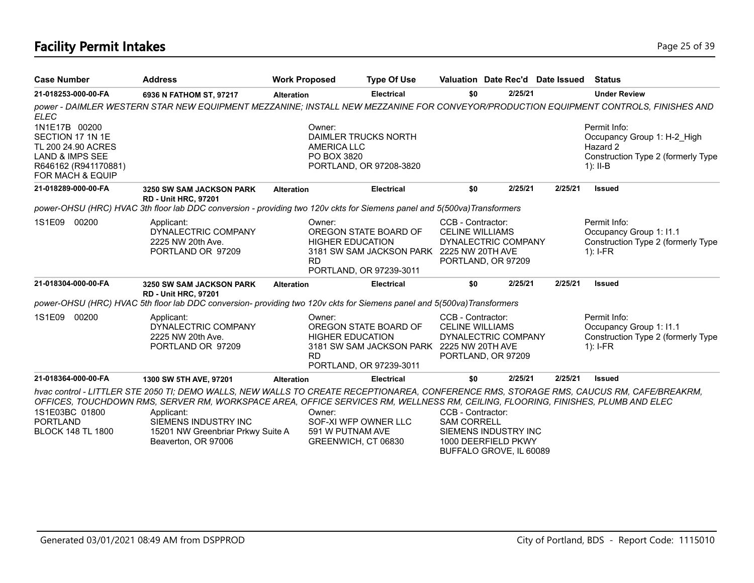# Facility Permit Intakes

| Case Number | Address | Work Proposed | Type Of Use | Valuation | Date Rec'd | Date Issued | Status |
|---|---|---|---|---|---|---|---|
| **21-018253-000-00-FA** | **6936 N FATHOM ST, 97217** | **Alteration** | **Electrical** | **$0** | **2/25/21** | | **Under Review** |

*power - DAIMLER WESTERN STAR NEW EQUIPMENT MEZZANINE; INSTALL NEW MEZZANINE FOR CONVEYOR/PRODUCTION EQUIPMENT CONTROLS, FINISHES AND ELEC*

1N1E17B 00200
SECTION 17 1N 1E
TL 200 24.90 ACRES
LAND & IMPS SEE
R646162 (R941170881)
FOR MACH & EQUIP

Owner:
DAIMLER TRUCKS NORTH AMERICA LLC
PO BOX 3820
PORTLAND, OR 97208-3820

Permit Info:
Occupancy Group 1: H-2_High Hazard 2
Construction Type 2 (formerly Type 1): II-B

| Case Number | Address | Work Proposed | Type Of Use | Valuation | Date Rec'd | Date Issued | Status |
|---|---|---|---|---|---|---|---|
| **21-018289-000-00-FA** | **3250 SW SAM JACKSON PARK RD - Unit HRC, 97201** | **Alteration** | **Electrical** | **$0** | **2/25/21** | **2/25/21** | **Issued** |

*power-OHSU (HRC) HVAC 3th floor lab DDC conversion - providing two 120v ckts for Siemens panel and 5(500va)Transformers*

1S1E09 00200

Applicant:
DYNALECTRIC COMPANY
2225 NW 20th Ave.
PORTLAND OR 97209

Owner:
OREGON STATE BOARD OF HIGHER EDUCATION
3181 SW SAM JACKSON PARK RD
PORTLAND, OR 97239-3011

CCB - Contractor:
CELINE WILLIAMS
DYNALECTRIC COMPANY
2225 NW 20TH AVE
PORTLAND, OR 97209

Permit Info:
Occupancy Group 1: I1.1
Construction Type 2 (formerly Type 1): I-FR

| Case Number | Address | Work Proposed | Type Of Use | Valuation | Date Rec'd | Date Issued | Status |
|---|---|---|---|---|---|---|---|
| **21-018304-000-00-FA** | **3250 SW SAM JACKSON PARK RD - Unit HRC, 97201** | **Alteration** | **Electrical** | **$0** | **2/25/21** | **2/25/21** | **Issued** |

*power-OHSU (HRC) HVAC 5th floor lab DDC conversion- providing two 120v ckts for Siemens panel and 5(500va)Transformers*

1S1E09 00200

Applicant:
DYNALECTRIC COMPANY
2225 NW 20th Ave.
PORTLAND OR 97209

Owner:
OREGON STATE BOARD OF HIGHER EDUCATION
3181 SW SAM JACKSON PARK RD
PORTLAND, OR 97239-3011

CCB - Contractor:
CELINE WILLIAMS
DYNALECTRIC COMPANY
2225 NW 20TH AVE
PORTLAND, OR 97209

Permit Info:
Occupancy Group 1: I1.1
Construction Type 2 (formerly Type 1): I-FR

| Case Number | Address | Work Proposed | Type Of Use | Valuation | Date Rec'd | Date Issued | Status |
|---|---|---|---|---|---|---|---|
| **21-018364-000-00-FA** | **1300 SW 5TH AVE, 97201** | **Alteration** | **Electrical** | **$0** | **2/25/21** | **2/25/21** | **Issued** |

*hvac control - LITTLER STE 2050 TI; DEMO WALLS, NEW WALLS TO CREATE RECEPTIONAREA, CONFERENCE RMS, STORAGE RMS, CAUCUS RM, CAFE/BREAKRM, OFFICES, TOUCHDOWN RMS, SERVER RM, WORKSPACE AREA, OFFICE SERVICES RM, WELLNESS RM, CEILING, FLOORING, FINISHES, PLUMB AND ELEC*

1S1E03BC 01800
PORTLAND
BLOCK 148 TL 1800

Applicant:
SIEMENS INDUSTRY INC
15201 NW Greenbriar Prkwy Suite A
Beaverton, OR 97006

Owner:
SOF-XI WFP OWNER LLC
591 W PUTNAM AVE
GREENWICH, CT 06830

CCB - Contractor:
SAM CORRELL
SIEMENS INDUSTRY INC
1000 DEERFIELD PKWY
BUFFALO GROVE, IL 60089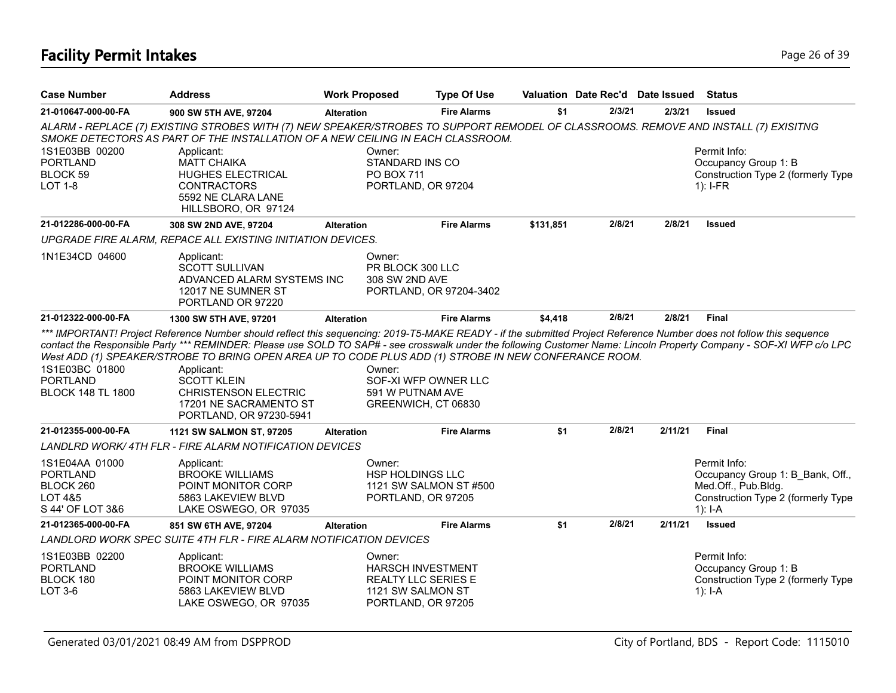# Facility Permit Intakes

| Case Number | Address | Work Proposed | Type Of Use | Valuation | Date Rec'd | Date Issued | Status |
|---|---|---|---|---|---|---|---|
| 21-010647-000-00-FA | 900 SW 5TH AVE, 97204 | Alteration | Fire Alarms | $1 | 2/3/21 | 2/3/21 | Issued |

*ALARM - REPLACE (7) EXISTING STROBES WITH (7) NEW SPEAKER/STROBES TO SUPPORT REMODEL OF CLASSROOMS. REMOVE AND INSTALL (7) EXISITNG SMOKE DETECTORS AS PART OF THE INSTALLATION OF A NEW CEILING IN EACH CLASSROOM.*

1S1E03BB 00200
PORTLAND
BLOCK 59
LOT 1-8

Applicant:
MATT CHAIKA
HUGHES ELECTRICAL CONTRACTORS
5592 NE CLARA LANE
HILLSBORO, OR 97124

Owner:
STANDARD INS CO
PO BOX 711
PORTLAND, OR 97204

Permit Info:
Occupancy Group 1: B
Construction Type 2 (formerly Type 1): I-FR

| Case Number | Address | Work Proposed | Type Of Use | Valuation | Date Rec'd | Date Issued | Status |
|---|---|---|---|---|---|---|---|
| 21-012286-000-00-FA | 308 SW 2ND AVE, 97204 | Alteration | Fire Alarms | $131,851 | 2/8/21 | 2/8/21 | Issued |

*UPGRADE FIRE ALARM, REPACE ALL EXISTING INITIATION DEVICES.*

1N1E34CD 04600

Applicant:
SCOTT SULLIVAN
ADVANCED ALARM SYSTEMS INC
12017 NE SUMNER ST
PORTLAND OR 97220

Owner:
PR BLOCK 300 LLC
308 SW 2ND AVE
PORTLAND, OR 97204-3402

| Case Number | Address | Work Proposed | Type Of Use | Valuation | Date Rec'd | Date Issued | Status |
|---|---|---|---|---|---|---|---|
| 21-012322-000-00-FA | 1300 SW 5TH AVE, 97201 | Alteration | Fire Alarms | $4,418 | 2/8/21 | 2/8/21 | Final |

*\*\*\* IMPORTANT! Project Reference Number should reflect this sequencing: 2019-T5-MAKE READY - if the submitted Project Reference Number does not follow this sequence contact the Responsible Party \*\*\* REMINDER: Please use SOLD TO SAP# - see crosswalk under the following Customer Name: Lincoln Property Company - SOF-XI WFP c/o LPC West ADD (1) SPEAKER/STROBE TO BRING OPEN AREA UP TO CODE PLUS ADD (1) STROBE IN NEW CONFERANCE ROOM.*

1S1E03BC 01800
PORTLAND
BLOCK 148 TL 1800

Applicant:
SCOTT KLEIN
CHRISTENSON ELECTRIC
17201 NE SACRAMENTO ST
PORTLAND, OR 97230-5941

Owner:
SOF-XI WFP OWNER LLC
591 W PUTNAM AVE
GREENWICH, CT 06830

| Case Number | Address | Work Proposed | Type Of Use | Valuation | Date Rec'd | Date Issued | Status |
|---|---|---|---|---|---|---|---|
| 21-012355-000-00-FA | 1121 SW SALMON ST, 97205 | Alteration | Fire Alarms | $1 | 2/8/21 | 2/11/21 | Final |

*LANDLRD WORK/ 4TH FLR - FIRE ALARM NOTIFICATION DEVICES*

1S1E04AA 01000
PORTLAND
BLOCK 260
LOT 4&5
S 44' OF LOT 3&6

Applicant:
BROOKE WILLIAMS
POINT MONITOR CORP
5863 LAKEVIEW BLVD
LAKE OSWEGO, OR 97035

Owner:
HSP HOLDINGS LLC
1121 SW SALMON ST #500
PORTLAND, OR 97205

Permit Info:
Occupancy Group 1: B_Bank, Off., Med.Off., Pub.Bldg.
Construction Type 2 (formerly Type 1): I-A

| Case Number | Address | Work Proposed | Type Of Use | Valuation | Date Rec'd | Date Issued | Status |
|---|---|---|---|---|---|---|---|
| 21-012365-000-00-FA | 851 SW 6TH AVE, 97204 | Alteration | Fire Alarms | $1 | 2/8/21 | 2/11/21 | Issued |

*LANDLORD WORK SPEC SUITE 4TH FLR - FIRE ALARM NOTIFICATION DEVICES*

1S1E03BB 02200
PORTLAND
BLOCK 180
LOT 3-6

Applicant:
BROOKE WILLIAMS
POINT MONITOR CORP
5863 LAKEVIEW BLVD
LAKE OSWEGO, OR 97035

Owner:
HARSCH INVESTMENT REALTY LLC SERIES E
1121 SW SALMON ST
PORTLAND, OR 97205

Permit Info:
Occupancy Group 1: B
Construction Type 2 (formerly Type 1): I-A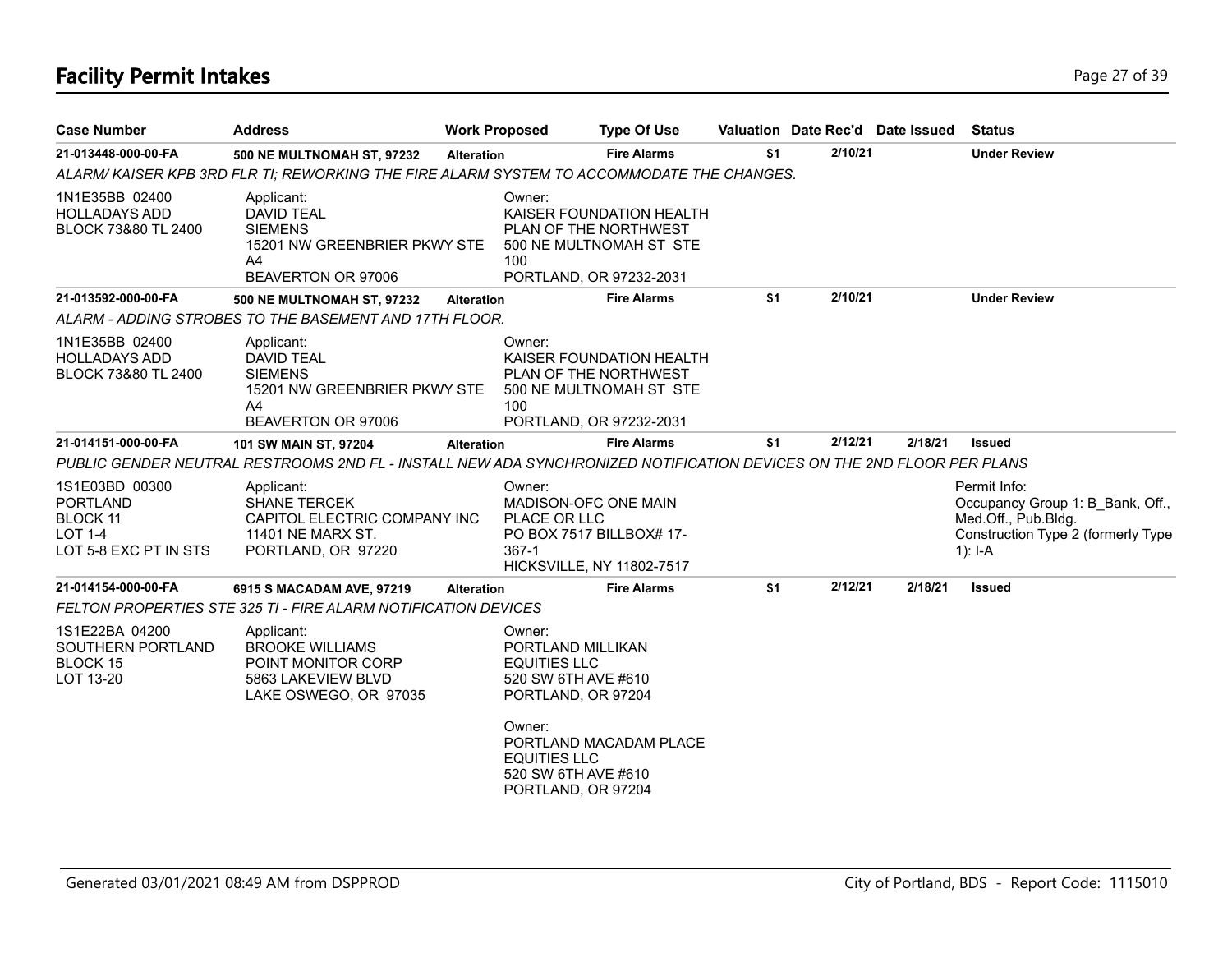# Facility Permit Intakes

| Case Number | Address | Work Proposed | Type Of Use | Valuation | Date Rec'd | Date Issued | Status |
|---|---|---|---|---|---|---|---|
| **21-013448-000-00-FA** | **500 NE MULTNOMAH ST, 97232** | **Alteration** | **Fire Alarms** | **$1** | **2/10/21** | | **Under Review** |

*ALARM/ KAISER KPB 3RD FLR TI; REWORKING THE FIRE ALARM SYSTEM TO ACCOMMODATE THE CHANGES.*

1N1E35BB 02400
HOLLADAYS ADD
BLOCK 73&80 TL 2400

Applicant:
DAVID TEAL
SIEMENS
15201 NW GREENBRIER PKWY STE A4
BEAVERTON OR 97006

Owner:
KAISER FOUNDATION HEALTH PLAN OF THE NORTHWEST
500 NE MULTNOMAH ST STE 100
PORTLAND, OR 97232-2031

| Case Number | Address | Work Proposed | Type Of Use | Valuation | Date Rec'd | Date Issued | Status |
|---|---|---|---|---|---|---|---|
| **21-013592-000-00-FA** | **500 NE MULTNOMAH ST, 97232** | **Alteration** | **Fire Alarms** | **$1** | **2/10/21** | | **Under Review** |

*ALARM - ADDING STROBES TO THE BASEMENT AND 17TH FLOOR.*

1N1E35BB 02400
HOLLADAYS ADD
BLOCK 73&80 TL 2400

Applicant:
DAVID TEAL
SIEMENS
15201 NW GREENBRIER PKWY STE A4
BEAVERTON OR 97006

Owner:
KAISER FOUNDATION HEALTH PLAN OF THE NORTHWEST
500 NE MULTNOMAH ST STE 100
PORTLAND, OR 97232-2031

| Case Number | Address | Work Proposed | Type Of Use | Valuation | Date Rec'd | Date Issued | Status |
|---|---|---|---|---|---|---|---|
| **21-014151-000-00-FA** | **101 SW MAIN ST, 97204** | **Alteration** | **Fire Alarms** | **$1** | **2/12/21** | **2/18/21** | **Issued** |

*PUBLIC GENDER NEUTRAL RESTROOMS 2ND FL - INSTALL NEW ADA SYNCHRONIZED NOTIFICATION DEVICES ON THE 2ND FLOOR PER PLANS*

1S1E03BD 00300
PORTLAND
BLOCK 11
LOT 1-4
LOT 5-8 EXC PT IN STS

Applicant:
SHANE TERCEK
CAPITOL ELECTRIC COMPANY INC
11401 NE MARX ST.
PORTLAND, OR 97220

Owner:
MADISON-OFC ONE MAIN PLACE OR LLC
PO BOX 7517 BILLBOX# 17-367-1
HICKSVILLE, NY 11802-7517

Permit Info:
Occupancy Group 1: B_Bank, Off., Med.Off., Pub.Bldg.
Construction Type 2 (formerly Type 1): I-A

| Case Number | Address | Work Proposed | Type Of Use | Valuation | Date Rec'd | Date Issued | Status |
|---|---|---|---|---|---|---|---|
| **21-014154-000-00-FA** | **6915 S MACADAM AVE, 97219** | **Alteration** | **Fire Alarms** | **$1** | **2/12/21** | **2/18/21** | **Issued** |

*FELTON PROPERTIES STE 325 TI - FIRE ALARM NOTIFICATION DEVICES*

1S1E22BA 04200
SOUTHERN PORTLAND
BLOCK 15
LOT 13-20

Applicant:
BROOKE WILLIAMS
POINT MONITOR CORP
5863 LAKEVIEW BLVD
LAKE OSWEGO, OR 97035

Owner:
PORTLAND MILLIKAN EQUITIES LLC
520 SW 6TH AVE #610
PORTLAND, OR 97204

Owner:
PORTLAND MACADAM PLACE EQUITIES LLC
520 SW 6TH AVE #610
PORTLAND, OR 97204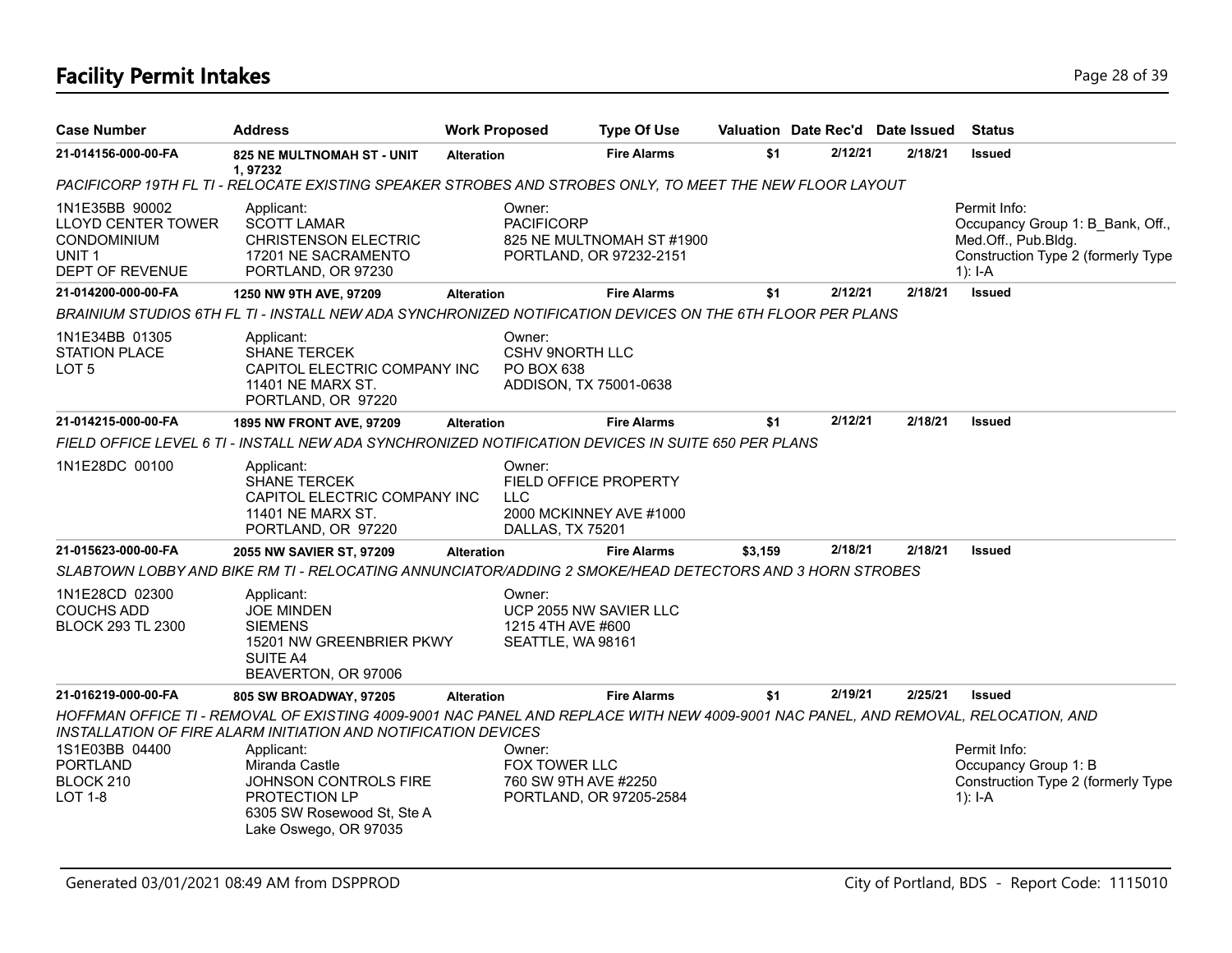# Facility Permit Intakes

| Case Number | Address | Work Proposed | Type Of Use | Valuation | Date Rec'd | Date Issued | Status |
|---|---|---|---|---|---|---|---|
| 21-014156-000-00-FA | 825 NE MULTNOMAH ST - UNIT 1, 97232 | Alteration | Fire Alarms | $1 | 2/12/21 | 2/18/21 | Issued |
| *PACIFICORP 19TH FL TI - RELOCATE EXISTING SPEAKER STROBES AND STROBES ONLY, TO MEET THE NEW FLOOR LAYOUT* | | | | | | | |
| 1N1E35BB 90002<br>LLOYD CENTER TOWER CONDOMINIUM<br>UNIT 1<br>DEPT OF REVENUE | Applicant:<br>SCOTT LAMAR<br>CHRISTENSON ELECTRIC<br>17201 NE SACRAMENTO<br>PORTLAND, OR 97230 | Owner:<br>PACIFICORP<br>825 NE MULTNOMAH ST #1900<br>PORTLAND, OR 97232-2151 | | | | | Permit Info:<br>Occupancy Group 1: B_Bank, Off., Med.Off., Pub.Bldg.<br>Construction Type 2 (formerly Type 1): I-A |
| 21-014200-000-00-FA | 1250 NW 9TH AVE, 97209 | Alteration | Fire Alarms | $1 | 2/12/21 | 2/18/21 | Issued |
| *BRAINIUM STUDIOS 6TH FL TI - INSTALL NEW ADA SYNCHRONIZED NOTIFICATION DEVICES ON THE 6TH FLOOR PER PLANS* | | | | | | | |
| 1N1E34BB 01305<br>STATION PLACE<br>LOT 5 | Applicant:<br>SHANE TERCEK<br>CAPITOL ELECTRIC COMPANY INC<br>11401 NE MARX ST.<br>PORTLAND, OR 97220 | Owner:<br>CSHV 9NORTH LLC<br>PO BOX 638<br>ADDISON, TX 75001-0638 | | | | | |
| 21-014215-000-00-FA | 1895 NW FRONT AVE, 97209 | Alteration | Fire Alarms | $1 | 2/12/21 | 2/18/21 | Issued |
| *FIELD OFFICE LEVEL 6 TI - INSTALL NEW ADA SYNCHRONIZED NOTIFICATION DEVICES IN SUITE 650 PER PLANS* | | | | | | | |
| 1N1E28DC 00100 | Applicant:<br>SHANE TERCEK<br>CAPITOL ELECTRIC COMPANY INC<br>11401 NE MARX ST.<br>PORTLAND, OR 97220 | Owner:<br>FIELD OFFICE PROPERTY LLC<br>2000 MCKINNEY AVE #1000<br>DALLAS, TX 75201 | | | | | |
| 21-015623-000-00-FA | 2055 NW SAVIER ST, 97209 | Alteration | Fire Alarms | $3,159 | 2/18/21 | 2/18/21 | Issued |
| *SLABTOWN LOBBY AND BIKE RM TI - RELOCATING ANNUNCIATOR/ADDING 2 SMOKE/HEAD DETECTORS AND 3 HORN STROBES* | | | | | | | |
| 1N1E28CD 02300<br>COUCHS ADD<br>BLOCK 293 TL 2300 | Applicant:<br>JOE MINDEN<br>SIEMENS<br>15201 NW GREENBRIER PKWY SUITE A4<br>BEAVERTON, OR 97006 | Owner:<br>UCP 2055 NW SAVIER LLC<br>1215 4TH AVE #600<br>SEATTLE, WA 98161 | | | | | |
| 21-016219-000-00-FA | 805 SW BROADWAY, 97205 | Alteration | Fire Alarms | $1 | 2/19/21 | 2/25/21 | Issued |
| *HOFFMAN OFFICE TI - REMOVAL OF EXISTING 4009-9001 NAC PANEL AND REPLACE WITH NEW 4009-9001 NAC PANEL, AND REMOVAL, RELOCATION, AND INSTALLATION OF FIRE ALARM INITIATION AND NOTIFICATION DEVICES* | | | | | | | |
| 1S1E03BB 04400<br>PORTLAND<br>BLOCK 210<br>LOT 1-8 | Applicant:<br>Miranda Castle<br>JOHNSON CONTROLS FIRE PROTECTION LP<br>6305 SW Rosewood St, Ste A<br>Lake Oswego, OR 97035 | Owner:<br>FOX TOWER LLC<br>760 SW 9TH AVE #2250<br>PORTLAND, OR 97205-2584 | | | | | Permit Info:<br>Occupancy Group 1: B<br>Construction Type 2 (formerly Type 1): I-A |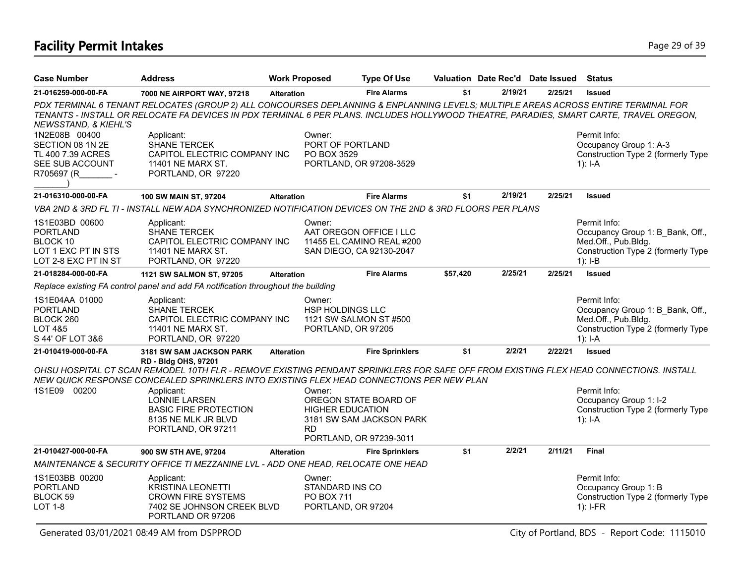# Facility Permit Intakes

| Case Number | Address | Work Proposed | Type Of Use | Valuation | Date Rec'd | Date Issued | Status |
|---|---|---|---|---|---|---|---|
| **21-016259-000-00-FA** | **7000 NE AIRPORT WAY, 97218** | **Alteration** | **Fire Alarms** | **$1** | **2/19/21** | **2/25/21** | **Issued** |

*PDX TERMINAL 6 TENANT RELOCATES (GROUP 2) ALL CONCOURSES DEPLANNING & ENPLANNING LEVELS; MULTIPLE AREAS ACROSS ENTIRE TERMINAL FOR TENANTS - INSTALL OR RELOCATE FA DEVICES IN PDX TERMINAL 6 PER PLANS. INCLUDES HOLLYWOOD THEATRE, PARADIES, SMART CARTE, TRAVEL OREGON, NEWSSTAND, & KIEHL'S*

1N2E08B 00400
SECTION 08 1N 2E
TL 400 7.39 ACRES
SEE SUB ACCOUNT
R705697 (R_______ - _______)

Applicant:
SHANE TERCEK
CAPITOL ELECTRIC COMPANY INC
11401 NE MARX ST.
PORTLAND, OR 97220

Owner:
PORT OF PORTLAND
PO BOX 3529
PORTLAND, OR 97208-3529

Permit Info:
Occupancy Group 1: A-3
Construction Type 2 (formerly Type 1): I-A

| Case Number | Address | Work Proposed | Type Of Use | Valuation | Date Rec'd | Date Issued | Status |
|---|---|---|---|---|---|---|---|
| **21-016310-000-00-FA** | **100 SW MAIN ST, 97204** | **Alteration** | **Fire Alarms** | **$1** | **2/19/21** | **2/25/21** | **Issued** |

*VBA 2ND & 3RD FL TI - INSTALL NEW ADA SYNCHRONIZED NOTIFICATION DEVICES ON THE 2ND & 3RD FLOORS PER PLANS*

1S1E03BD 00600
PORTLAND
BLOCK 10
LOT 1 EXC PT IN STS
LOT 2-8 EXC PT IN ST

Applicant:
SHANE TERCEK
CAPITOL ELECTRIC COMPANY INC
11401 NE MARX ST.
PORTLAND, OR 97220

Owner:
AAT OREGON OFFICE I LLC
11455 EL CAMINO REAL #200
SAN DIEGO, CA 92130-2047

Permit Info:
Occupancy Group 1: B_Bank, Off., Med.Off., Pub.Bldg.
Construction Type 2 (formerly Type 1): I-B

| Case Number | Address | Work Proposed | Type Of Use | Valuation | Date Rec'd | Date Issued | Status |
|---|---|---|---|---|---|---|---|
| **21-018284-000-00-FA** | **1121 SW SALMON ST, 97205** | **Alteration** | **Fire Alarms** | **$57,420** | **2/25/21** | **2/25/21** | **Issued** |

*Replace existing FA control panel and add FA notification throughout the building*

1S1E04AA 01000
PORTLAND
BLOCK 260
LOT 4&5
S 44' OF LOT 3&6

Applicant:
SHANE TERCEK
CAPITOL ELECTRIC COMPANY INC
11401 NE MARX ST.
PORTLAND, OR 97220

Owner:
HSP HOLDINGS LLC
1121 SW SALMON ST #500
PORTLAND, OR 97205

Permit Info:
Occupancy Group 1: B_Bank, Off., Med.Off., Pub.Bldg.
Construction Type 2 (formerly Type 1): I-A

| Case Number | Address | Work Proposed | Type Of Use | Valuation | Date Rec'd | Date Issued | Status |
|---|---|---|---|---|---|---|---|
| **21-010419-000-00-FA** | **3181 SW SAM JACKSON PARK RD - Bldg OHS, 97201** | **Alteration** | **Fire Sprinklers** | **$1** | **2/2/21** | **2/22/21** | **Issued** |

*OHSU HOSPITAL CT SCAN REMODEL 10TH FLR - REMOVE EXISTING PENDANT SPRINKLERS FOR SAFE OFF FROM EXISTING FLEX HEAD CONNECTIONS. INSTALL NEW QUICK RESPONSE CONCEALED SPRINKLERS INTO EXISTING FLEX HEAD CONNECTIONS PER NEW PLAN*

1S1E09 00200

Applicant:
LONNIE LARSEN
BASIC FIRE PROTECTION
8135 NE MLK JR BLVD
PORTLAND, OR 97211

Owner:
OREGON STATE BOARD OF HIGHER EDUCATION
3181 SW SAM JACKSON PARK RD
PORTLAND, OR 97239-3011

Permit Info:
Occupancy Group 1: I-2
Construction Type 2 (formerly Type 1): I-A

| Case Number | Address | Work Proposed | Type Of Use | Valuation | Date Rec'd | Date Issued | Status |
|---|---|---|---|---|---|---|---|
| **21-010427-000-00-FA** | **900 SW 5TH AVE, 97204** | **Alteration** | **Fire Sprinklers** | **$1** | **2/2/21** | **2/11/21** | **Final** |

*MAINTENANCE & SECURITY OFFICE TI MEZZANINE LVL - ADD ONE HEAD, RELOCATE ONE HEAD*

1S1E03BB 00200
PORTLAND
BLOCK 59
LOT 1-8

Applicant:
KRISTINA LEONETTI
CROWN FIRE SYSTEMS
7402 SE JOHNSON CREEK BLVD
PORTLAND OR 97206

Owner:
STANDARD INS CO
PO BOX 711
PORTLAND, OR 97204

Permit Info:
Occupancy Group 1: B
Construction Type 2 (formerly Type 1): I-FR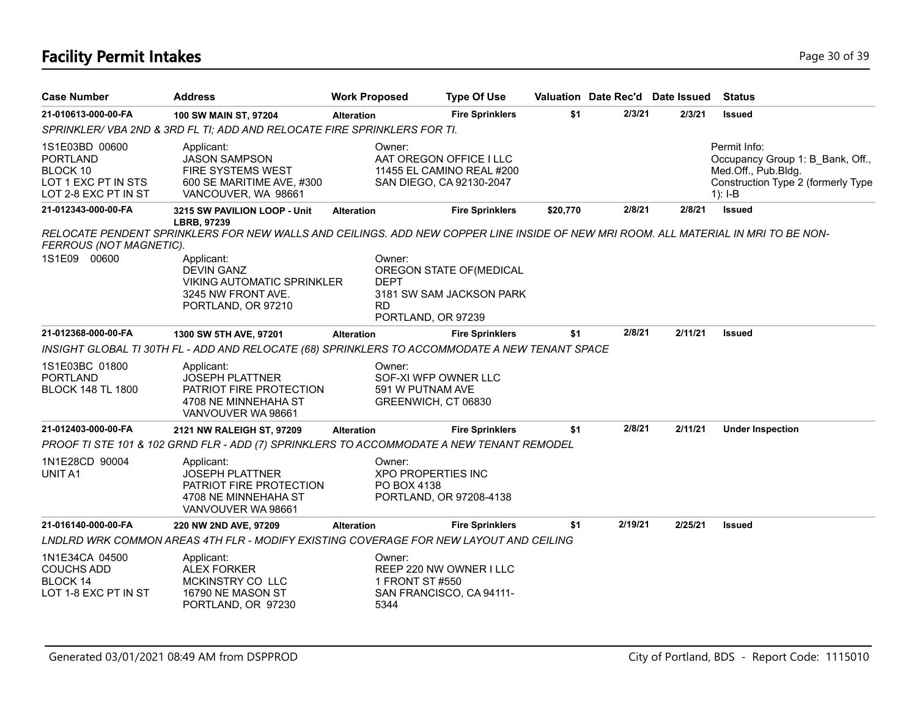# Facility Permit Intakes

| Case Number | Address | Work Proposed | Type Of Use | Valuation | Date Rec'd | Date Issued | Status |
|---|---|---|---|---|---|---|---|
| 21-010613-000-00-FA | 100 SW MAIN ST, 97204 | Alteration | Fire Sprinklers | $1 | 2/3/21 | 2/3/21 | Issued |
| SPRINKLER/ VBA 2ND & 3RD FL TI; ADD AND RELOCATE FIRE SPRINKLERS FOR TI. | | | | | | | |
| 1S1E03BD 00600<br>PORTLAND<br>BLOCK 10<br>LOT 1 EXC PT IN STS<br>LOT 2-8 EXC PT IN ST | Applicant:<br>JASON SAMPSON<br>FIRE SYSTEMS WEST<br>600 SE MARITIME AVE, #300<br>VANCOUVER, WA 98661 | Owner:<br>AAT OREGON OFFICE I LLC<br>11455 EL CAMINO REAL #200<br>SAN DIEGO, CA 92130-2047 | | | | | Permit Info:<br>Occupancy Group 1: B_Bank, Off., Med.Off., Pub.Bldg.<br>Construction Type 2 (formerly Type 1): I-B |
| 21-012343-000-00-FA | 3215 SW PAVILION LOOP - Unit LBRB, 97239 | Alteration | Fire Sprinklers | $20,770 | 2/8/21 | 2/8/21 | Issued |
| RELOCATE PENDENT SPRINKLERS FOR NEW WALLS AND CEILINGS. ADD NEW COPPER LINE INSIDE OF NEW MRI ROOM. ALL MATERIAL IN MRI TO BE NON-FERROUS (NOT MAGNETIC). | | | | | | | |
| 1S1E09 00600 | Applicant:<br>DEVIN GANZ<br>VIKING AUTOMATIC SPRINKLER<br>3245 NW FRONT AVE.<br>PORTLAND, OR 97210 | Owner:<br>OREGON STATE OF(MEDICAL DEPT<br>3181 SW SAM JACKSON PARK RD<br>PORTLAND, OR 97239 | | | | | |
| 21-012368-000-00-FA | 1300 SW 5TH AVE, 97201 | Alteration | Fire Sprinklers | $1 | 2/8/21 | 2/11/21 | Issued |
| INSIGHT GLOBAL TI 30TH FL - ADD AND RELOCATE (68) SPRINKLERS TO ACCOMMODATE A NEW TENANT SPACE | | | | | | | |
| 1S1E03BC 01800<br>PORTLAND<br>BLOCK 148 TL 1800 | Applicant:<br>JOSEPH PLATTNER<br>PATRIOT FIRE PROTECTION<br>4708 NE MINNEHAHA ST<br>VANVOUVER WA 98661 | Owner:<br>SOF-XI WFP OWNER LLC<br>591 W PUTNAM AVE<br>GREENWICH, CT 06830 | | | | | |
| 21-012403-000-00-FA | 2121 NW RALEIGH ST, 97209 | Alteration | Fire Sprinklers | $1 | 2/8/21 | 2/11/21 | Under Inspection |
| PROOF TI STE 101 & 102 GRND FLR - ADD (7) SPRINKLERS TO ACCOMMODATE A NEW TENANT REMODEL | | | | | | | |
| 1N1E28CD 90004<br>UNIT A1 | Applicant:<br>JOSEPH PLATTNER<br>PATRIOT FIRE PROTECTION<br>4708 NE MINNEHAHA ST<br>VANVOUVER WA 98661 | Owner:<br>XPO PROPERTIES INC<br>PO BOX 4138<br>PORTLAND, OR 97208-4138 | | | | | |
| 21-016140-000-00-FA | 220 NW 2ND AVE, 97209 | Alteration | Fire Sprinklers | $1 | 2/19/21 | 2/25/21 | Issued |
| LNDLRD WRK COMMON AREAS 4TH FLR - MODIFY EXISTING COVERAGE FOR NEW LAYOUT AND CEILING | | | | | | | |
| 1N1E34CA 04500<br>COUCHS ADD<br>BLOCK 14<br>LOT 1-8 EXC PT IN ST | Applicant:<br>ALEX FORKER<br>MCKINSTRY CO LLC<br>16790 NE MASON ST<br>PORTLAND, OR 97230 | Owner:<br>REEP 220 NW OWNER I LLC<br>1 FRONT ST #550<br>SAN FRANCISCO, CA 94111-5344 | | | | | |

Generated 03/01/2021 08:49 AM from DSPPROD — City of Portland, BDS - Report Code: 1115010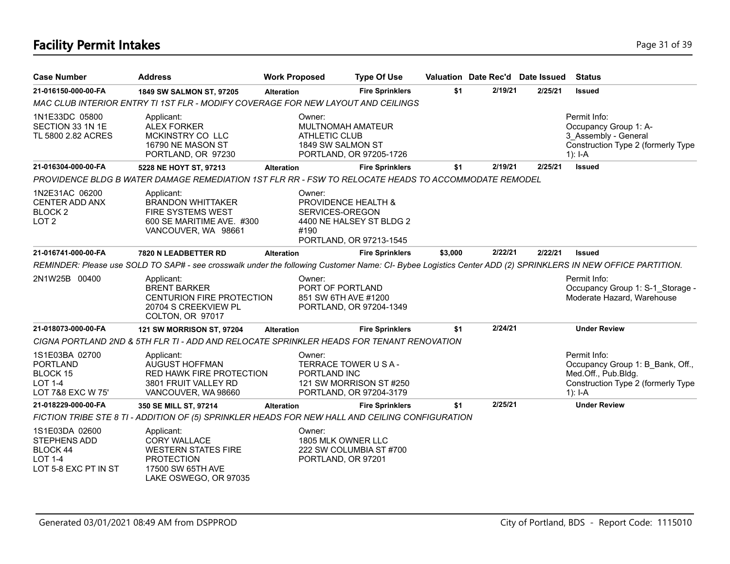# Facility Permit Intakes

| Case Number | Address | Work Proposed | Type Of Use | Valuation | Date Rec'd | Date Issued | Status |
|---|---|---|---|---|---|---|---|
| 21-016150-000-00-FA | 1849 SW SALMON ST, 97205 | Alteration | Fire Sprinklers | $1 | 2/19/21 | 2/25/21 | Issued |
| MAC CLUB INTERIOR ENTRY TI 1ST FLR - MODIFY COVERAGE FOR NEW LAYOUT AND CEILINGS | | | | | | | |
| 1N1E33DC 05800<br>SECTION 33 1N 1E<br>TL 5800 2.82 ACRES | Applicant:<br>ALEX FORKER<br>MCKINSTRY CO LLC<br>16790 NE MASON ST<br>PORTLAND, OR 97230 | Owner:<br>MULTNOMAH AMATEUR<br>ATHLETIC CLUB<br>1849 SW SALMON ST<br>PORTLAND, OR 97205-1726 | | | | | Permit Info:<br>Occupancy Group 1: A-3_Assembly - General<br>Construction Type 2 (formerly Type 1): I-A |
| 21-016304-000-00-FA | 5228 NE HOYT ST, 97213 | Alteration | Fire Sprinklers | $1 | 2/19/21 | 2/25/21 | Issued |
| PROVIDENCE BLDG B WATER DAMAGE REMEDIATION 1ST FLR RR - FSW TO RELOCATE HEADS TO ACCOMMODATE REMODEL | | | | | | | |
| 1N2E31AC 06200<br>CENTER ADD ANX<br>BLOCK 2<br>LOT 2 | Applicant:<br>BRANDON WHITTAKER<br>FIRE SYSTEMS WEST<br>600 SE MARITIME AVE. #300<br>VANCOUVER, WA 98661 | Owner:<br>PROVIDENCE HEALTH &<br>SERVICES-OREGON<br>4400 NE HALSEY ST BLDG 2<br>#190<br>PORTLAND, OR 97213-1545 | | | | | |
| 21-016741-000-00-FA | 7820 N LEADBETTER RD | Alteration | Fire Sprinklers | $3,000 | 2/22/21 | 2/22/21 | Issued |
| REMINDER: Please use SOLD TO SAP# - see crosswalk under the following Customer Name: CI- Bybee Logistics Center ADD (2) SPRINKLERS IN NEW OFFICE PARTITION. | | | | | | | |
| 2N1W25B 00400 | Applicant:<br>BRENT BARKER<br>CENTURION FIRE PROTECTION<br>20704 S CREEKVIEW PL<br>COLTON, OR 97017 | Owner:<br>PORT OF PORTLAND<br>851 SW 6TH AVE #1200<br>PORTLAND, OR 97204-1349 | | | | | Permit Info:<br>Occupancy Group 1: S-1_Storage - Moderate Hazard, Warehouse |
| 21-018073-000-00-FA | 121 SW MORRISON ST, 97204 | Alteration | Fire Sprinklers | $1 | 2/24/21 | | Under Review |
| CIGNA PORTLAND 2ND & 5TH FLR TI - ADD AND RELOCATE SPRINKLER HEADS FOR TENANT RENOVATION | | | | | | | |
| 1S1E03BA 02700<br>PORTLAND<br>BLOCK 15<br>LOT 1-4<br>LOT 7&8 EXC W 75' | Applicant:<br>AUGUST HOFFMAN<br>RED HAWK FIRE PROTECTION<br>3801 FRUIT VALLEY RD<br>VANCOUVER, WA 98660 | Owner:<br>TERRACE TOWER U S A -<br>PORTLAND INC<br>121 SW MORRISON ST #250<br>PORTLAND, OR 97204-3179 | | | | | Permit Info:<br>Occupancy Group 1: B_Bank, Off., Med.Off., Pub.Bldg.<br>Construction Type 2 (formerly Type 1): I-A |
| 21-018229-000-00-FA | 350 SE MILL ST, 97214 | Alteration | Fire Sprinklers | $1 | 2/25/21 | | Under Review |
| FICTION TRIBE STE 8 TI - ADDITION OF (5) SPRINKLER HEADS FOR NEW HALL AND CEILING CONFIGURATION | | | | | | | |
| 1S1E03DA 02600<br>STEPHENS ADD<br>BLOCK 44<br>LOT 1-4<br>LOT 5-8 EXC PT IN ST | Applicant:<br>CORY WALLACE<br>WESTERN STATES FIRE<br>PROTECTION<br>17500 SW 65TH AVE<br>LAKE OSWEGO, OR 97035 | Owner:<br>1805 MLK OWNER LLC<br>222 SW COLUMBIA ST #700<br>PORTLAND, OR 97201 | | | | | |

Generated 03/01/2021 08:49 AM from DSPPROD — City of Portland, BDS - Report Code: 1115010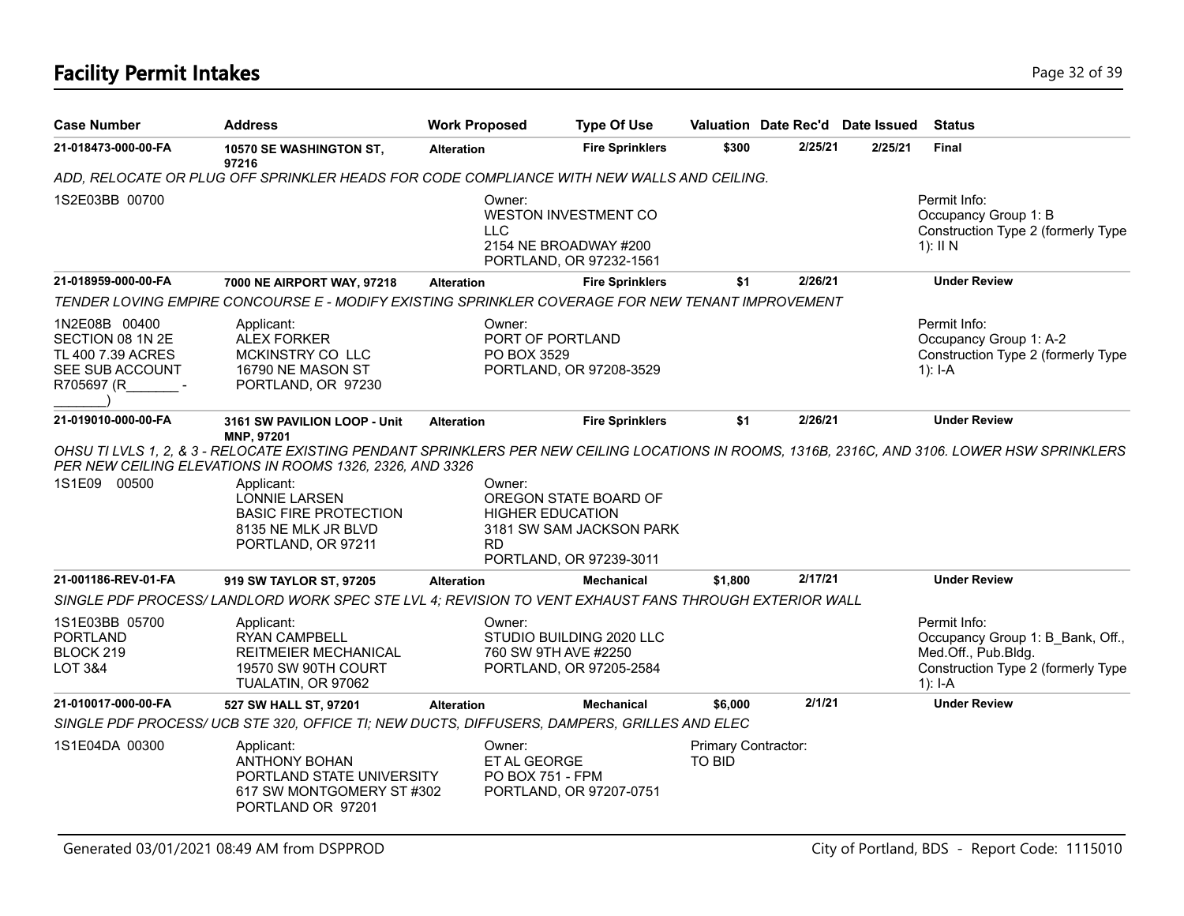# Facility Permit Intakes

| Case Number | Address | Work Proposed | Type Of Use | Valuation | Date Rec'd | Date Issued | Status |
|---|---|---|---|---|---|---|---|
| 21-018473-000-00-FA | 10570 SE WASHINGTON ST, 97216 | Alteration | Fire Sprinklers | $300 | 2/25/21 | 2/25/21 | Final |
| *ADD, RELOCATE OR PLUG OFF SPRINKLER HEADS FOR CODE COMPLIANCE WITH NEW WALLS AND CEILING.* | | | | | | | |
| 1S2E03BB 00700 | | Owner: WESTON INVESTMENT CO LLC 2154 NE BROADWAY #200 PORTLAND, OR 97232-1561 | | | | | Permit Info: Occupancy Group 1: B Construction Type 2 (formerly Type 1): II N |
| 21-018959-000-00-FA | 7000 NE AIRPORT WAY, 97218 | Alteration | Fire Sprinklers | $1 | 2/26/21 | | Under Review |
| *TENDER LOVING EMPIRE CONCOURSE E - MODIFY EXISTING SPRINKLER COVERAGE FOR NEW TENANT IMPROVEMENT* | | | | | | | |
| 1N2E08B 00400 SECTION 08 1N 2E TL 400 7.39 ACRES SEE SUB ACCOUNT R705697 (R_______ - _______) | Applicant: ALEX FORKER MCKINSTRY CO LLC 16790 NE MASON ST PORTLAND, OR 97230 | Owner: PORT OF PORTLAND PO BOX 3529 PORTLAND, OR 97208-3529 | | | | | Permit Info: Occupancy Group 1: A-2 Construction Type 2 (formerly Type 1): I-A |
| 21-019010-000-00-FA | 3161 SW PAVILION LOOP - Unit MNP, 97201 | Alteration | Fire Sprinklers | $1 | 2/26/21 | | Under Review |
| *OHSU TI LVLS 1, 2, & 3 - RELOCATE EXISTING PENDANT SPRINKLERS PER NEW CEILING LOCATIONS IN ROOMS, 1316B, 2316C, AND 3106. LOWER HSW SPRINKLERS PER NEW CEILING ELEVATIONS IN ROOMS 1326, 2326, AND 3326* | | | | | | | |
| 1S1E09 00500 | Applicant: LONNIE LARSEN BASIC FIRE PROTECTION 8135 NE MLK JR BLVD PORTLAND, OR 97211 | Owner: OREGON STATE BOARD OF HIGHER EDUCATION 3181 SW SAM JACKSON PARK RD PORTLAND, OR 97239-3011 | | | | | |
| 21-001186-REV-01-FA | 919 SW TAYLOR ST, 97205 | Alteration | Mechanical | $1,800 | 2/17/21 | | Under Review |
| *SINGLE PDF PROCESS/ LANDLORD WORK SPEC STE LVL 4; REVISION TO VENT EXHAUST FANS THROUGH EXTERIOR WALL* | | | | | | | |
| 1S1E03BB 05700 PORTLAND BLOCK 219 LOT 3&4 | Applicant: RYAN CAMPBELL REITMEIER MECHANICAL 19570 SW 90TH COURT TUALATIN, OR 97062 | Owner: STUDIO BUILDING 2020 LLC 760 SW 9TH AVE #2250 PORTLAND, OR 97205-2584 | | | | | Permit Info: Occupancy Group 1: B_Bank, Off., Med.Off., Pub.Bldg. Construction Type 2 (formerly Type 1): I-A |
| 21-010017-000-00-FA | 527 SW HALL ST, 97201 | Alteration | Mechanical | $6,000 | 2/1/21 | | Under Review |
| *SINGLE PDF PROCESS/ UCB STE 320, OFFICE TI; NEW DUCTS, DIFFUSERS, DAMPERS, GRILLES AND ELEC* | | | | | | | |
| 1S1E04DA 00300 | Applicant: ANTHONY BOHAN PORTLAND STATE UNIVERSITY 617 SW MONTGOMERY ST #302 PORTLAND OR 97201 | Owner: ET AL GEORGE PO BOX 751 - FPM PORTLAND, OR 97207-0751 | | Primary Contractor: TO BID | | | |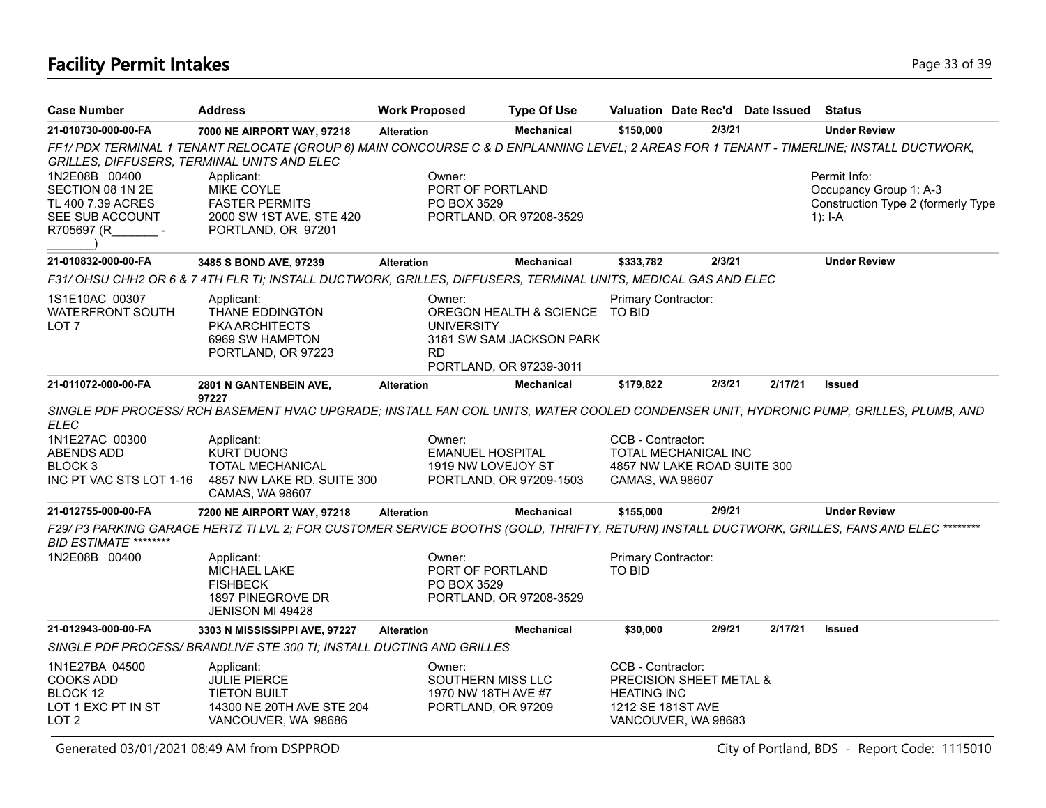# Facility Permit Intakes

| Case Number | Address | Work Proposed | Type Of Use | Valuation | Date Rec'd | Date Issued | Status |
|---|---|---|---|---|---|---|---|
| 21-010730-000-00-FA | 7000 NE AIRPORT WAY, 97218 | Alteration | Mechanical | $150,000 | 2/3/21 | | Under Review |

FF1/ PDX TERMINAL 1 TENANT RELOCATE (GROUP 6) MAIN CONCOURSE C & D ENPLANNING LEVEL; 2 AREAS FOR 1 TENANT - TIMERLINE; INSTALL DUCTWORK, GRILLES, DIFFUSERS, TERMINAL UNITS AND ELEC

1N2E08B 00400
SECTION 08 1N 2E
TL 400 7.39 ACRES
SEE SUB ACCOUNT
R705697 (R_______ - _______)

Applicant:
MIKE COYLE
FASTER PERMITS
2000 SW 1ST AVE, STE 420
PORTLAND, OR 97201

Owner:
PORT OF PORTLAND
PO BOX 3529
PORTLAND, OR 97208-3529

Permit Info:
Occupancy Group 1: A-3
Construction Type 2 (formerly Type 1): I-A

---

| Case Number | Address | Work Proposed | Type Of Use | Valuation | Date Rec'd | Date Issued | Status |
|---|---|---|---|---|---|---|---|
| 21-010832-000-00-FA | 3485 S BOND AVE, 97239 | Alteration | Mechanical | $333,782 | 2/3/21 | | Under Review |

F31/ OHSU CHH2 OR 6 & 7 4TH FLR TI; INSTALL DUCTWORK, GRILLES, DIFFUSERS, TERMINAL UNITS, MEDICAL GAS AND ELEC

1S1E10AC 00307
WATERFRONT SOUTH
LOT 7

Applicant:
THANE EDDINGTON
PKA ARCHITECTS
6969 SW HAMPTON
PORTLAND, OR 97223

Owner:
OREGON HEALTH & SCIENCE UNIVERSITY
3181 SW SAM JACKSON PARK RD
PORTLAND, OR 97239-3011

Primary Contractor:
TO BID

---

| Case Number | Address | Work Proposed | Type Of Use | Valuation | Date Rec'd | Date Issued | Status |
|---|---|---|---|---|---|---|---|
| 21-011072-000-00-FA | 2801 N GANTENBEIN AVE, 97227 | Alteration | Mechanical | $179,822 | 2/3/21 | 2/17/21 | Issued |

SINGLE PDF PROCESS/ RCH BASEMENT HVAC UPGRADE; INSTALL FAN COIL UNITS, WATER COOLED CONDENSER UNIT, HYDRONIC PUMP, GRILLES, PLUMB, AND ELEC

1N1E27AC 00300
ABENDS ADD
BLOCK 3
INC PT VAC STS LOT 1-16

Applicant:
KURT DUONG
TOTAL MECHANICAL
4857 NW LAKE RD, SUITE 300
CAMAS, WA 98607

Owner:
EMANUEL HOSPITAL
1919 NW LOVEJOY ST
PORTLAND, OR 97209-1503

CCB - Contractor:
TOTAL MECHANICAL INC
4857 NW LAKE ROAD SUITE 300
CAMAS, WA 98607

---

| Case Number | Address | Work Proposed | Type Of Use | Valuation | Date Rec'd | Date Issued | Status |
|---|---|---|---|---|---|---|---|
| 21-012755-000-00-FA | 7200 NE AIRPORT WAY, 97218 | Alteration | Mechanical | $155,000 | 2/9/21 | | Under Review |

F29/ P3 PARKING GARAGE HERTZ TI LVL 2; FOR CUSTOMER SERVICE BOOTHS (GOLD, THRIFTY, RETURN) INSTALL DUCTWORK, GRILLES, FANS AND ELEC ******** BID ESTIMATE ********

1N2E08B 00400

Applicant:
MICHAEL LAKE
FISHBECK
1897 PINEGROVE DR
JENISON MI 49428

Owner:
PORT OF PORTLAND
PO BOX 3529
PORTLAND, OR 97208-3529

Primary Contractor:
TO BID

---

| Case Number | Address | Work Proposed | Type Of Use | Valuation | Date Rec'd | Date Issued | Status |
|---|---|---|---|---|---|---|---|
| 21-012943-000-00-FA | 3303 N MISSISSIPPI AVE, 97227 | Alteration | Mechanical | $30,000 | 2/9/21 | 2/17/21 | Issued |

SINGLE PDF PROCESS/ BRANDLIVE STE 300 TI; INSTALL DUCTING AND GRILLES

1N1E27BA 04500
COOKS ADD
BLOCK 12
LOT 1 EXC PT IN ST
LOT 2

Applicant:
JULIE PIERCE
TIETON BUILT
14300 NE 20TH AVE STE 204
VANCOUVER, WA 98686

Owner:
SOUTHERN MISS LLC
1970 NW 18TH AVE #7
PORTLAND, OR 97209

CCB - Contractor:
PRECISION SHEET METAL & HEATING INC
1212 SE 181ST AVE
VANCOUVER, WA 98683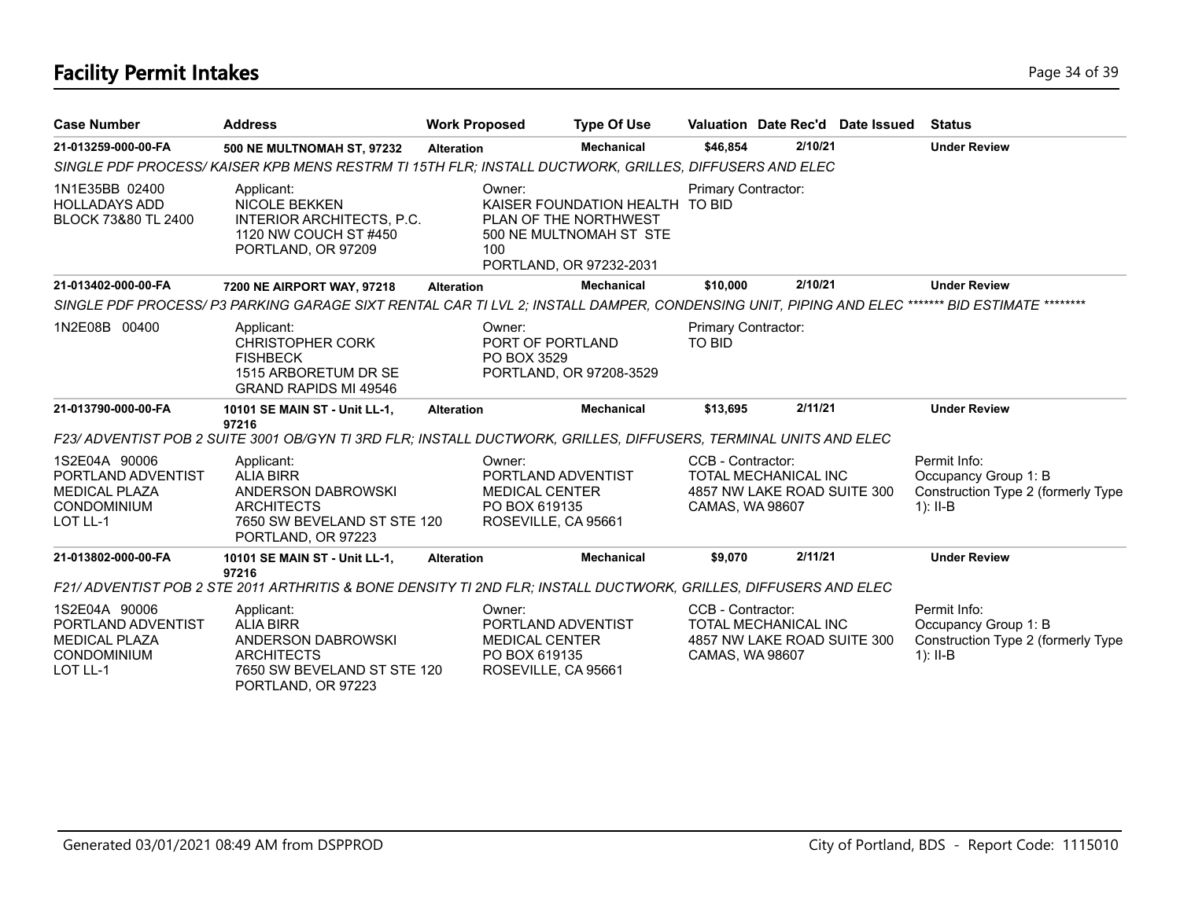# Facility Permit Intakes

| Case Number | Address | Work Proposed | Type Of Use | Valuation | Date Rec'd | Date Issued | Status |
|---|---|---|---|---|---|---|---|
| **21-013259-000-00-FA** | **500 NE MULTNOMAH ST, 97232** | **Alteration** | **Mechanical** | **$46,854** | **2/10/21** | | **Under Review** |

*SINGLE PDF PROCESS/ KAISER KPB MENS RESTRM TI 15TH FLR; INSTALL DUCTWORK, GRILLES, DIFFUSERS AND ELEC*

1N1E35BB 02400
HOLLADAYS ADD
BLOCK 73&80 TL 2400

Applicant:
NICOLE BEKKEN
INTERIOR ARCHITECTS, P.C.
1120 NW COUCH ST #450
PORTLAND, OR 97209

Owner:
KAISER FOUNDATION HEALTH PLAN OF THE NORTHWEST
500 NE MULTNOMAH ST STE 100
PORTLAND, OR 97232-2031

Primary Contractor:
TO BID

| Case Number | Address | Work Proposed | Type Of Use | Valuation | Date Rec'd | Date Issued | Status |
|---|---|---|---|---|---|---|---|
| **21-013402-000-00-FA** | **7200 NE AIRPORT WAY, 97218** | **Alteration** | **Mechanical** | **$10,000** | **2/10/21** | | **Under Review** |

*SINGLE PDF PROCESS/ P3 PARKING GARAGE SIXT RENTAL CAR TI LVL 2; INSTALL DAMPER, CONDENSING UNIT, PIPING AND ELEC ******* BID ESTIMATE *********

1N2E08B 00400

Applicant:
CHRISTOPHER CORK
FISHBECK
1515 ARBORETUM DR SE
GRAND RAPIDS MI 49546

Owner:
PORT OF PORTLAND
PO BOX 3529
PORTLAND, OR 97208-3529

Primary Contractor:
TO BID

| Case Number | Address | Work Proposed | Type Of Use | Valuation | Date Rec'd | Date Issued | Status |
|---|---|---|---|---|---|---|---|
| **21-013790-000-00-FA** | **10101 SE MAIN ST - Unit LL-1, 97216** | **Alteration** | **Mechanical** | **$13,695** | **2/11/21** | | **Under Review** |

*F23/ ADVENTIST POB 2 SUITE 3001 OB/GYN TI 3RD FLR; INSTALL DUCTWORK, GRILLES, DIFFUSERS, TERMINAL UNITS AND ELEC*

1S2E04A 90006
PORTLAND ADVENTIST MEDICAL PLAZA CONDOMINIUM
LOT LL-1

Applicant:
ALIA BIRR
ANDERSON DABROWSKI ARCHITECTS
7650 SW BEVELAND ST STE 120
PORTLAND, OR 97223

Owner:
PORTLAND ADVENTIST MEDICAL CENTER
PO BOX 619135
ROSEVILLE, CA 95661

CCB - Contractor:
TOTAL MECHANICAL INC
4857 NW LAKE ROAD SUITE 300
CAMAS, WA 98607

Permit Info:
Occupancy Group 1: B
Construction Type 2 (formerly Type 1): II-B

| Case Number | Address | Work Proposed | Type Of Use | Valuation | Date Rec'd | Date Issued | Status |
|---|---|---|---|---|---|---|---|
| **21-013802-000-00-FA** | **10101 SE MAIN ST - Unit LL-1, 97216** | **Alteration** | **Mechanical** | **$9,070** | **2/11/21** | | **Under Review** |

*F21/ ADVENTIST POB 2 STE 2011 ARTHRITIS & BONE DENSITY TI 2ND FLR; INSTALL DUCTWORK, GRILLES, DIFFUSERS AND ELEC*

1S2E04A 90006
PORTLAND ADVENTIST MEDICAL PLAZA CONDOMINIUM
LOT LL-1

Applicant:
ALIA BIRR
ANDERSON DABROWSKI ARCHITECTS
7650 SW BEVELAND ST STE 120
PORTLAND, OR 97223

Owner:
PORTLAND ADVENTIST MEDICAL CENTER
PO BOX 619135
ROSEVILLE, CA 95661

CCB - Contractor:
TOTAL MECHANICAL INC
4857 NW LAKE ROAD SUITE 300
CAMAS, WA 98607

Permit Info:
Occupancy Group 1: B
Construction Type 2 (formerly Type 1): II-B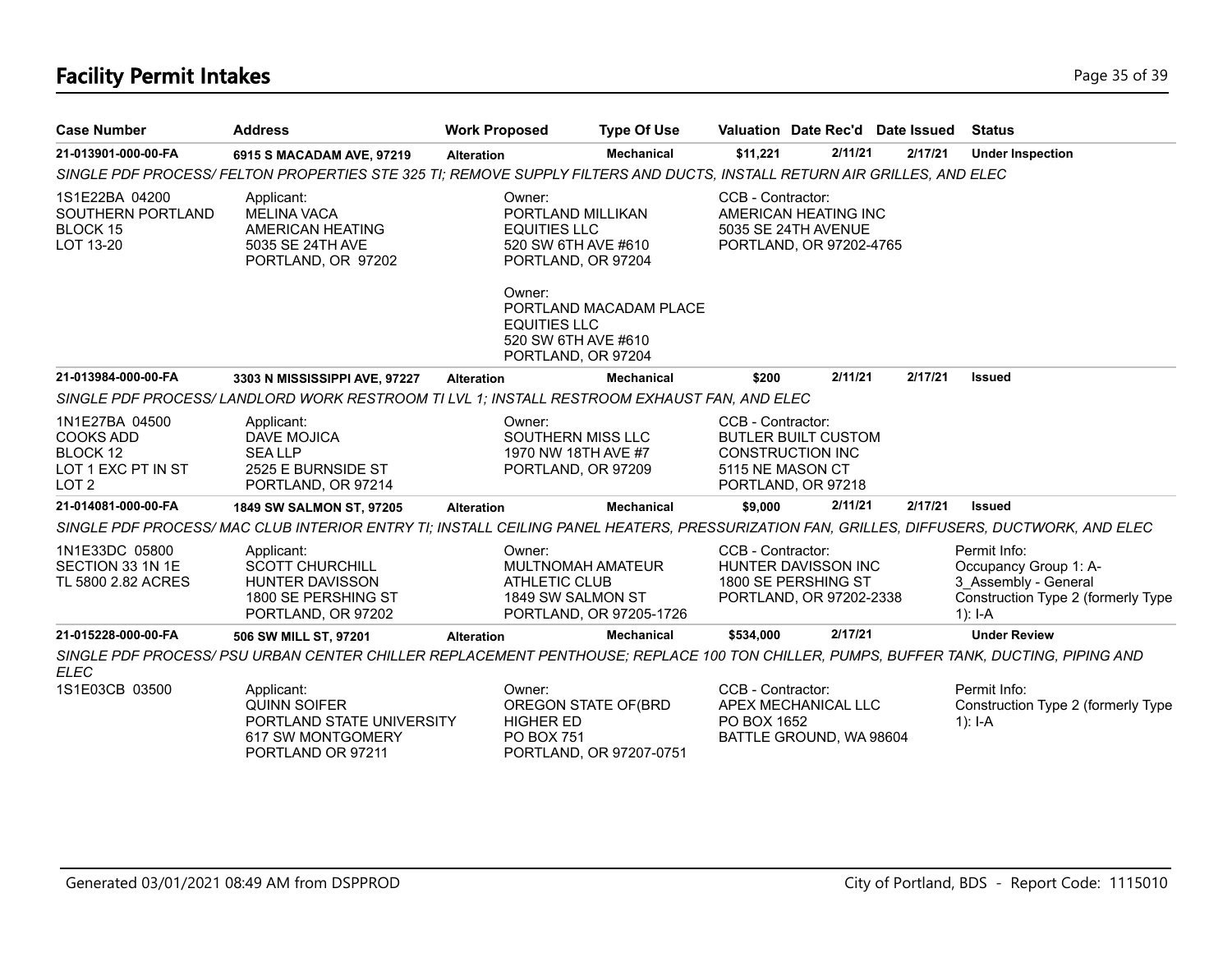# Facility Permit Intakes

| Case Number | Address | Work Proposed | Type Of Use | Valuation | Date Rec'd | Date Issued | Status |
|---|---|---|---|---|---|---|---|
| 21-013901-000-00-FA | 6915 S MACADAM AVE, 97219 | Alteration | Mechanical | $11,221 | 2/11/21 | 2/17/21 | Under Inspection |

SINGLE PDF PROCESS/ FELTON PROPERTIES STE 325 TI; REMOVE SUPPLY FILTERS AND DUCTS, INSTALL RETURN AIR GRILLES, AND ELEC

1S1E22BA 04200
SOUTHERN PORTLAND
BLOCK 15
LOT 13-20

Applicant:
MELINA VACA
AMERICAN HEATING
5035 SE 24TH AVE
PORTLAND, OR 97202

Owner:
PORTLAND MILLIKAN
EQUITIES LLC
520 SW 6TH AVE #610
PORTLAND, OR 97204

Owner:
PORTLAND MACADAM PLACE
EQUITIES LLC
520 SW 6TH AVE #610
PORTLAND, OR 97204

CCB - Contractor:
AMERICAN HEATING INC
5035 SE 24TH AVENUE
PORTLAND, OR 97202-4765

| Case Number | Address | Work Proposed | Type Of Use | Valuation | Date Rec'd | Date Issued | Status |
|---|---|---|---|---|---|---|---|
| 21-013984-000-00-FA | 3303 N MISSISSIPPI AVE, 97227 | Alteration | Mechanical | $200 | 2/11/21 | 2/17/21 | Issued |

SINGLE PDF PROCESS/ LANDLORD WORK RESTROOM TI LVL 1; INSTALL RESTROOM EXHAUST FAN, AND ELEC

1N1E27BA 04500
COOKS ADD
BLOCK 12
LOT 1 EXC PT IN ST
LOT 2

Applicant:
DAVE MOJICA
SEA LLP
2525 E BURNSIDE ST
PORTLAND, OR 97214

Owner:
SOUTHERN MISS LLC
1970 NW 18TH AVE #7
PORTLAND, OR 97209

CCB - Contractor:
BUTLER BUILT CUSTOM
CONSTRUCTION INC
5115 NE MASON CT
PORTLAND, OR 97218

| Case Number | Address | Work Proposed | Type Of Use | Valuation | Date Rec'd | Date Issued | Status |
|---|---|---|---|---|---|---|---|
| 21-014081-000-00-FA | 1849 SW SALMON ST, 97205 | Alteration | Mechanical | $9,000 | 2/11/21 | 2/17/21 | Issued |

SINGLE PDF PROCESS/ MAC CLUB INTERIOR ENTRY TI; INSTALL CEILING PANEL HEATERS, PRESSURIZATION FAN, GRILLES, DIFFUSERS, DUCTWORK, AND ELEC

1N1E33DC 05800
SECTION 33 1N 1E
TL 5800 2.82 ACRES

Applicant:
SCOTT CHURCHILL
HUNTER DAVISSON
1800 SE PERSHING ST
PORTLAND, OR 97202

Owner:
MULTNOMAH AMATEUR
ATHLETIC CLUB
1849 SW SALMON ST
PORTLAND, OR 97205-1726

CCB - Contractor:
HUNTER DAVISSON INC
1800 SE PERSHING ST
PORTLAND, OR 97202-2338

Permit Info:
Occupancy Group 1: A-3_Assembly - General
Construction Type 2 (formerly Type 1): I-A

| Case Number | Address | Work Proposed | Type Of Use | Valuation | Date Rec'd | Date Issued | Status |
|---|---|---|---|---|---|---|---|
| 21-015228-000-00-FA | 506 SW MILL ST, 97201 | Alteration | Mechanical | $534,000 | 2/17/21 | | Under Review |

SINGLE PDF PROCESS/ PSU URBAN CENTER CHILLER REPLACEMENT PENTHOUSE; REPLACE 100 TON CHILLER, PUMPS, BUFFER TANK, DUCTING, PIPING AND ELEC

1S1E03CB 03500

Applicant:
QUINN SOIFER
PORTLAND STATE UNIVERSITY
617 SW MONTGOMERY
PORTLAND OR 97211

Owner:
OREGON STATE OF(BRD
HIGHER ED
PO BOX 751
PORTLAND, OR 97207-0751

CCB - Contractor:
APEX MECHANICAL LLC
PO BOX 1652
BATTLE GROUND, WA 98604

Permit Info:
Construction Type 2 (formerly Type 1): I-A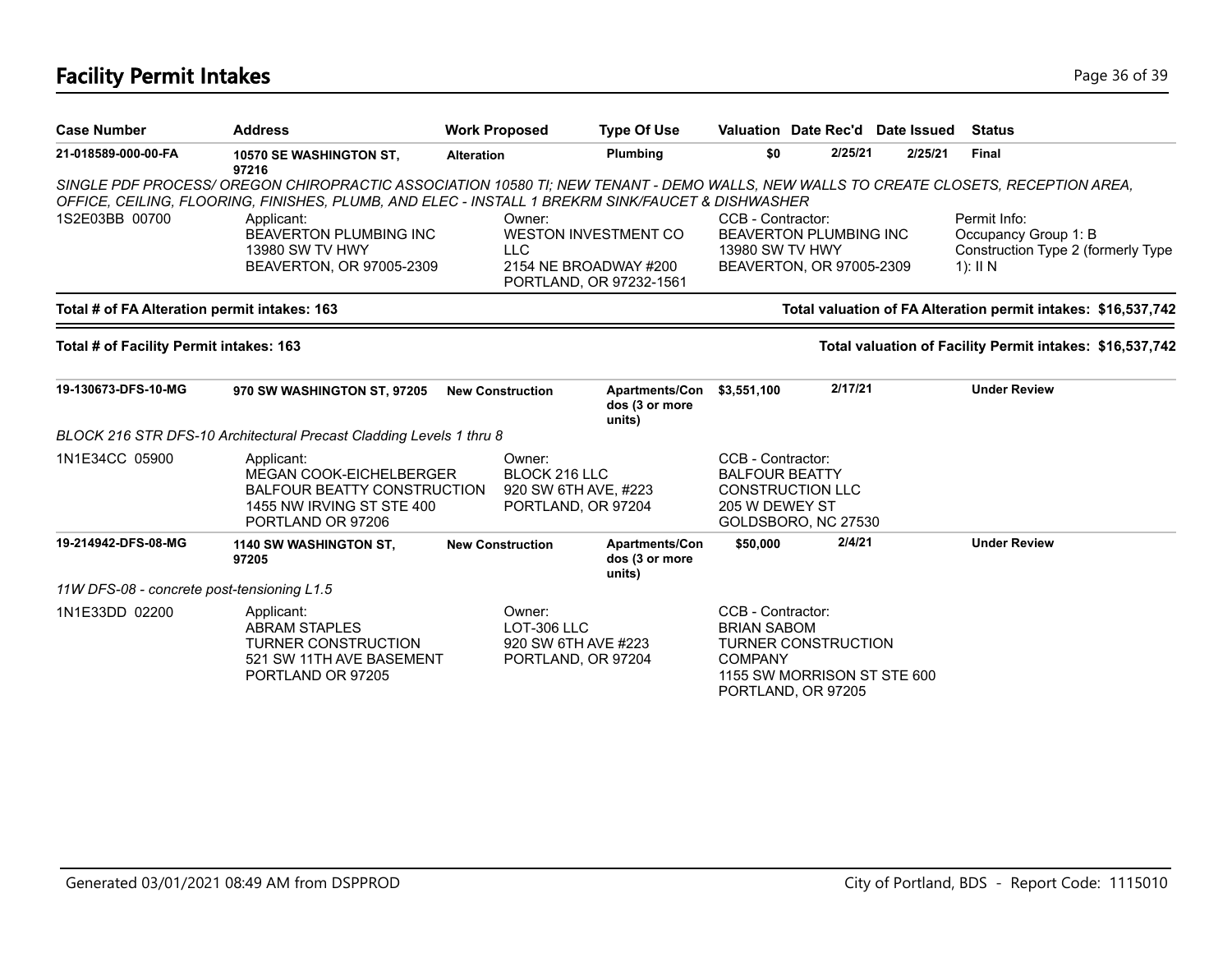## Facility Permit Intakes

| Case Number | Address | Work Proposed | Type Of Use | Valuation | Date Rec'd | Date Issued | Status |
|---|---|---|---|---|---|---|---|
| **21-018589-000-00-FA** | **10570 SE WASHINGTON ST, 97216** | **Alteration** | **Plumbing** | **$0** | **2/25/21** | **2/25/21** | **Final** |

*SINGLE PDF PROCESS/ OREGON CHIROPRACTIC ASSOCIATION 10580 TI; NEW TENANT - DEMO WALLS, NEW WALLS TO CREATE CLOSETS, RECEPTION AREA, OFFICE, CEILING, FLOORING, FINISHES, PLUMB, AND ELEC - INSTALL 1 BREKRM SINK/FAUCET & DISHWASHER*

1S2E03BB 00700

Applicant:
BEAVERTON PLUMBING INC
13980 SW TV HWY
BEAVERTON, OR 97005-2309

Owner:
WESTON INVESTMENT CO LLC
2154 NE BROADWAY #200
PORTLAND, OR 97232-1561

CCB - Contractor:
BEAVERTON PLUMBING INC
13980 SW TV HWY
BEAVERTON, OR 97005-2309

Permit Info:
Occupancy Group 1: B
Construction Type 2 (formerly Type 1): II N

**Total # of FA Alteration permit intakes: 163** — **Total valuation of FA Alteration permit intakes: $16,537,742**

**Total # of Facility Permit intakes: 163** — **Total valuation of Facility Permit intakes: $16,537,742**

| Case Number | Address | Work Proposed | Type Of Use | Valuation | Date Rec'd | Date Issued | Status |
|---|---|---|---|---|---|---|---|
| **19-130673-DFS-10-MG** | **970 SW WASHINGTON ST, 97205** | **New Construction** | **Apartments/Condos (3 or more units)** | **$3,551,100** | **2/17/21** | | **Under Review** |

*BLOCK 216 STR DFS-10 Architectural Precast Cladding Levels 1 thru 8*

1N1E34CC 05900

Applicant:
MEGAN COOK-EICHELBERGER
BALFOUR BEATTY CONSTRUCTION
1455 NW IRVING ST STE 400
PORTLAND OR 97206

Owner:
BLOCK 216 LLC
920 SW 6TH AVE, #223
PORTLAND, OR 97204

CCB - Contractor:
BALFOUR BEATTY CONSTRUCTION LLC
205 W DEWEY ST
GOLDSBORO, NC 27530

| Case Number | Address | Work Proposed | Type Of Use | Valuation | Date Rec'd | Date Issued | Status |
|---|---|---|---|---|---|---|---|
| **19-214942-DFS-08-MG** | **1140 SW WASHINGTON ST, 97205** | **New Construction** | **Apartments/Condos (3 or more units)** | **$50,000** | **2/4/21** | | **Under Review** |

*11W DFS-08 - concrete post-tensioning L1.5*

1N1E33DD 02200

Applicant:
ABRAM STAPLES
TURNER CONSTRUCTION
521 SW 11TH AVE BASEMENT
PORTLAND OR 97205

Owner:
LOT-306 LLC
920 SW 6TH AVE #223
PORTLAND, OR 97204

CCB - Contractor:
BRIAN SABOM
TURNER CONSTRUCTION COMPANY
1155 SW MORRISON ST STE 600
PORTLAND, OR 97205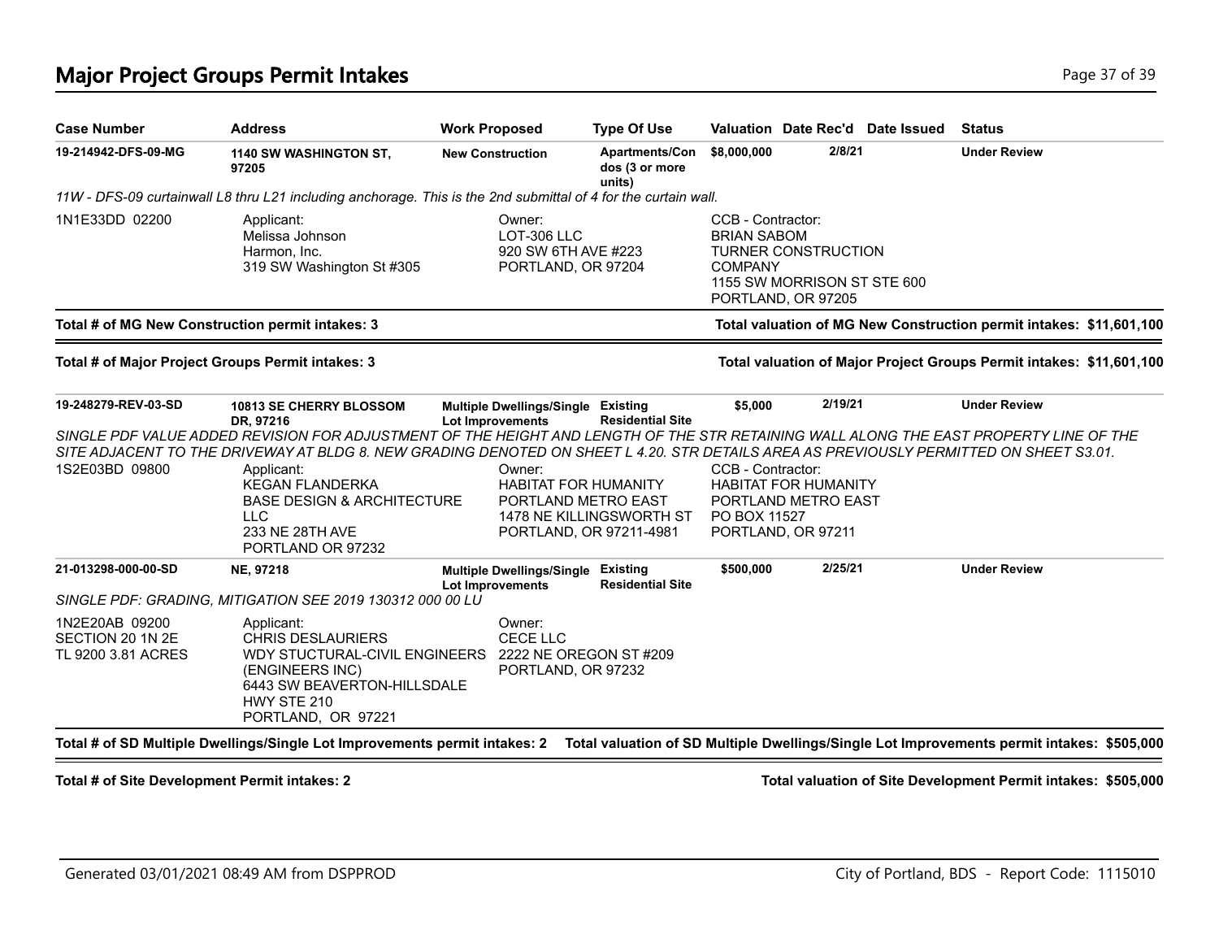# Major Project Groups Permit Intakes

| Case Number | Address | Work Proposed | Type Of Use | Valuation | Date Rec'd | Date Issued | Status |
|---|---|---|---|---|---|---|---|
| **19-214942-DFS-09-MG** | **1140 SW WASHINGTON ST, 97205** | **New Construction** | **Apartments/Condos (3 or more units)** | **$8,000,000** | **2/8/21** | | **Under Review** |

*11W - DFS-09 curtainwall L8 thru L21 including anchorage. This is the 2nd submittal of 4 for the curtain wall.*

1N1E33DD 02200

Applicant:
Melissa Johnson
Harmon, Inc.
319 SW Washington St #305

Owner:
LOT-306 LLC
920 SW 6TH AVE #223
PORTLAND, OR 97204

CCB - Contractor:
BRIAN SABOM
TURNER CONSTRUCTION COMPANY
1155 SW MORRISON ST STE 600
PORTLAND, OR 97205

**Total # of MG New Construction permit intakes: 3** — **Total valuation of MG New Construction permit intakes: $11,601,100**

**Total # of Major Project Groups Permit intakes: 3** — **Total valuation of Major Project Groups Permit intakes: $11,601,100**

| Case Number | Address | Work Proposed | Type Of Use | Valuation | Date Rec'd | Date Issued | Status |
|---|---|---|---|---|---|---|---|
| **19-248279-REV-03-SD** | **10813 SE CHERRY BLOSSOM DR, 97216** | **Multiple Dwellings/Single Lot Improvements** | **Existing Residential Site** | **$5,000** | **2/19/21** | | **Under Review** |

*SINGLE PDF VALUE ADDED REVISION FOR ADJUSTMENT OF THE HEIGHT AND LENGTH OF THE STR RETAINING WALL ALONG THE EAST PROPERTY LINE OF THE SITE ADJACENT TO THE DRIVEWAY AT BLDG 8. NEW GRADING DENOTED ON SHEET L 4.20. STR DETAILS AREA AS PREVIOUSLY PERMITTED ON SHEET S3.01.*

1S2E03BD 09800

Applicant:
KEGAN FLANDERKA
BASE DESIGN & ARCHITECTURE LLC
233 NE 28TH AVE
PORTLAND OR 97232

Owner:
HABITAT FOR HUMANITY PORTLAND METRO EAST
1478 NE KILLINGSWORTH ST
PORTLAND, OR 97211-4981

CCB - Contractor:
HABITAT FOR HUMANITY PORTLAND METRO EAST
PO BOX 11527
PORTLAND, OR 97211

| Case Number | Address | Work Proposed | Type Of Use | Valuation | Date Rec'd | Date Issued | Status |
|---|---|---|---|---|---|---|---|
| **21-013298-000-00-SD** | **NE, 97218** | **Multiple Dwellings/Single Lot Improvements** | **Existing Residential Site** | **$500,000** | **2/25/21** | | **Under Review** |

*SINGLE PDF: GRADING, MITIGATION SEE 2019 130312 000 00 LU*

1N2E20AB 09200
SECTION 20 1N 2E
TL 9200 3.81 ACRES

Applicant:
CHRIS DESLAURIERS
WDY STUCTURAL-CIVIL ENGINEERS (ENGINEERS INC)
6443 SW BEAVERTON-HILLSDALE HWY STE 210
PORTLAND, OR 97221

Owner:
CECE LLC
2222 NE OREGON ST #209
PORTLAND, OR 97232

**Total # of SD Multiple Dwellings/Single Lot Improvements permit intakes: 2** — **Total valuation of SD Multiple Dwellings/Single Lot Improvements permit intakes: $505,000**

**Total # of Site Development Permit intakes: 2** — **Total valuation of Site Development Permit intakes: $505,000**

Generated 03/01/2021 08:49 AM from DSPPROD — City of Portland, BDS - Report Code: 1115010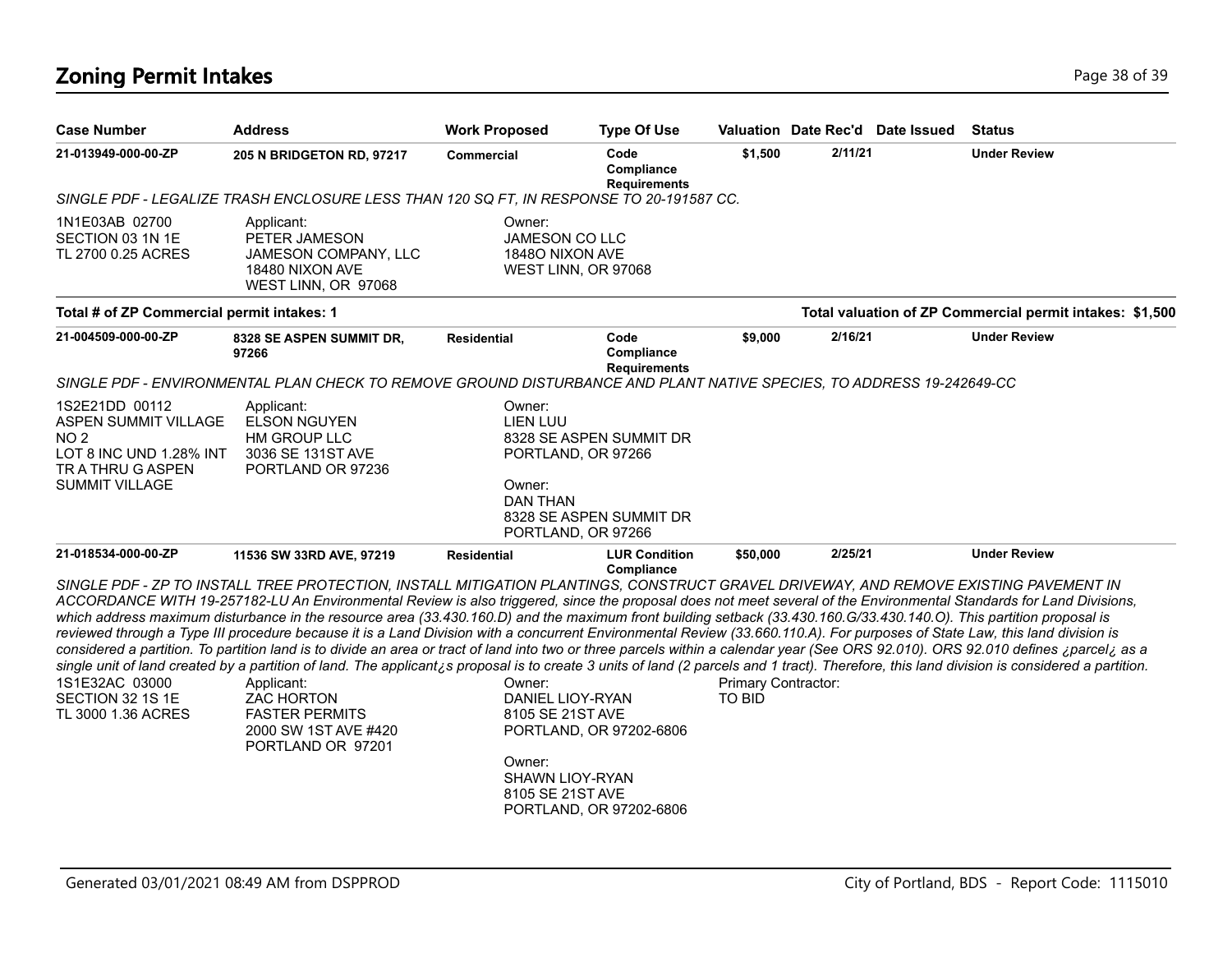## Zoning Permit Intakes

| Case Number | Address | Work Proposed | Type Of Use | Valuation | Date Rec'd | Date Issued | Status |
|---|---|---|---|---|---|---|---|
| **21-013949-000-00-ZP** | **205 N BRIDGETON RD, 97217** | **Commercial** | **Code Compliance Requirements** | **$1,500** | **2/11/21** | | **Under Review** |

*SINGLE PDF - LEGALIZE TRASH ENCLOSURE LESS THAN 120 SQ FT, IN RESPONSE TO 20-191587 CC.*

1N1E03AB 02700
SECTION 03 1N 1E
TL 2700 0.25 ACRES

Applicant:
PETER JAMESON
JAMESON COMPANY, LLC
18480 NIXON AVE
WEST LINN, OR 97068

Owner:
JAMESON CO LLC
1848O NIXON AVE
WEST LINN, OR 97068

**Total # of ZP Commercial permit intakes: 1**

**Total valuation of ZP Commercial permit intakes: $1,500**

| Case Number | Address | Work Proposed | Type Of Use | Valuation | Date Rec'd | Date Issued | Status |
|---|---|---|---|---|---|---|---|
| **21-004509-000-00-ZP** | **8328 SE ASPEN SUMMIT DR, 97266** | **Residential** | **Code Compliance Requirements** | **$9,000** | **2/16/21** | | **Under Review** |

*SINGLE PDF - ENVIRONMENTAL PLAN CHECK TO REMOVE GROUND DISTURBANCE AND PLANT NATIVE SPECIES, TO ADDRESS 19-242649-CC*

1S2E21DD 00112
ASPEN SUMMIT VILLAGE NO 2
LOT 8 INC UND 1.28% INT TR A THRU G ASPEN SUMMIT VILLAGE

Applicant:
ELSON NGUYEN
HM GROUP LLC
3036 SE 131ST AVE
PORTLAND OR 97236

Owner:
LIEN LUU
8328 SE ASPEN SUMMIT DR
PORTLAND, OR 97266

Owner:
DAN THAN
8328 SE ASPEN SUMMIT DR
PORTLAND, OR 97266

| Case Number | Address | Work Proposed | Type Of Use | Valuation | Date Rec'd | Date Issued | Status |
|---|---|---|---|---|---|---|---|
| **21-018534-000-00-ZP** | **11536 SW 33RD AVE, 97219** | **Residential** | **LUR Condition Compliance** | **$50,000** | **2/25/21** | | **Under Review** |

*SINGLE PDF - ZP TO INSTALL TREE PROTECTION, INSTALL MITIGATION PLANTINGS, CONSTRUCT GRAVEL DRIVEWAY, AND REMOVE EXISTING PAVEMENT IN ACCORDANCE WITH 19-257182-LU An Environmental Review is also triggered, since the proposal does not meet several of the Environmental Standards for Land Divisions, which address maximum disturbance in the resource area (33.430.160.D) and the maximum front building setback (33.430.160.G/33.430.140.O). This partition proposal is reviewed through a Type III procedure because it is a Land Division with a concurrent Environmental Review (33.660.110.A). For purposes of State Law, this land division is considered a partition. To partition land is to divide an area or tract of land into two or three parcels within a calendar year (See ORS 92.010). ORS 92.010 defines ¿parcel¿ as a single unit of land created by a partition of land. The applicant¿s proposal is to create 3 units of land (2 parcels and 1 tract). Therefore, this land division is considered a partition.*

1S1E32AC 03000
SECTION 32 1S 1E
TL 3000 1.36 ACRES

Applicant:
ZAC HORTON
FASTER PERMITS
2000 SW 1ST AVE #420
PORTLAND OR 97201

Owner:
DANIEL LIOY-RYAN
8105 SE 21ST AVE
PORTLAND, OR 97202-6806

Owner:
SHAWN LIOY-RYAN
8105 SE 21ST AVE
PORTLAND, OR 97202-6806

Primary Contractor:
TO BID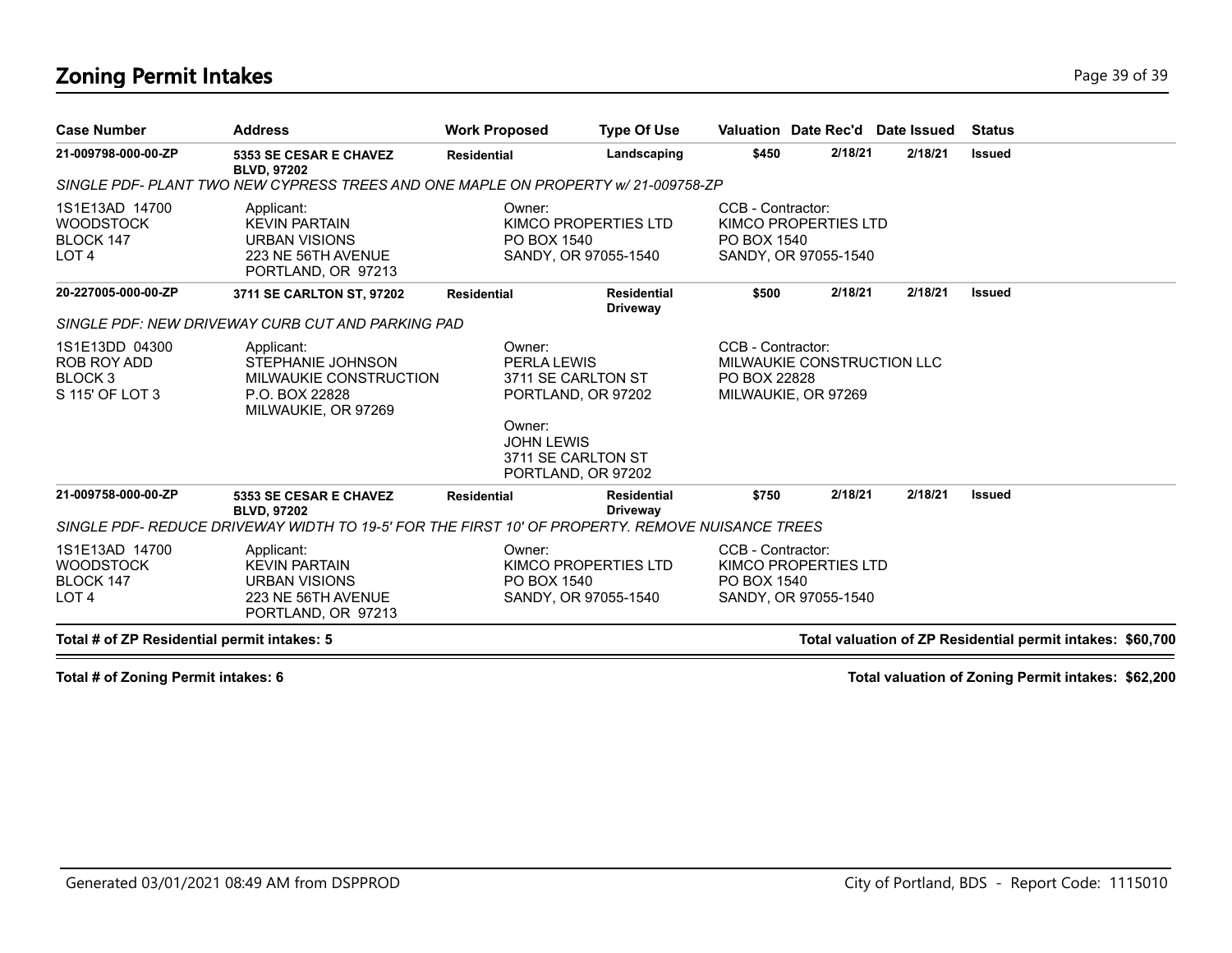# Zoning Permit Intakes

| Case Number | Address | Work Proposed | Type Of Use | Valuation | Date Rec'd | Date Issued | Status |
|---|---|---|---|---|---|---|---|
| **21-009798-000-00-ZP** | **5353 SE CESAR E CHAVEZ BLVD, 97202** | **Residential** | **Landscaping** | **$450** | **2/18/21** | **2/18/21** | **Issued** |

*SINGLE PDF- PLANT TWO NEW CYPRESS TREES AND ONE MAPLE ON PROPERTY w/ 21-009758-ZP*

| | | | |
|---|---|---|---|
| 1S1E13AD 14700<br>WOODSTOCK<br>BLOCK 147<br>LOT 4 | Applicant:<br>KEVIN PARTAIN<br>URBAN VISIONS<br>223 NE 56TH AVENUE<br>PORTLAND, OR 97213 | Owner:<br>KIMCO PROPERTIES LTD<br>PO BOX 1540<br>SANDY, OR 97055-1540 | CCB - Contractor:<br>KIMCO PROPERTIES LTD<br>PO BOX 1540<br>SANDY, OR 97055-1540 |

| Case Number | Address | Work Proposed | Type Of Use | Valuation | Date Rec'd | Date Issued | Status |
|---|---|---|---|---|---|---|---|
| **20-227005-000-00-ZP** | **3711 SE CARLTON ST, 97202** | **Residential** | **Residential Driveway** | **$500** | **2/18/21** | **2/18/21** | **Issued** |

*SINGLE PDF: NEW DRIVEWAY CURB CUT AND PARKING PAD*

| | | | |
|---|---|---|---|
| 1S1E13DD 04300<br>ROB ROY ADD<br>BLOCK 3<br>S 115' OF LOT 3 | Applicant:<br>STEPHANIE JOHNSON<br>MILWAUKIE CONSTRUCTION<br>P.O. BOX 22828<br>MILWAUKIE, OR 97269 | Owner:<br>PERLA LEWIS<br>3711 SE CARLTON ST<br>PORTLAND, OR 97202<br><br>Owner:<br>JOHN LEWIS<br>3711 SE CARLTON ST<br>PORTLAND, OR 97202 | CCB - Contractor:<br>MILWAUKIE CONSTRUCTION LLC<br>PO BOX 22828<br>MILWAUKIE, OR 97269 |

| Case Number | Address | Work Proposed | Type Of Use | Valuation | Date Rec'd | Date Issued | Status |
|---|---|---|---|---|---|---|---|
| **21-009758-000-00-ZP** | **5353 SE CESAR E CHAVEZ BLVD, 97202** | **Residential** | **Residential Driveway** | **$750** | **2/18/21** | **2/18/21** | **Issued** |

*SINGLE PDF- REDUCE DRIVEWAY WIDTH TO 19-5' FOR THE FIRST 10' OF PROPERTY. REMOVE NUISANCE TREES*

| | | | |
|---|---|---|---|
| 1S1E13AD 14700<br>WOODSTOCK<br>BLOCK 147<br>LOT 4 | Applicant:<br>KEVIN PARTAIN<br>URBAN VISIONS<br>223 NE 56TH AVENUE<br>PORTLAND, OR 97213 | Owner:<br>KIMCO PROPERTIES LTD<br>PO BOX 1540<br>SANDY, OR 97055-1540 | CCB - Contractor:<br>KIMCO PROPERTIES LTD<br>PO BOX 1540<br>SANDY, OR 97055-1540 |

**Total # of ZP Residential permit intakes: 5** — **Total valuation of ZP Residential permit intakes: $60,700**

**Total # of Zoning Permit intakes: 6** — **Total valuation of Zoning Permit intakes: $62,200**

Generated 03/01/2021 08:49 AM from DSPPROD — City of Portland, BDS - Report Code: 1115010